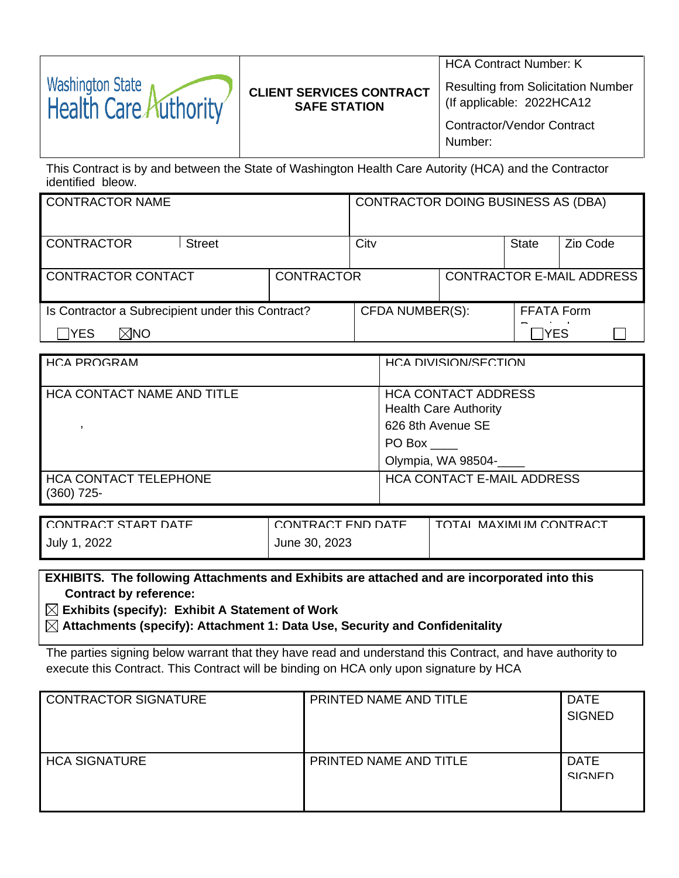| Washington State Health Care Authority | **CLIENT SERVICES CONTRACT SAFE STATION** | HCA Contract Number: K<br>Resulting from Solicitation Number (If applicable: 2022HCA12<br>Contractor/Vendor Contract Number: |
|---|---|---|

This Contract is by and between the State of Washington Health Care Autority (HCA) and the Contractor identified bleow.

| CONTRACTOR NAME | | | CONTRACTOR DOING BUSINESS AS (DBA) | | |
|---|---|---|---|---|---|
| CONTRACTOR | Street | | City | State | Zip Code |
| CONTRACTOR CONTACT | | CONTRACTOR | CONTRACTOR E-MAIL ADDRESS | | |
| Is Contractor a Subrecipient under this Contract?<br>☐YES ☒NO | | | CFDA NUMBER(S): | FFATA Form Required<br>☐YES ☐ | |

| HCA PROGRAM | HCA DIVISION/SECTION |
|---|---|
| HCA CONTACT NAME AND TITLE<br>, | HCA CONTACT ADDRESS<br>Health Care Authority<br>626 8th Avenue SE<br>PO Box ____<br>Olympia, WA 98504-____ |
| HCA CONTACT TELEPHONE<br>(360) 725- | HCA CONTACT E-MAIL ADDRESS |

| CONTRACT START DATE | CONTRACT END DATE | TOTAL MAXIMUM CONTRACT |
|---|---|---|
| July 1, 2022 | June 30, 2023 | |

**EXHIBITS. The following Attachments and Exhibits are attached and are incorporated into this Contract by reference:**

☒ **Exhibits (specify): Exhibit A Statement of Work**

☒ **Attachments (specify): Attachment 1: Data Use, Security and Confidenitality**

The parties signing below warrant that they have read and understand this Contract, and have authority to execute this Contract. This Contract will be binding on HCA only upon signature by HCA

| CONTRACTOR SIGNATURE | PRINTED NAME AND TITLE | DATE SIGNED |
|---|---|---|
| HCA SIGNATURE | PRINTED NAME AND TITLE | DATE SIGNED |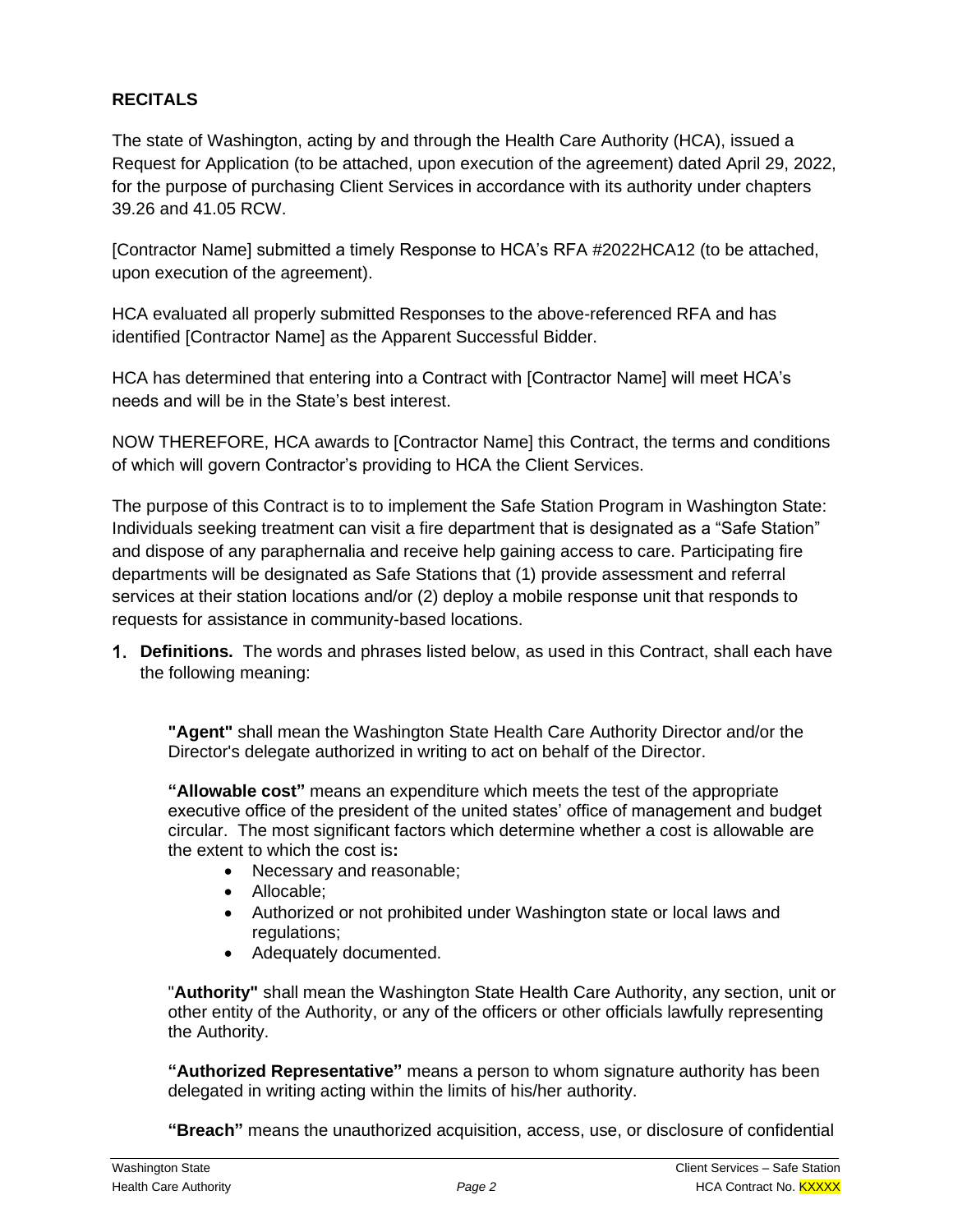## RECITALS

The state of Washington, acting by and through the Health Care Authority (HCA), issued a Request for Application (to be attached, upon execution of the agreement) dated April 29, 2022, for the purpose of purchasing Client Services in accordance with its authority under chapters 39.26 and 41.05 RCW.

[Contractor Name] submitted a timely Response to HCA's RFA #2022HCA12 (to be attached, upon execution of the agreement).

HCA evaluated all properly submitted Responses to the above-referenced RFA and has identified [Contractor Name] as the Apparent Successful Bidder.

HCA has determined that entering into a Contract with [Contractor Name] will meet HCA's needs and will be in the State's best interest.

NOW THEREFORE, HCA awards to [Contractor Name] this Contract, the terms and conditions of which will govern Contractor's providing to HCA the Client Services.

The purpose of this Contract is to to implement the Safe Station Program in Washington State: Individuals seeking treatment can visit a fire department that is designated as a "Safe Station" and dispose of any paraphernalia and receive help gaining access to care. Participating fire departments will be designated as Safe Stations that (1) provide assessment and referral services at their station locations and/or (2) deploy a mobile response unit that responds to requests for assistance in community-based locations.

1. **Definitions.** The words and phrases listed below, as used in this Contract, shall each have the following meaning:

   **"Agent"** shall mean the Washington State Health Care Authority Director and/or the Director's delegate authorized in writing to act on behalf of the Director.

   **"Allowable cost"** means an expenditure which meets the test of the appropriate executive office of the president of the united states' office of management and budget circular. The most significant factors which determine whether a cost is allowable are the extent to which the cost is**:**
   - Necessary and reasonable;
   - Allocable;
   - Authorized or not prohibited under Washington state or local laws and regulations;
   - Adequately documented.

   "**Authority"** shall mean the Washington State Health Care Authority, any section, unit or other entity of the Authority, or any of the officers or other officials lawfully representing the Authority.

   **"Authorized Representative"** means a person to whom signature authority has been delegated in writing acting within the limits of his/her authority.

   **"Breach"** means the unauthorized acquisition, access, use, or disclosure of confidential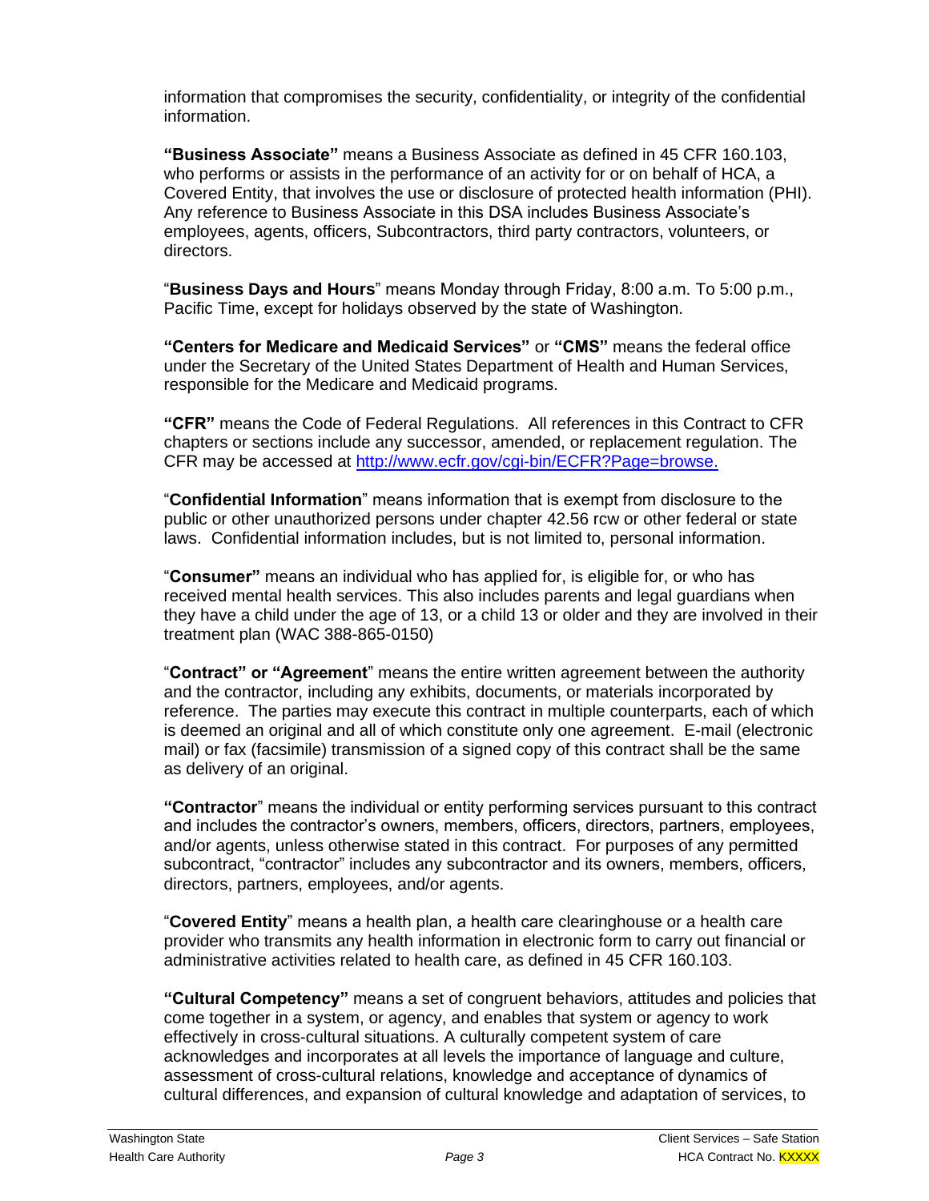information that compromises the security, confidentiality, or integrity of the confidential information.

**"Business Associate"** means a Business Associate as defined in 45 CFR 160.103, who performs or assists in the performance of an activity for or on behalf of HCA, a Covered Entity, that involves the use or disclosure of protected health information (PHI). Any reference to Business Associate in this DSA includes Business Associate's employees, agents, officers, Subcontractors, third party contractors, volunteers, or directors.

"**Business Days and Hours**" means Monday through Friday, 8:00 a.m. To 5:00 p.m., Pacific Time, except for holidays observed by the state of Washington.

**"Centers for Medicare and Medicaid Services"** or **"CMS"** means the federal office under the Secretary of the United States Department of Health and Human Services, responsible for the Medicare and Medicaid programs.

**"CFR"** means the Code of Federal Regulations. All references in this Contract to CFR chapters or sections include any successor, amended, or replacement regulation. The CFR may be accessed at [http://www.ecfr.gov/cgi-bin/ECFR?Page=browse.](http://www.ecfr.gov/cgi-bin/ECFR?Page=browse)

"**Confidential Information**" means information that is exempt from disclosure to the public or other unauthorized persons under chapter 42.56 rcw or other federal or state laws. Confidential information includes, but is not limited to, personal information.

"**Consumer"** means an individual who has applied for, is eligible for, or who has received mental health services. This also includes parents and legal guardians when they have a child under the age of 13, or a child 13 or older and they are involved in their treatment plan (WAC 388-865-0150)

"**Contract" or "Agreement**" means the entire written agreement between the authority and the contractor, including any exhibits, documents, or materials incorporated by reference. The parties may execute this contract in multiple counterparts, each of which is deemed an original and all of which constitute only one agreement. E-mail (electronic mail) or fax (facsimile) transmission of a signed copy of this contract shall be the same as delivery of an original.

**"Contractor**" means the individual or entity performing services pursuant to this contract and includes the contractor's owners, members, officers, directors, partners, employees, and/or agents, unless otherwise stated in this contract. For purposes of any permitted subcontract, "contractor" includes any subcontractor and its owners, members, officers, directors, partners, employees, and/or agents.

"**Covered Entity**" means a health plan, a health care clearinghouse or a health care provider who transmits any health information in electronic form to carry out financial or administrative activities related to health care, as defined in 45 CFR 160.103.

**"Cultural Competency"** means a set of congruent behaviors, attitudes and policies that come together in a system, or agency, and enables that system or agency to work effectively in cross-cultural situations. A culturally competent system of care acknowledges and incorporates at all levels the importance of language and culture, assessment of cross-cultural relations, knowledge and acceptance of dynamics of cultural differences, and expansion of cultural knowledge and adaptation of services, to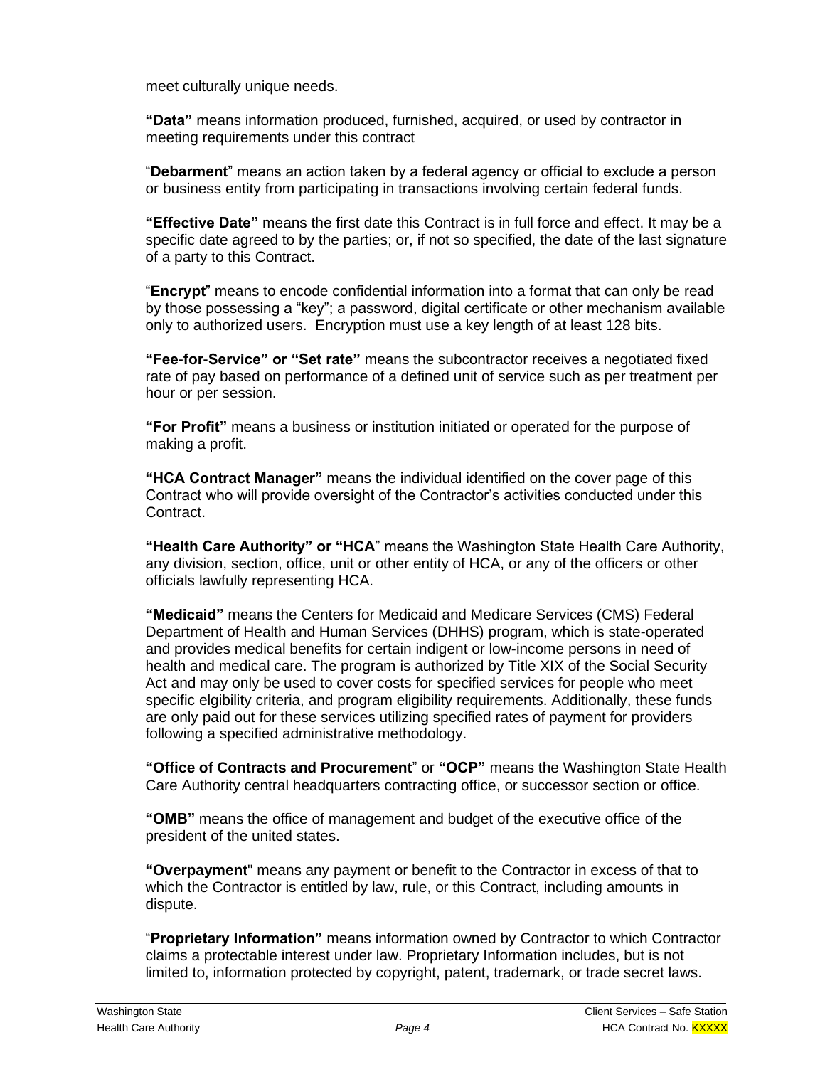meet culturally unique needs.

**"Data"** means information produced, furnished, acquired, or used by contractor in meeting requirements under this contract

"**Debarment**" means an action taken by a federal agency or official to exclude a person or business entity from participating in transactions involving certain federal funds.

**"Effective Date"** means the first date this Contract is in full force and effect. It may be a specific date agreed to by the parties; or, if not so specified, the date of the last signature of a party to this Contract.

"**Encrypt**" means to encode confidential information into a format that can only be read by those possessing a "key"; a password, digital certificate or other mechanism available only to authorized users. Encryption must use a key length of at least 128 bits.

**"Fee-for-Service" or "Set rate"** means the subcontractor receives a negotiated fixed rate of pay based on performance of a defined unit of service such as per treatment per hour or per session.

**"For Profit"** means a business or institution initiated or operated for the purpose of making a profit.

**"HCA Contract Manager"** means the individual identified on the cover page of this Contract who will provide oversight of the Contractor's activities conducted under this Contract.

**"Health Care Authority" or "HCA**" means the Washington State Health Care Authority, any division, section, office, unit or other entity of HCA, or any of the officers or other officials lawfully representing HCA.

**"Medicaid"** means the Centers for Medicaid and Medicare Services (CMS) Federal Department of Health and Human Services (DHHS) program, which is state-operated and provides medical benefits for certain indigent or low-income persons in need of health and medical care. The program is authorized by Title XIX of the Social Security Act and may only be used to cover costs for specified services for people who meet specific elgibility criteria, and program eligibility requirements. Additionally, these funds are only paid out for these services utilizing specified rates of payment for providers following a specified administrative methodology.

**"Office of Contracts and Procurement**" or **"OCP"** means the Washington State Health Care Authority central headquarters contracting office, or successor section or office.

**"OMB"** means the office of management and budget of the executive office of the president of the united states.

**"Overpayment**" means any payment or benefit to the Contractor in excess of that to which the Contractor is entitled by law, rule, or this Contract, including amounts in dispute.

"**Proprietary Information"** means information owned by Contractor to which Contractor claims a protectable interest under law. Proprietary Information includes, but is not limited to, information protected by copyright, patent, trademark, or trade secret laws.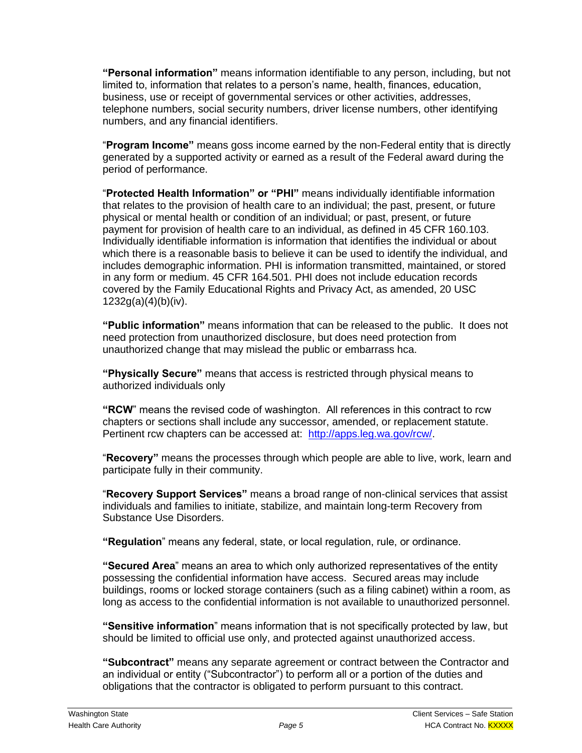**"Personal information"** means information identifiable to any person, including, but not limited to, information that relates to a person's name, health, finances, education, business, use or receipt of governmental services or other activities, addresses, telephone numbers, social security numbers, driver license numbers, other identifying numbers, and any financial identifiers.

"**Program Income"** means goss income earned by the non-Federal entity that is directly generated by a supported activity or earned as a result of the Federal award during the period of performance.

"**Protected Health Information" or "PHI"** means individually identifiable information that relates to the provision of health care to an individual; the past, present, or future physical or mental health or condition of an individual; or past, present, or future payment for provision of health care to an individual, as defined in 45 CFR 160.103. Individually identifiable information is information that identifies the individual or about which there is a reasonable basis to believe it can be used to identify the individual, and includes demographic information. PHI is information transmitted, maintained, or stored in any form or medium. 45 CFR 164.501. PHI does not include education records covered by the Family Educational Rights and Privacy Act, as amended, 20 USC 1232g(a)(4)(b)(iv).

**"Public information"** means information that can be released to the public. It does not need protection from unauthorized disclosure, but does need protection from unauthorized change that may mislead the public or embarrass hca.

**"Physically Secure"** means that access is restricted through physical means to authorized individuals only

**"RCW**" means the revised code of washington. All references in this contract to rcw chapters or sections shall include any successor, amended, or replacement statute. Pertinent rcw chapters can be accessed at: http://apps.leg.wa.gov/rcw/.

"**Recovery"** means the processes through which people are able to live, work, learn and participate fully in their community.

"**Recovery Support Services"** means a broad range of non-clinical services that assist individuals and families to initiate, stabilize, and maintain long-term Recovery from Substance Use Disorders.

**"Regulation**" means any federal, state, or local regulation, rule, or ordinance.

**"Secured Area**" means an area to which only authorized representatives of the entity possessing the confidential information have access. Secured areas may include buildings, rooms or locked storage containers (such as a filing cabinet) within a room, as long as access to the confidential information is not available to unauthorized personnel.

**"Sensitive information**" means information that is not specifically protected by law, but should be limited to official use only, and protected against unauthorized access.

**"Subcontract"** means any separate agreement or contract between the Contractor and an individual or entity ("Subcontractor") to perform all or a portion of the duties and obligations that the contractor is obligated to perform pursuant to this contract.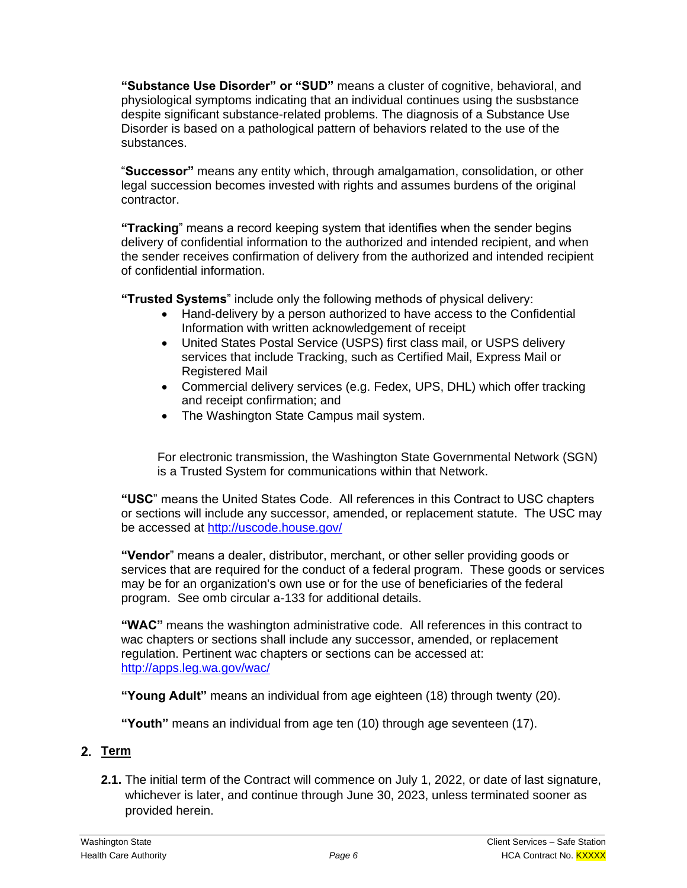**"Substance Use Disorder" or "SUD"** means a cluster of cognitive, behavioral, and physiological symptoms indicating that an individual continues using the susbstance despite significant substance-related problems. The diagnosis of a Substance Use Disorder is based on a pathological pattern of behaviors related to the use of the substances.

"**Successor"** means any entity which, through amalgamation, consolidation, or other legal succession becomes invested with rights and assumes burdens of the original contractor.

**"Tracking**" means a record keeping system that identifies when the sender begins delivery of confidential information to the authorized and intended recipient, and when the sender receives confirmation of delivery from the authorized and intended recipient of confidential information.

**"Trusted Systems**" include only the following methods of physical delivery:

- Hand-delivery by a person authorized to have access to the Confidential Information with written acknowledgement of receipt
- United States Postal Service (USPS) first class mail, or USPS delivery services that include Tracking, such as Certified Mail, Express Mail or Registered Mail
- Commercial delivery services (e.g. Fedex, UPS, DHL) which offer tracking and receipt confirmation; and
- The Washington State Campus mail system.

For electronic transmission, the Washington State Governmental Network (SGN) is a Trusted System for communications within that Network.

**"USC**" means the United States Code. All references in this Contract to USC chapters or sections will include any successor, amended, or replacement statute. The USC may be accessed at http://uscode.house.gov/

**"Vendor**" means a dealer, distributor, merchant, or other seller providing goods or services that are required for the conduct of a federal program. These goods or services may be for an organization's own use or for the use of beneficiaries of the federal program. See omb circular a-133 for additional details.

**"WAC"** means the washington administrative code. All references in this contract to wac chapters or sections shall include any successor, amended, or replacement regulation. Pertinent wac chapters or sections can be accessed at: http://apps.leg.wa.gov/wac/

**"Young Adult"** means an individual from age eighteen (18) through twenty (20).

**"Youth"** means an individual from age ten (10) through age seventeen (17).

## 2. Term

**2.1.** The initial term of the Contract will commence on July 1, 2022, or date of last signature, whichever is later, and continue through June 30, 2023, unless terminated sooner as provided herein.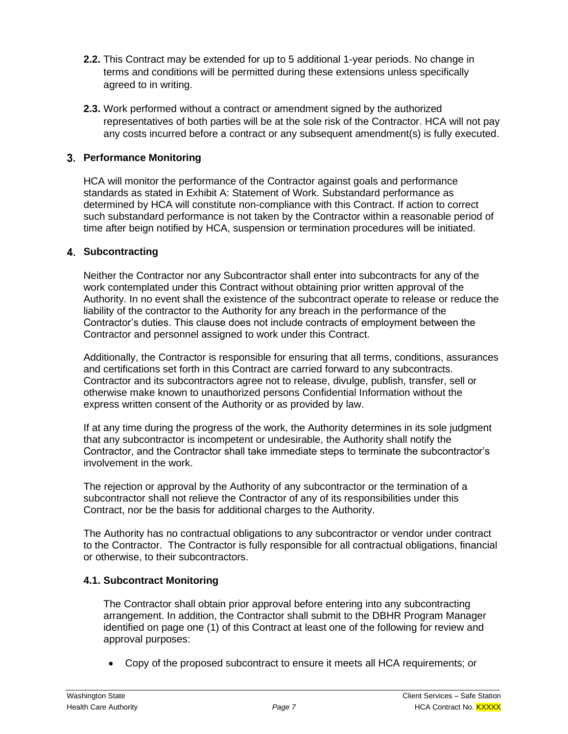**2.2.** This Contract may be extended for up to 5 additional 1-year periods. No change in terms and conditions will be permitted during these extensions unless specifically agreed to in writing.

**2.3.** Work performed without a contract or amendment signed by the authorized representatives of both parties will be at the sole risk of the Contractor. HCA will not pay any costs incurred before a contract or any subsequent amendment(s) is fully executed.

## 3. Performance Monitoring

HCA will monitor the performance of the Contractor against goals and performance standards as stated in Exhibit A: Statement of Work. Substandard performance as determined by HCA will constitute non-compliance with this Contract. If action to correct such substandard performance is not taken by the Contractor within a reasonable period of time after beign notified by HCA, suspension or termination procedures will be initiated.

## 4. Subcontracting

Neither the Contractor nor any Subcontractor shall enter into subcontracts for any of the work contemplated under this Contract without obtaining prior written approval of the Authority. In no event shall the existence of the subcontract operate to release or reduce the liability of the contractor to the Authority for any breach in the performance of the Contractor's duties. This clause does not include contracts of employment between the Contractor and personnel assigned to work under this Contract.

Additionally, the Contractor is responsible for ensuring that all terms, conditions, assurances and certifications set forth in this Contract are carried forward to any subcontracts. Contractor and its subcontractors agree not to release, divulge, publish, transfer, sell or otherwise make known to unauthorized persons Confidential Information without the express written consent of the Authority or as provided by law.

If at any time during the progress of the work, the Authority determines in its sole judgment that any subcontractor is incompetent or undesirable, the Authority shall notify the Contractor, and the Contractor shall take immediate steps to terminate the subcontractor's involvement in the work.

The rejection or approval by the Authority of any subcontractor or the termination of a subcontractor shall not relieve the Contractor of any of its responsibilities under this Contract, nor be the basis for additional charges to the Authority.

The Authority has no contractual obligations to any subcontractor or vendor under contract to the Contractor. The Contractor is fully responsible for all contractual obligations, financial or otherwise, to their subcontractors.

### 4.1. Subcontract Monitoring

The Contractor shall obtain prior approval before entering into any subcontracting arrangement. In addition, the Contractor shall submit to the DBHR Program Manager identified on page one (1) of this Contract at least one of the following for review and approval purposes:

- Copy of the proposed subcontract to ensure it meets all HCA requirements; or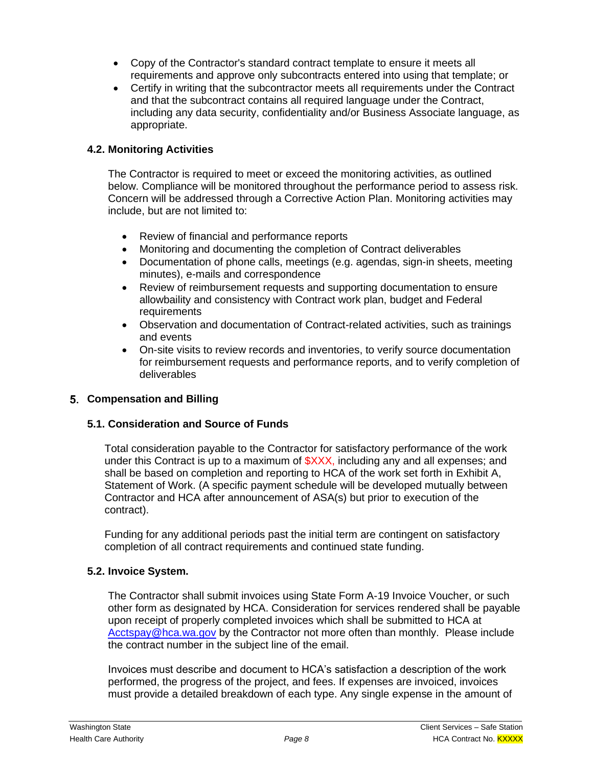- Copy of the Contractor's standard contract template to ensure it meets all requirements and approve only subcontracts entered into using that template; or
- Certify in writing that the subcontractor meets all requirements under the Contract and that the subcontract contains all required language under the Contract, including any data security, confidentiality and/or Business Associate language, as appropriate.

### 4.2. Monitoring Activities

The Contractor is required to meet or exceed the monitoring activities, as outlined below. Compliance will be monitored throughout the performance period to assess risk. Concern will be addressed through a Corrective Action Plan. Monitoring activities may include, but are not limited to:

- Review of financial and performance reports
- Monitoring and documenting the completion of Contract deliverables
- Documentation of phone calls, meetings (e.g. agendas, sign-in sheets, meeting minutes), e-mails and correspondence
- Review of reimbursement requests and supporting documentation to ensure allowbaility and consistency with Contract work plan, budget and Federal requirements
- Observation and documentation of Contract-related activities, such as trainings and events
- On-site visits to review records and inventories, to verify source documentation for reimbursement requests and performance reports, and to verify completion of deliverables

## 5. Compensation and Billing

### 5.1. Consideration and Source of Funds

Total consideration payable to the Contractor for satisfactory performance of the work under this Contract is up to a maximum of $XXX, including any and all expenses; and shall be based on completion and reporting to HCA of the work set forth in Exhibit A, Statement of Work. (A specific payment schedule will be developed mutually between Contractor and HCA after announcement of ASA(s) but prior to execution of the contract).

Funding for any additional periods past the initial term are contingent on satisfactory completion of all contract requirements and continued state funding.

### 5.2. Invoice System.

The Contractor shall submit invoices using State Form A-19 Invoice Voucher, or such other form as designated by HCA. Consideration for services rendered shall be payable upon receipt of properly completed invoices which shall be submitted to HCA at Acctspay@hca.wa.gov by the Contractor not more often than monthly. Please include the contract number in the subject line of the email.

Invoices must describe and document to HCA's satisfaction a description of the work performed, the progress of the project, and fees. If expenses are invoiced, invoices must provide a detailed breakdown of each type. Any single expense in the amount of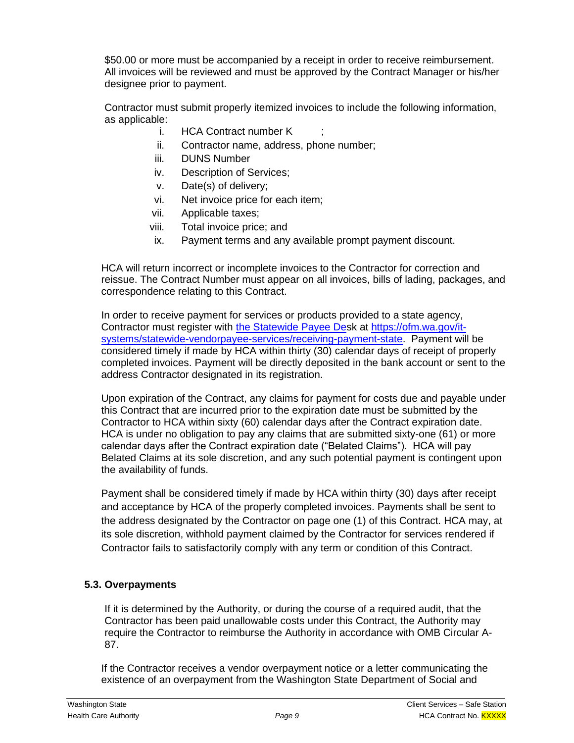$50.00 or more must be accompanied by a receipt in order to receive reimbursement. All invoices will be reviewed and must be approved by the Contract Manager or his/her designee prior to payment.

Contractor must submit properly itemized invoices to include the following information, as applicable:

i. HCA Contract number K ;
ii. Contractor name, address, phone number;
iii. DUNS Number
iv. Description of Services;
v. Date(s) of delivery;
vi. Net invoice price for each item;
vii. Applicable taxes;
viii. Total invoice price; and
ix. Payment terms and any available prompt payment discount.

HCA will return incorrect or incomplete invoices to the Contractor for correction and reissue. The Contract Number must appear on all invoices, bills of lading, packages, and correspondence relating to this Contract.

In order to receive payment for services or products provided to a state agency, Contractor must register with [the Statewide Payee Desk](https://ofm.wa.gov/it-systems/statewide-vendorpayee-services/receiving-payment-state) at [https://ofm.wa.gov/it-systems/statewide-vendorpayee-services/receiving-payment-state](https://ofm.wa.gov/it-systems/statewide-vendorpayee-services/receiving-payment-state). Payment will be considered timely if made by HCA within thirty (30) calendar days of receipt of properly completed invoices. Payment will be directly deposited in the bank account or sent to the address Contractor designated in its registration.

Upon expiration of the Contract, any claims for payment for costs due and payable under this Contract that are incurred prior to the expiration date must be submitted by the Contractor to HCA within sixty (60) calendar days after the Contract expiration date. HCA is under no obligation to pay any claims that are submitted sixty-one (61) or more calendar days after the Contract expiration date ("Belated Claims"). HCA will pay Belated Claims at its sole discretion, and any such potential payment is contingent upon the availability of funds.

Payment shall be considered timely if made by HCA within thirty (30) days after receipt and acceptance by HCA of the properly completed invoices. Payments shall be sent to the address designated by the Contractor on page one (1) of this Contract. HCA may, at its sole discretion, withhold payment claimed by the Contractor for services rendered if Contractor fails to satisfactorily comply with any term or condition of this Contract.

### 5.3. Overpayments

If it is determined by the Authority, or during the course of a required audit, that the Contractor has been paid unallowable costs under this Contract, the Authority may require the Contractor to reimburse the Authority in accordance with OMB Circular A-87.

If the Contractor receives a vendor overpayment notice or a letter communicating the existence of an overpayment from the Washington State Department of Social and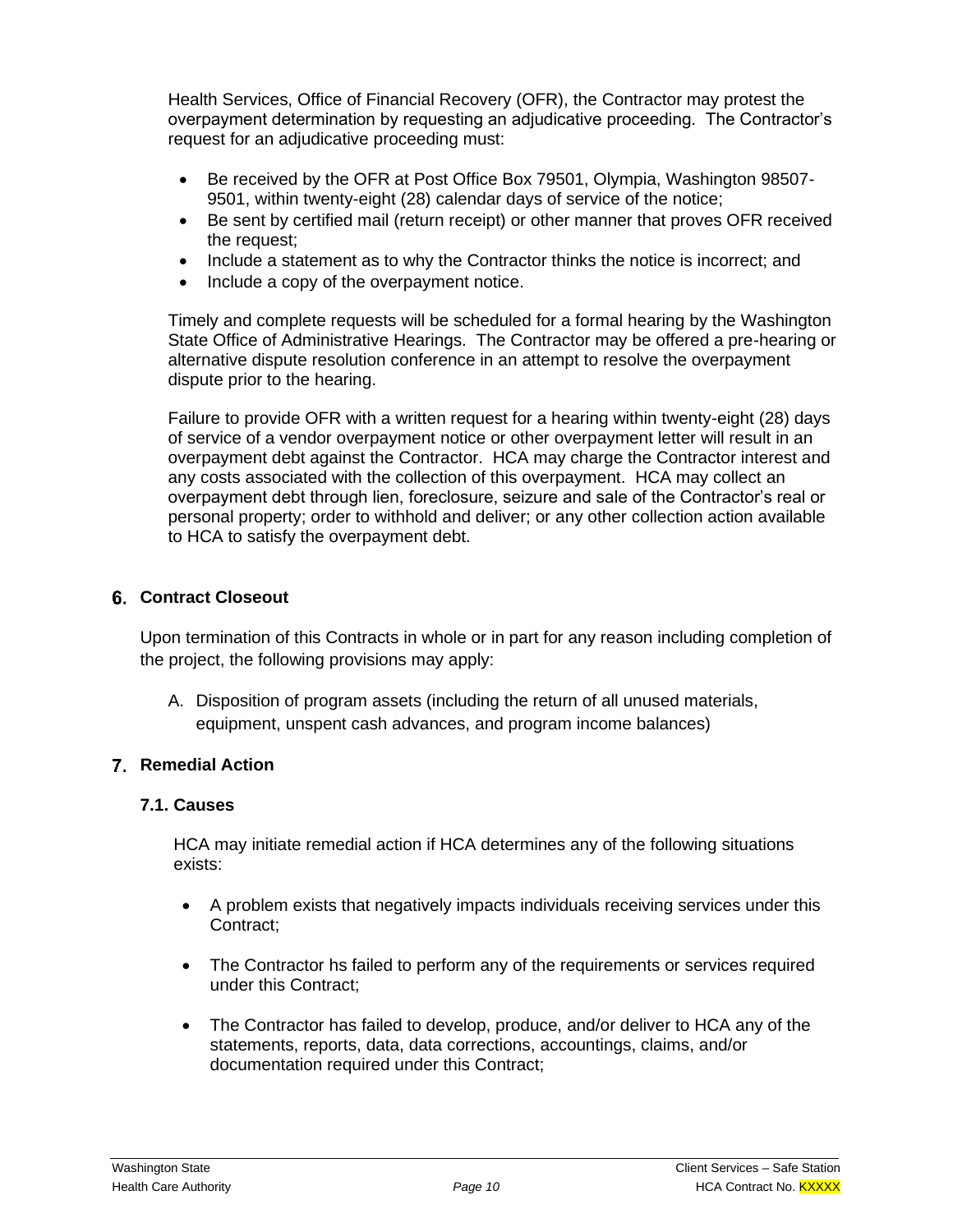Health Services, Office of Financial Recovery (OFR), the Contractor may protest the overpayment determination by requesting an adjudicative proceeding. The Contractor's request for an adjudicative proceeding must:

- Be received by the OFR at Post Office Box 79501, Olympia, Washington 98507-9501, within twenty-eight (28) calendar days of service of the notice;
- Be sent by certified mail (return receipt) or other manner that proves OFR received the request;
- Include a statement as to why the Contractor thinks the notice is incorrect; and
- Include a copy of the overpayment notice.

Timely and complete requests will be scheduled for a formal hearing by the Washington State Office of Administrative Hearings. The Contractor may be offered a pre-hearing or alternative dispute resolution conference in an attempt to resolve the overpayment dispute prior to the hearing.

Failure to provide OFR with a written request for a hearing within twenty-eight (28) days of service of a vendor overpayment notice or other overpayment letter will result in an overpayment debt against the Contractor. HCA may charge the Contractor interest and any costs associated with the collection of this overpayment. HCA may collect an overpayment debt through lien, foreclosure, seizure and sale of the Contractor's real or personal property; order to withhold and deliver; or any other collection action available to HCA to satisfy the overpayment debt.

## 6. Contract Closeout

Upon termination of this Contracts in whole or in part for any reason including completion of the project, the following provisions may apply:

A. Disposition of program assets (including the return of all unused materials, equipment, unspent cash advances, and program income balances)

## 7. Remedial Action

### 7.1. Causes

HCA may initiate remedial action if HCA determines any of the following situations exists:

- A problem exists that negatively impacts individuals receiving services under this Contract;
- The Contractor hs failed to perform any of the requirements or services required under this Contract;
- The Contractor has failed to develop, produce, and/or deliver to HCA any of the statements, reports, data, data corrections, accountings, claims, and/or documentation required under this Contract;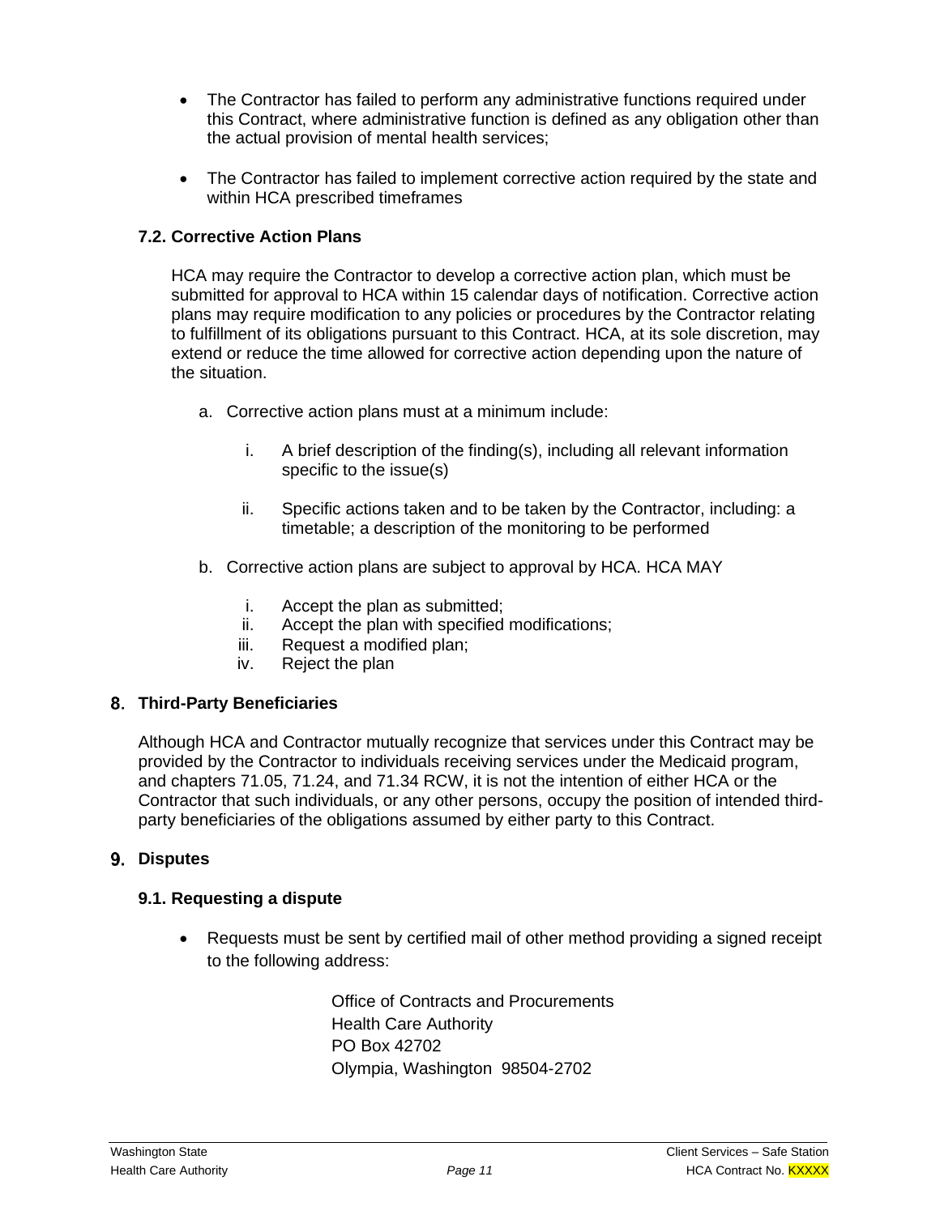- The Contractor has failed to perform any administrative functions required under this Contract, where administrative function is defined as any obligation other than the actual provision of mental health services;

- The Contractor has failed to implement corrective action required by the state and within HCA prescribed timeframes

### 7.2. Corrective Action Plans

HCA may require the Contractor to develop a corrective action plan, which must be submitted for approval to HCA within 15 calendar days of notification. Corrective action plans may require modification to any policies or procedures by the Contractor relating to fulfillment of its obligations pursuant to this Contract. HCA, at its sole discretion, may extend or reduce the time allowed for corrective action depending upon the nature of the situation.

a. Corrective action plans must at a minimum include:

   i. A brief description of the finding(s), including all relevant information specific to the issue(s)

   ii. Specific actions taken and to be taken by the Contractor, including: a timetable; a description of the monitoring to be performed

b. Corrective action plans are subject to approval by HCA. HCA MAY

   i. Accept the plan as submitted;
   ii. Accept the plan with specified modifications;
   iii. Request a modified plan;
   iv. Reject the plan

## 8. Third-Party Beneficiaries

Although HCA and Contractor mutually recognize that services under this Contract may be provided by the Contractor to individuals receiving services under the Medicaid program, and chapters 71.05, 71.24, and 71.34 RCW, it is not the intention of either HCA or the Contractor that such individuals, or any other persons, occupy the position of intended third-party beneficiaries of the obligations assumed by either party to this Contract.

## 9. Disputes

### 9.1. Requesting a dispute

- Requests must be sent by certified mail of other method providing a signed receipt to the following address:

  Office of Contracts and Procurements
  Health Care Authority
  PO Box 42702
  Olympia, Washington 98504-2702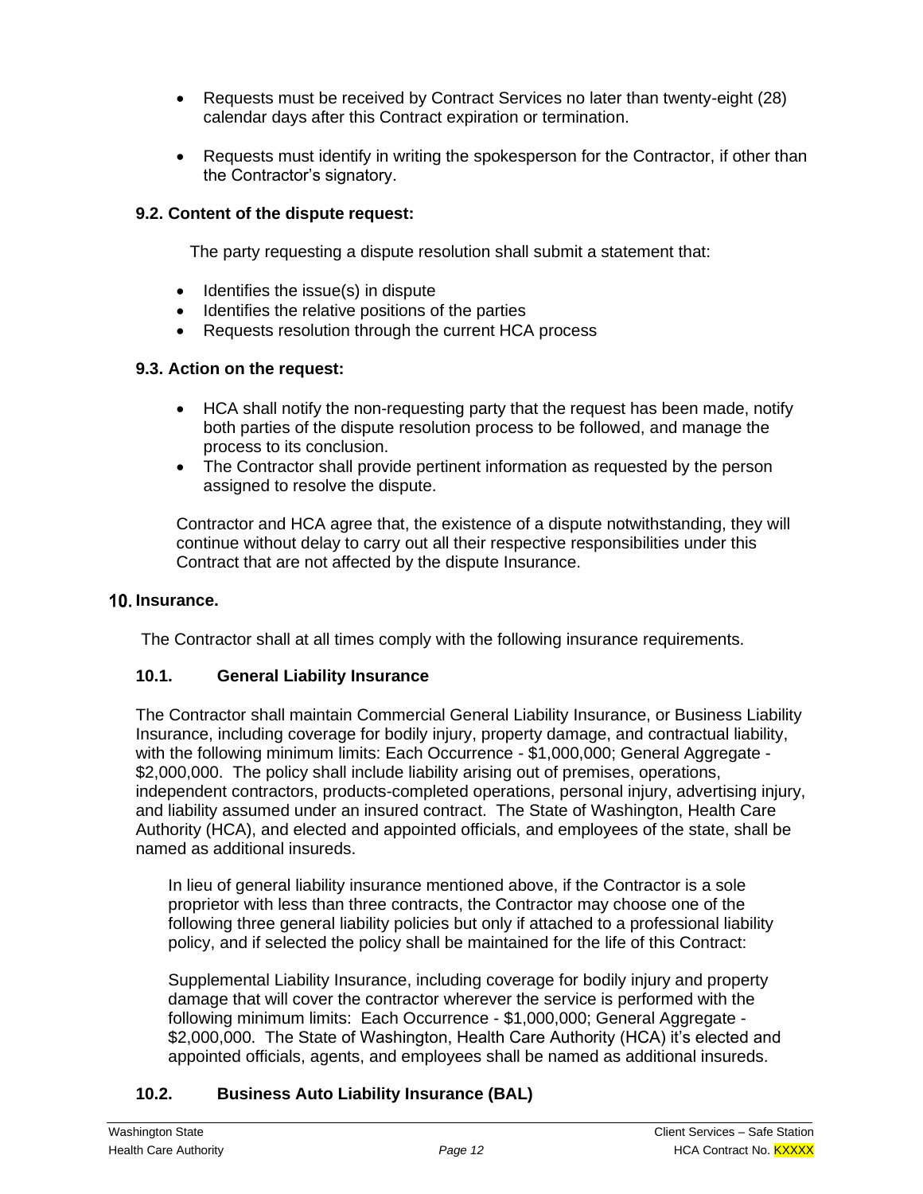- Requests must be received by Contract Services no later than twenty-eight (28) calendar days after this Contract expiration or termination.
- Requests must identify in writing the spokesperson for the Contractor, if other than the Contractor's signatory.

### 9.2. Content of the dispute request:

The party requesting a dispute resolution shall submit a statement that:

- Identifies the issue(s) in dispute
- Identifies the relative positions of the parties
- Requests resolution through the current HCA process

### 9.3. Action on the request:

- HCA shall notify the non-requesting party that the request has been made, notify both parties of the dispute resolution process to be followed, and manage the process to its conclusion.
- The Contractor shall provide pertinent information as requested by the person assigned to resolve the dispute.

Contractor and HCA agree that, the existence of a dispute notwithstanding, they will continue without delay to carry out all their respective responsibilities under this Contract that are not affected by the dispute Insurance.

## 10. Insurance.

The Contractor shall at all times comply with the following insurance requirements.

### 10.1. General Liability Insurance

The Contractor shall maintain Commercial General Liability Insurance, or Business Liability Insurance, including coverage for bodily injury, property damage, and contractual liability, with the following minimum limits: Each Occurrence - $1,000,000; General Aggregate - $2,000,000. The policy shall include liability arising out of premises, operations, independent contractors, products-completed operations, personal injury, advertising injury, and liability assumed under an insured contract. The State of Washington, Health Care Authority (HCA), and elected and appointed officials, and employees of the state, shall be named as additional insureds.

In lieu of general liability insurance mentioned above, if the Contractor is a sole proprietor with less than three contracts, the Contractor may choose one of the following three general liability policies but only if attached to a professional liability policy, and if selected the policy shall be maintained for the life of this Contract:

Supplemental Liability Insurance, including coverage for bodily injury and property damage that will cover the contractor wherever the service is performed with the following minimum limits: Each Occurrence - $1,000,000; General Aggregate - $2,000,000. The State of Washington, Health Care Authority (HCA) it's elected and appointed officials, agents, and employees shall be named as additional insureds.

### 10.2. Business Auto Liability Insurance (BAL)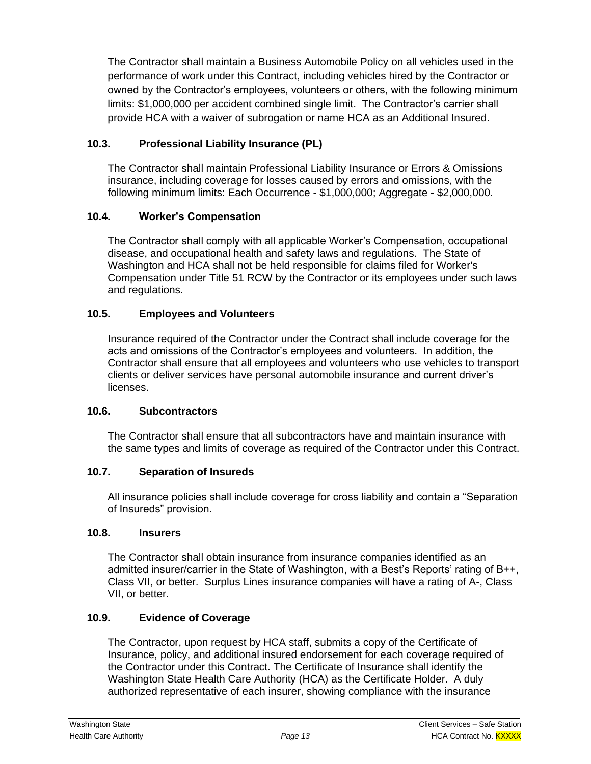The Contractor shall maintain a Business Automobile Policy on all vehicles used in the performance of work under this Contract, including vehicles hired by the Contractor or owned by the Contractor's employees, volunteers or others, with the following minimum limits: $1,000,000 per accident combined single limit. The Contractor's carrier shall provide HCA with a waiver of subrogation or name HCA as an Additional Insured.

### 10.3. Professional Liability Insurance (PL)

The Contractor shall maintain Professional Liability Insurance or Errors & Omissions insurance, including coverage for losses caused by errors and omissions, with the following minimum limits: Each Occurrence - $1,000,000; Aggregate - $2,000,000.

### 10.4. Worker's Compensation

The Contractor shall comply with all applicable Worker's Compensation, occupational disease, and occupational health and safety laws and regulations. The State of Washington and HCA shall not be held responsible for claims filed for Worker's Compensation under Title 51 RCW by the Contractor or its employees under such laws and regulations.

### 10.5. Employees and Volunteers

Insurance required of the Contractor under the Contract shall include coverage for the acts and omissions of the Contractor's employees and volunteers. In addition, the Contractor shall ensure that all employees and volunteers who use vehicles to transport clients or deliver services have personal automobile insurance and current driver's licenses.

### 10.6. Subcontractors

The Contractor shall ensure that all subcontractors have and maintain insurance with the same types and limits of coverage as required of the Contractor under this Contract.

### 10.7. Separation of Insureds

All insurance policies shall include coverage for cross liability and contain a "Separation of Insureds" provision.

### 10.8. Insurers

The Contractor shall obtain insurance from insurance companies identified as an admitted insurer/carrier in the State of Washington, with a Best's Reports' rating of B++, Class VII, or better. Surplus Lines insurance companies will have a rating of A-, Class VII, or better.

### 10.9. Evidence of Coverage

The Contractor, upon request by HCA staff, submits a copy of the Certificate of Insurance, policy, and additional insured endorsement for each coverage required of the Contractor under this Contract. The Certificate of Insurance shall identify the Washington State Health Care Authority (HCA) as the Certificate Holder. A duly authorized representative of each insurer, showing compliance with the insurance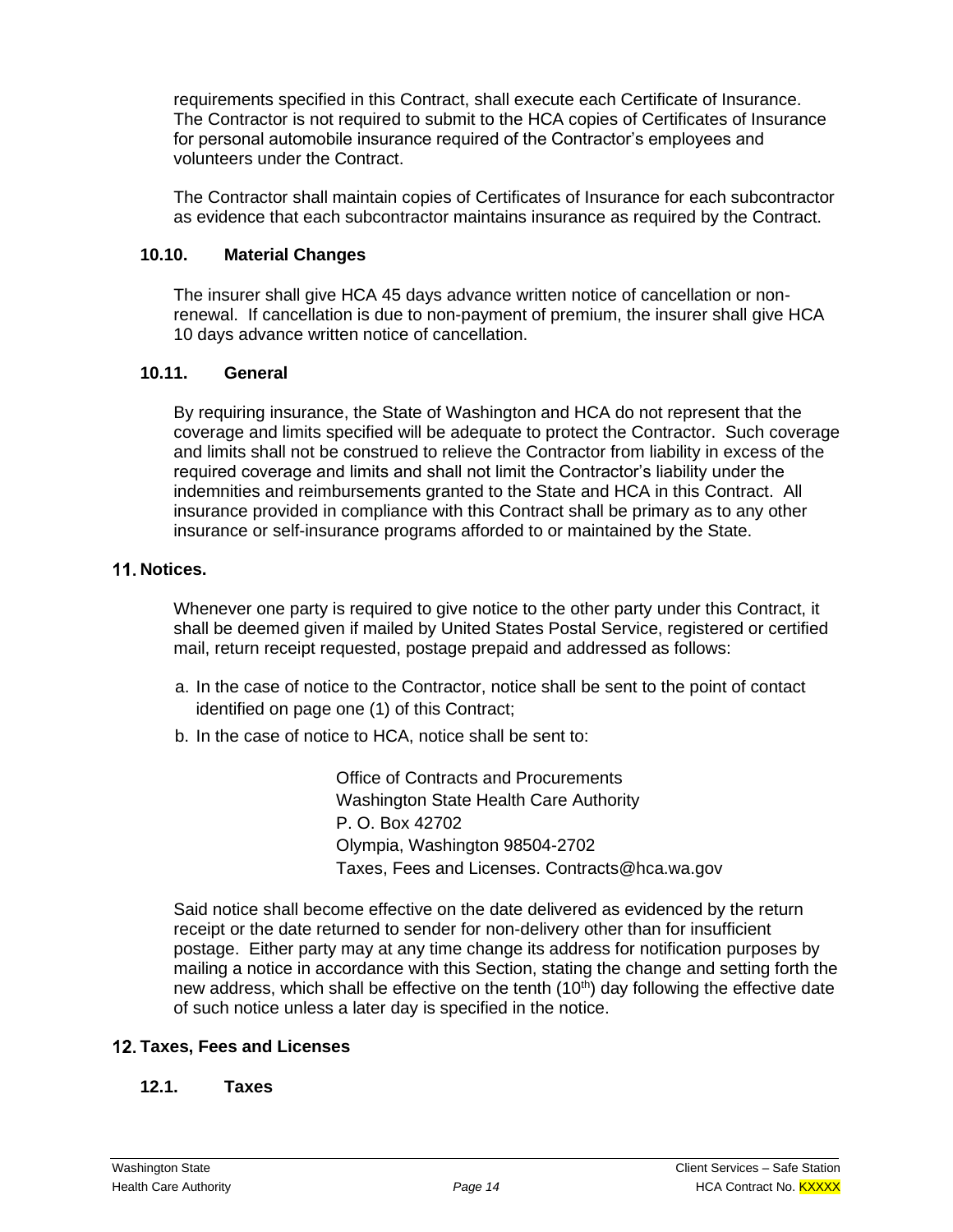requirements specified in this Contract, shall execute each Certificate of Insurance. The Contractor is not required to submit to the HCA copies of Certificates of Insurance for personal automobile insurance required of the Contractor's employees and volunteers under the Contract.

The Contractor shall maintain copies of Certificates of Insurance for each subcontractor as evidence that each subcontractor maintains insurance as required by the Contract.

### 10.10. Material Changes

The insurer shall give HCA 45 days advance written notice of cancellation or non-renewal. If cancellation is due to non-payment of premium, the insurer shall give HCA 10 days advance written notice of cancellation.

### 10.11. General

By requiring insurance, the State of Washington and HCA do not represent that the coverage and limits specified will be adequate to protect the Contractor. Such coverage and limits shall not be construed to relieve the Contractor from liability in excess of the required coverage and limits and shall not limit the Contractor's liability under the indemnities and reimbursements granted to the State and HCA in this Contract. All insurance provided in compliance with this Contract shall be primary as to any other insurance or self-insurance programs afforded to or maintained by the State.

## 11. Notices.

Whenever one party is required to give notice to the other party under this Contract, it shall be deemed given if mailed by United States Postal Service, registered or certified mail, return receipt requested, postage prepaid and addressed as follows:

a. In the case of notice to the Contractor, notice shall be sent to the point of contact identified on page one (1) of this Contract;

b. In the case of notice to HCA, notice shall be sent to:

> Office of Contracts and Procurements
> Washington State Health Care Authority
> P. O. Box 42702
> Olympia, Washington 98504-2702
> Taxes, Fees and Licenses. Contracts@hca.wa.gov

Said notice shall become effective on the date delivered as evidenced by the return receipt or the date returned to sender for non-delivery other than for insufficient postage. Either party may at any time change its address for notification purposes by mailing a notice in accordance with this Section, stating the change and setting forth the new address, which shall be effective on the tenth (10th) day following the effective date of such notice unless a later day is specified in the notice.

## 12. Taxes, Fees and Licenses

### 12.1. Taxes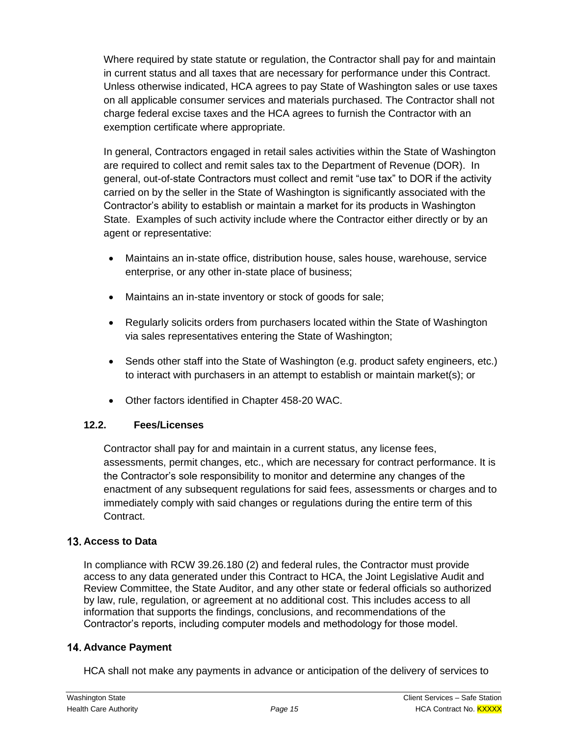Where required by state statute or regulation, the Contractor shall pay for and maintain in current status and all taxes that are necessary for performance under this Contract. Unless otherwise indicated, HCA agrees to pay State of Washington sales or use taxes on all applicable consumer services and materials purchased. The Contractor shall not charge federal excise taxes and the HCA agrees to furnish the Contractor with an exemption certificate where appropriate.

In general, Contractors engaged in retail sales activities within the State of Washington are required to collect and remit sales tax to the Department of Revenue (DOR). In general, out-of-state Contractors must collect and remit "use tax" to DOR if the activity carried on by the seller in the State of Washington is significantly associated with the Contractor's ability to establish or maintain a market for its products in Washington State. Examples of such activity include where the Contractor either directly or by an agent or representative:

- Maintains an in-state office, distribution house, sales house, warehouse, service enterprise, or any other in-state place of business;
- Maintains an in-state inventory or stock of goods for sale;
- Regularly solicits orders from purchasers located within the State of Washington via sales representatives entering the State of Washington;
- Sends other staff into the State of Washington (e.g. product safety engineers, etc.) to interact with purchasers in an attempt to establish or maintain market(s); or
- Other factors identified in Chapter 458-20 WAC.

### 12.2. Fees/Licenses

Contractor shall pay for and maintain in a current status, any license fees, assessments, permit changes, etc., which are necessary for contract performance. It is the Contractor's sole responsibility to monitor and determine any changes of the enactment of any subsequent regulations for said fees, assessments or charges and to immediately comply with said changes or regulations during the entire term of this Contract.

## 13. Access to Data

In compliance with RCW 39.26.180 (2) and federal rules, the Contractor must provide access to any data generated under this Contract to HCA, the Joint Legislative Audit and Review Committee, the State Auditor, and any other state or federal officials so authorized by law, rule, regulation, or agreement at no additional cost. This includes access to all information that supports the findings, conclusions, and recommendations of the Contractor's reports, including computer models and methodology for those model.

## 14. Advance Payment

HCA shall not make any payments in advance or anticipation of the delivery of services to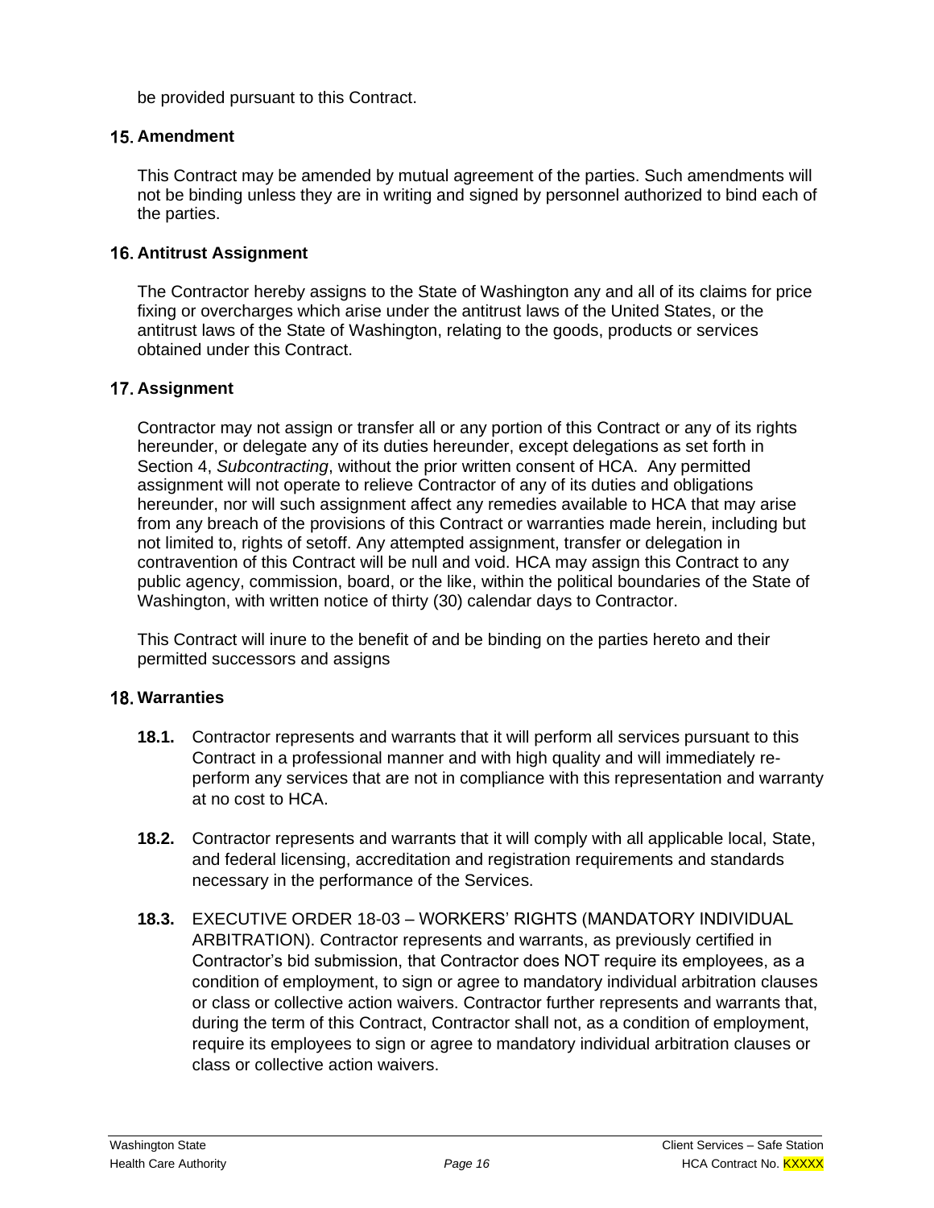be provided pursuant to this Contract.

## 15. Amendment

This Contract may be amended by mutual agreement of the parties. Such amendments will not be binding unless they are in writing and signed by personnel authorized to bind each of the parties.

## 16. Antitrust Assignment

The Contractor hereby assigns to the State of Washington any and all of its claims for price fixing or overcharges which arise under the antitrust laws of the United States, or the antitrust laws of the State of Washington, relating to the goods, products or services obtained under this Contract.

## 17. Assignment

Contractor may not assign or transfer all or any portion of this Contract or any of its rights hereunder, or delegate any of its duties hereunder, except delegations as set forth in Section 4, *Subcontracting*, without the prior written consent of HCA. Any permitted assignment will not operate to relieve Contractor of any of its duties and obligations hereunder, nor will such assignment affect any remedies available to HCA that may arise from any breach of the provisions of this Contract or warranties made herein, including but not limited to, rights of setoff. Any attempted assignment, transfer or delegation in contravention of this Contract will be null and void. HCA may assign this Contract to any public agency, commission, board, or the like, within the political boundaries of the State of Washington, with written notice of thirty (30) calendar days to Contractor.

This Contract will inure to the benefit of and be binding on the parties hereto and their permitted successors and assigns

## 18. Warranties

**18.1.** Contractor represents and warrants that it will perform all services pursuant to this Contract in a professional manner and with high quality and will immediately re-perform any services that are not in compliance with this representation and warranty at no cost to HCA.

**18.2.** Contractor represents and warrants that it will comply with all applicable local, State, and federal licensing, accreditation and registration requirements and standards necessary in the performance of the Services.

**18.3.** EXECUTIVE ORDER 18-03 – WORKERS' RIGHTS (MANDATORY INDIVIDUAL ARBITRATION). Contractor represents and warrants, as previously certified in Contractor's bid submission, that Contractor does NOT require its employees, as a condition of employment, to sign or agree to mandatory individual arbitration clauses or class or collective action waivers. Contractor further represents and warrants that, during the term of this Contract, Contractor shall not, as a condition of employment, require its employees to sign or agree to mandatory individual arbitration clauses or class or collective action waivers.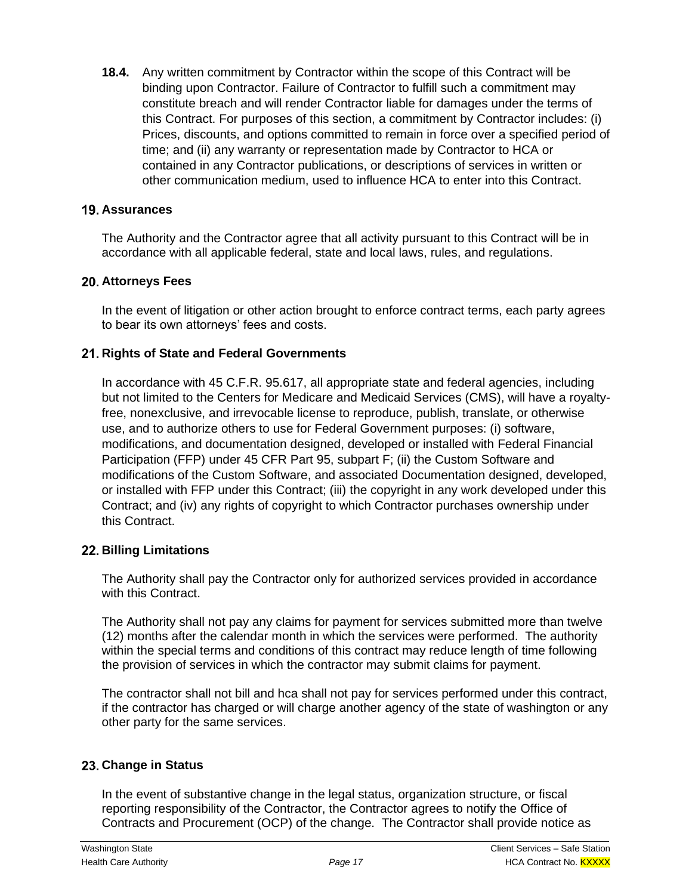**18.4.** Any written commitment by Contractor within the scope of this Contract will be binding upon Contractor. Failure of Contractor to fulfill such a commitment may constitute breach and will render Contractor liable for damages under the terms of this Contract. For purposes of this section, a commitment by Contractor includes: (i) Prices, discounts, and options committed to remain in force over a specified period of time; and (ii) any warranty or representation made by Contractor to HCA or contained in any Contractor publications, or descriptions of services in written or other communication medium, used to influence HCA to enter into this Contract.

## 19. Assurances

The Authority and the Contractor agree that all activity pursuant to this Contract will be in accordance with all applicable federal, state and local laws, rules, and regulations.

## 20. Attorneys Fees

In the event of litigation or other action brought to enforce contract terms, each party agrees to bear its own attorneys' fees and costs.

## 21. Rights of State and Federal Governments

In accordance with 45 C.F.R. 95.617, all appropriate state and federal agencies, including but not limited to the Centers for Medicare and Medicaid Services (CMS), will have a royalty-free, nonexclusive, and irrevocable license to reproduce, publish, translate, or otherwise use, and to authorize others to use for Federal Government purposes: (i) software, modifications, and documentation designed, developed or installed with Federal Financial Participation (FFP) under 45 CFR Part 95, subpart F; (ii) the Custom Software and modifications of the Custom Software, and associated Documentation designed, developed, or installed with FFP under this Contract; (iii) the copyright in any work developed under this Contract; and (iv) any rights of copyright to which Contractor purchases ownership under this Contract.

## 22. Billing Limitations

The Authority shall pay the Contractor only for authorized services provided in accordance with this Contract.

The Authority shall not pay any claims for payment for services submitted more than twelve (12) months after the calendar month in which the services were performed. The authority within the special terms and conditions of this contract may reduce length of time following the provision of services in which the contractor may submit claims for payment.

The contractor shall not bill and hca shall not pay for services performed under this contract, if the contractor has charged or will charge another agency of the state of washington or any other party for the same services.

## 23. Change in Status

In the event of substantive change in the legal status, organization structure, or fiscal reporting responsibility of the Contractor, the Contractor agrees to notify the Office of Contracts and Procurement (OCP) of the change. The Contractor shall provide notice as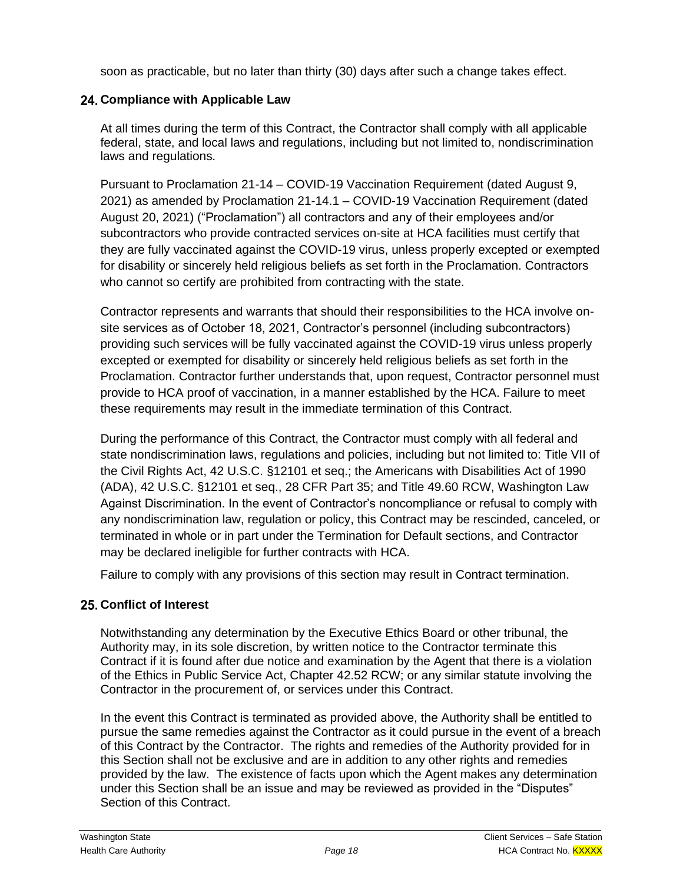soon as practicable, but no later than thirty (30) days after such a change takes effect.

## 24. Compliance with Applicable Law

At all times during the term of this Contract, the Contractor shall comply with all applicable federal, state, and local laws and regulations, including but not limited to, nondiscrimination laws and regulations.

Pursuant to Proclamation 21-14 – COVID-19 Vaccination Requirement (dated August 9, 2021) as amended by Proclamation 21-14.1 – COVID-19 Vaccination Requirement (dated August 20, 2021) ("Proclamation") all contractors and any of their employees and/or subcontractors who provide contracted services on-site at HCA facilities must certify that they are fully vaccinated against the COVID-19 virus, unless properly excepted or exempted for disability or sincerely held religious beliefs as set forth in the Proclamation. Contractors who cannot so certify are prohibited from contracting with the state.

Contractor represents and warrants that should their responsibilities to the HCA involve on-site services as of October 18, 2021, Contractor's personnel (including subcontractors) providing such services will be fully vaccinated against the COVID-19 virus unless properly excepted or exempted for disability or sincerely held religious beliefs as set forth in the Proclamation. Contractor further understands that, upon request, Contractor personnel must provide to HCA proof of vaccination, in a manner established by the HCA. Failure to meet these requirements may result in the immediate termination of this Contract.

During the performance of this Contract, the Contractor must comply with all federal and state nondiscrimination laws, regulations and policies, including but not limited to: Title VII of the Civil Rights Act, 42 U.S.C. §12101 et seq.; the Americans with Disabilities Act of 1990 (ADA), 42 U.S.C. §12101 et seq., 28 CFR Part 35; and Title 49.60 RCW, Washington Law Against Discrimination. In the event of Contractor's noncompliance or refusal to comply with any nondiscrimination law, regulation or policy, this Contract may be rescinded, canceled, or terminated in whole or in part under the Termination for Default sections, and Contractor may be declared ineligible for further contracts with HCA.

Failure to comply with any provisions of this section may result in Contract termination.

## 25. Conflict of Interest

Notwithstanding any determination by the Executive Ethics Board or other tribunal, the Authority may, in its sole discretion, by written notice to the Contractor terminate this Contract if it is found after due notice and examination by the Agent that there is a violation of the Ethics in Public Service Act, Chapter 42.52 RCW; or any similar statute involving the Contractor in the procurement of, or services under this Contract.

In the event this Contract is terminated as provided above, the Authority shall be entitled to pursue the same remedies against the Contractor as it could pursue in the event of a breach of this Contract by the Contractor. The rights and remedies of the Authority provided for in this Section shall not be exclusive and are in addition to any other rights and remedies provided by the law. The existence of facts upon which the Agent makes any determination under this Section shall be an issue and may be reviewed as provided in the "Disputes" Section of this Contract.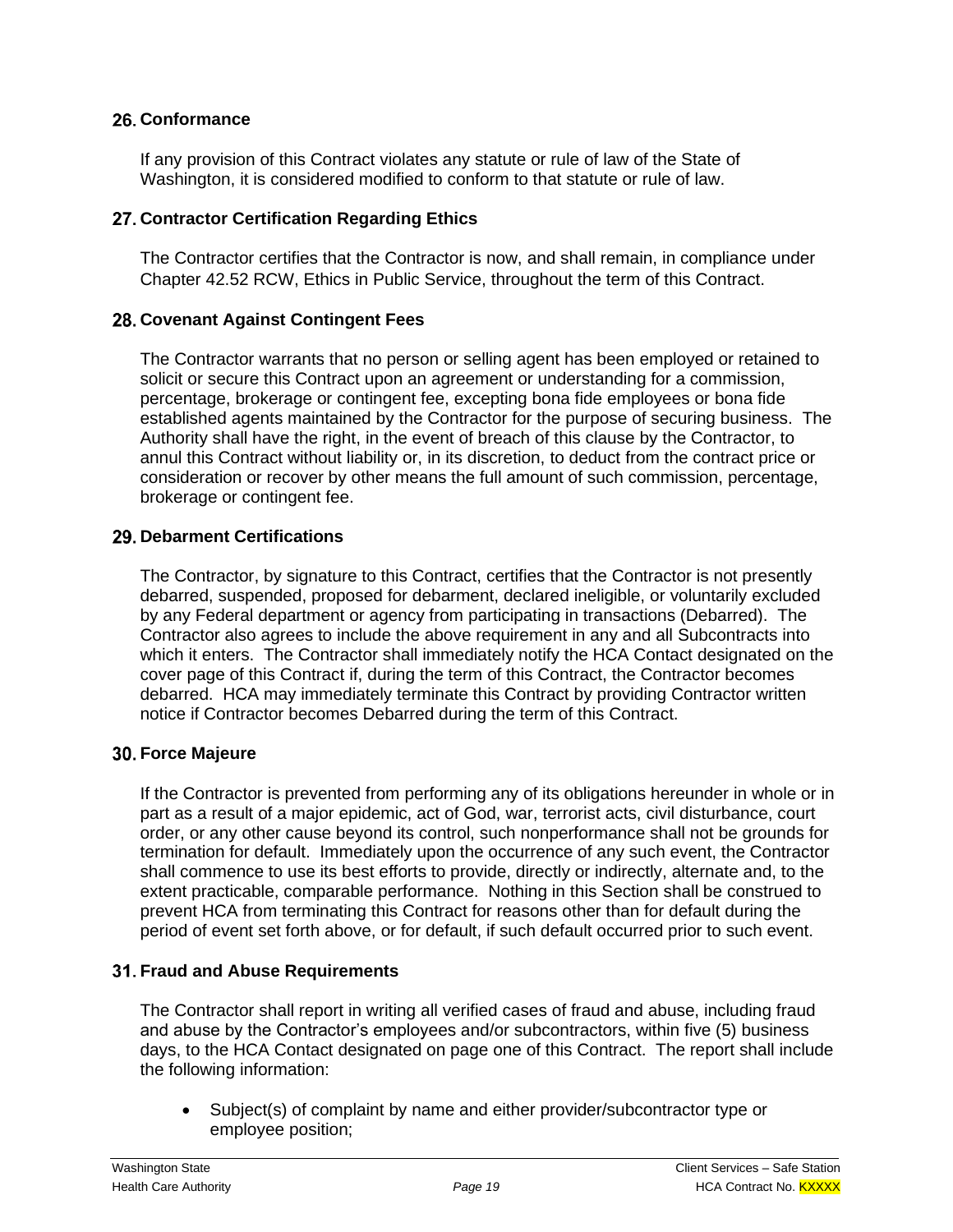## 26. Conformance

If any provision of this Contract violates any statute or rule of law of the State of Washington, it is considered modified to conform to that statute or rule of law.

## 27. Contractor Certification Regarding Ethics

The Contractor certifies that the Contractor is now, and shall remain, in compliance under Chapter 42.52 RCW, Ethics in Public Service, throughout the term of this Contract.

## 28. Covenant Against Contingent Fees

The Contractor warrants that no person or selling agent has been employed or retained to solicit or secure this Contract upon an agreement or understanding for a commission, percentage, brokerage or contingent fee, excepting bona fide employees or bona fide established agents maintained by the Contractor for the purpose of securing business. The Authority shall have the right, in the event of breach of this clause by the Contractor, to annul this Contract without liability or, in its discretion, to deduct from the contract price or consideration or recover by other means the full amount of such commission, percentage, brokerage or contingent fee.

## 29. Debarment Certifications

The Contractor, by signature to this Contract, certifies that the Contractor is not presently debarred, suspended, proposed for debarment, declared ineligible, or voluntarily excluded by any Federal department or agency from participating in transactions (Debarred). The Contractor also agrees to include the above requirement in any and all Subcontracts into which it enters. The Contractor shall immediately notify the HCA Contact designated on the cover page of this Contract if, during the term of this Contract, the Contractor becomes debarred. HCA may immediately terminate this Contract by providing Contractor written notice if Contractor becomes Debarred during the term of this Contract.

## 30. Force Majeure

If the Contractor is prevented from performing any of its obligations hereunder in whole or in part as a result of a major epidemic, act of God, war, terrorist acts, civil disturbance, court order, or any other cause beyond its control, such nonperformance shall not be grounds for termination for default. Immediately upon the occurrence of any such event, the Contractor shall commence to use its best efforts to provide, directly or indirectly, alternate and, to the extent practicable, comparable performance. Nothing in this Section shall be construed to prevent HCA from terminating this Contract for reasons other than for default during the period of event set forth above, or for default, if such default occurred prior to such event.

## 31. Fraud and Abuse Requirements

The Contractor shall report in writing all verified cases of fraud and abuse, including fraud and abuse by the Contractor's employees and/or subcontractors, within five (5) business days, to the HCA Contact designated on page one of this Contract. The report shall include the following information:

- Subject(s) of complaint by name and either provider/subcontractor type or employee position;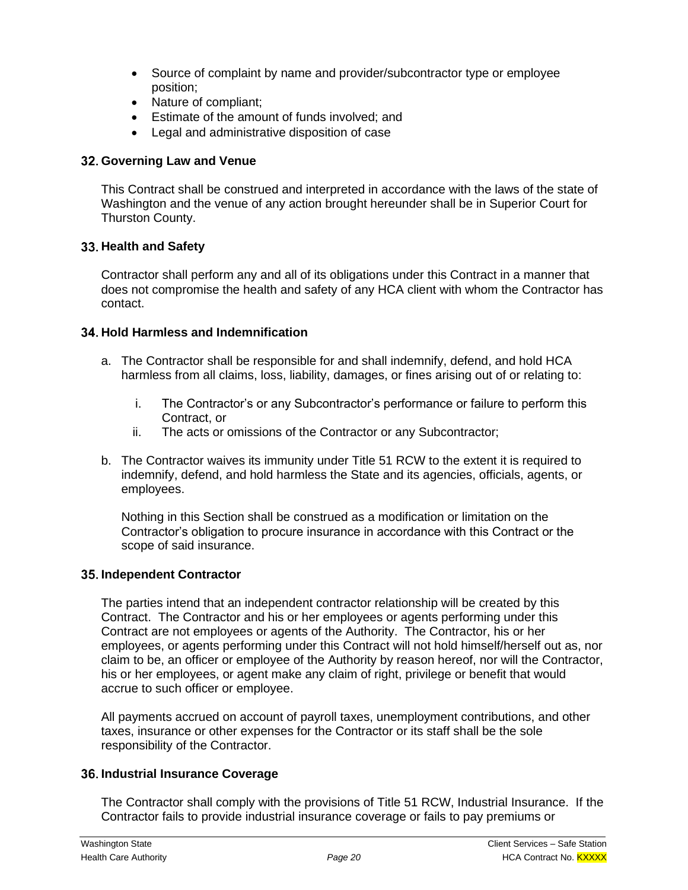- Source of complaint by name and provider/subcontractor type or employee position;
- Nature of compliant;
- Estimate of the amount of funds involved; and
- Legal and administrative disposition of case

## 32. Governing Law and Venue

This Contract shall be construed and interpreted in accordance with the laws of the state of Washington and the venue of any action brought hereunder shall be in Superior Court for Thurston County.

## 33. Health and Safety

Contractor shall perform any and all of its obligations under this Contract in a manner that does not compromise the health and safety of any HCA client with whom the Contractor has contact.

## 34. Hold Harmless and Indemnification

a. The Contractor shall be responsible for and shall indemnify, defend, and hold HCA harmless from all claims, loss, liability, damages, or fines arising out of or relating to:

   i. The Contractor's or any Subcontractor's performance or failure to perform this Contract, or

   ii. The acts or omissions of the Contractor or any Subcontractor;

b. The Contractor waives its immunity under Title 51 RCW to the extent it is required to indemnify, defend, and hold harmless the State and its agencies, officials, agents, or employees.

   Nothing in this Section shall be construed as a modification or limitation on the Contractor's obligation to procure insurance in accordance with this Contract or the scope of said insurance.

## 35. Independent Contractor

The parties intend that an independent contractor relationship will be created by this Contract. The Contractor and his or her employees or agents performing under this Contract are not employees or agents of the Authority. The Contractor, his or her employees, or agents performing under this Contract will not hold himself/herself out as, nor claim to be, an officer or employee of the Authority by reason hereof, nor will the Contractor, his or her employees, or agent make any claim of right, privilege or benefit that would accrue to such officer or employee.

All payments accrued on account of payroll taxes, unemployment contributions, and other taxes, insurance or other expenses for the Contractor or its staff shall be the sole responsibility of the Contractor.

## 36. Industrial Insurance Coverage

The Contractor shall comply with the provisions of Title 51 RCW, Industrial Insurance. If the Contractor fails to provide industrial insurance coverage or fails to pay premiums or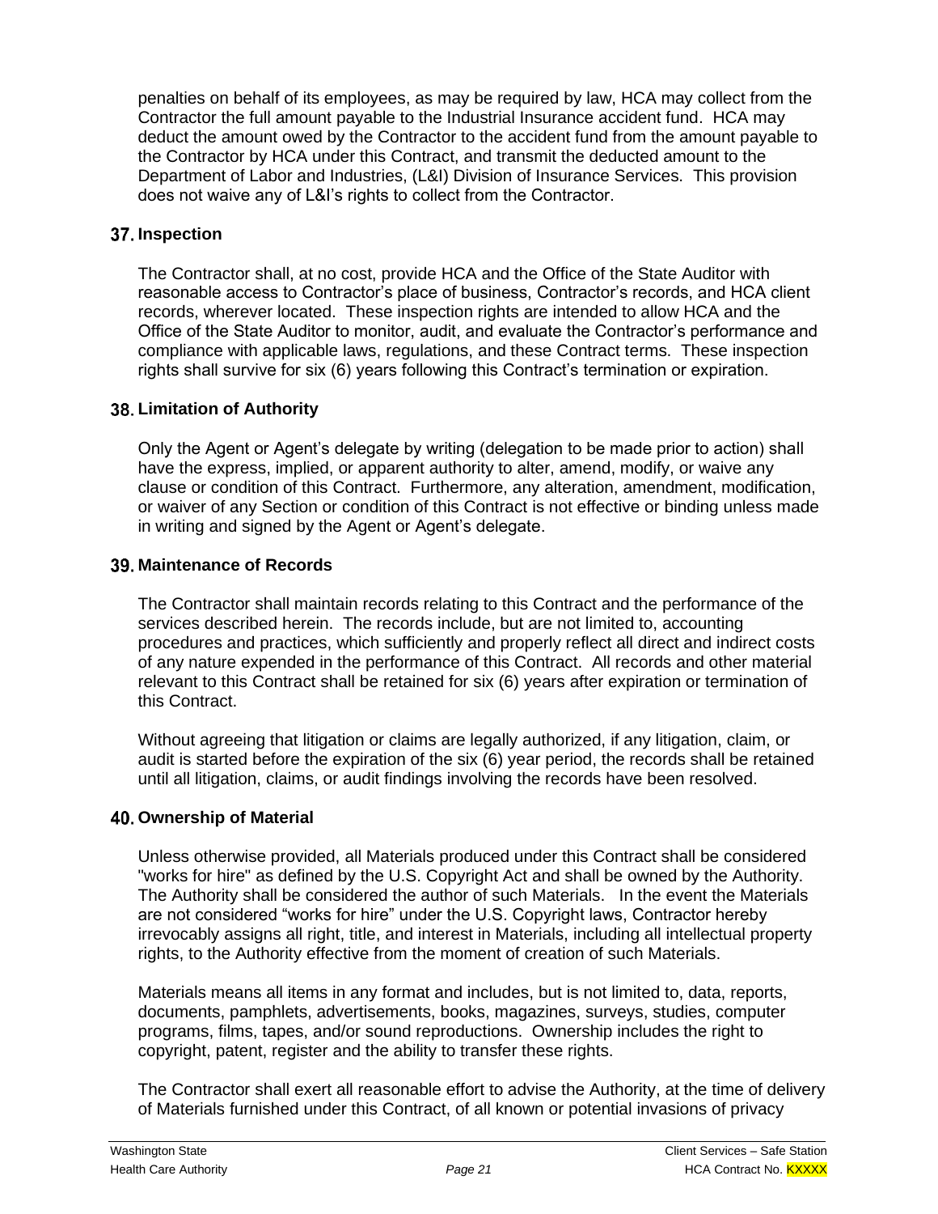penalties on behalf of its employees, as may be required by law, HCA may collect from the Contractor the full amount payable to the Industrial Insurance accident fund. HCA may deduct the amount owed by the Contractor to the accident fund from the amount payable to the Contractor by HCA under this Contract, and transmit the deducted amount to the Department of Labor and Industries, (L&I) Division of Insurance Services. This provision does not waive any of L&I's rights to collect from the Contractor.

## 37. Inspection

The Contractor shall, at no cost, provide HCA and the Office of the State Auditor with reasonable access to Contractor's place of business, Contractor's records, and HCA client records, wherever located. These inspection rights are intended to allow HCA and the Office of the State Auditor to monitor, audit, and evaluate the Contractor's performance and compliance with applicable laws, regulations, and these Contract terms. These inspection rights shall survive for six (6) years following this Contract's termination or expiration.

## 38. Limitation of Authority

Only the Agent or Agent's delegate by writing (delegation to be made prior to action) shall have the express, implied, or apparent authority to alter, amend, modify, or waive any clause or condition of this Contract. Furthermore, any alteration, amendment, modification, or waiver of any Section or condition of this Contract is not effective or binding unless made in writing and signed by the Agent or Agent's delegate.

## 39. Maintenance of Records

The Contractor shall maintain records relating to this Contract and the performance of the services described herein. The records include, but are not limited to, accounting procedures and practices, which sufficiently and properly reflect all direct and indirect costs of any nature expended in the performance of this Contract. All records and other material relevant to this Contract shall be retained for six (6) years after expiration or termination of this Contract.

Without agreeing that litigation or claims are legally authorized, if any litigation, claim, or audit is started before the expiration of the six (6) year period, the records shall be retained until all litigation, claims, or audit findings involving the records have been resolved.

## 40. Ownership of Material

Unless otherwise provided, all Materials produced under this Contract shall be considered "works for hire" as defined by the U.S. Copyright Act and shall be owned by the Authority. The Authority shall be considered the author of such Materials. In the event the Materials are not considered "works for hire" under the U.S. Copyright laws, Contractor hereby irrevocably assigns all right, title, and interest in Materials, including all intellectual property rights, to the Authority effective from the moment of creation of such Materials.

Materials means all items in any format and includes, but is not limited to, data, reports, documents, pamphlets, advertisements, books, magazines, surveys, studies, computer programs, films, tapes, and/or sound reproductions. Ownership includes the right to copyright, patent, register and the ability to transfer these rights.

The Contractor shall exert all reasonable effort to advise the Authority, at the time of delivery of Materials furnished under this Contract, of all known or potential invasions of privacy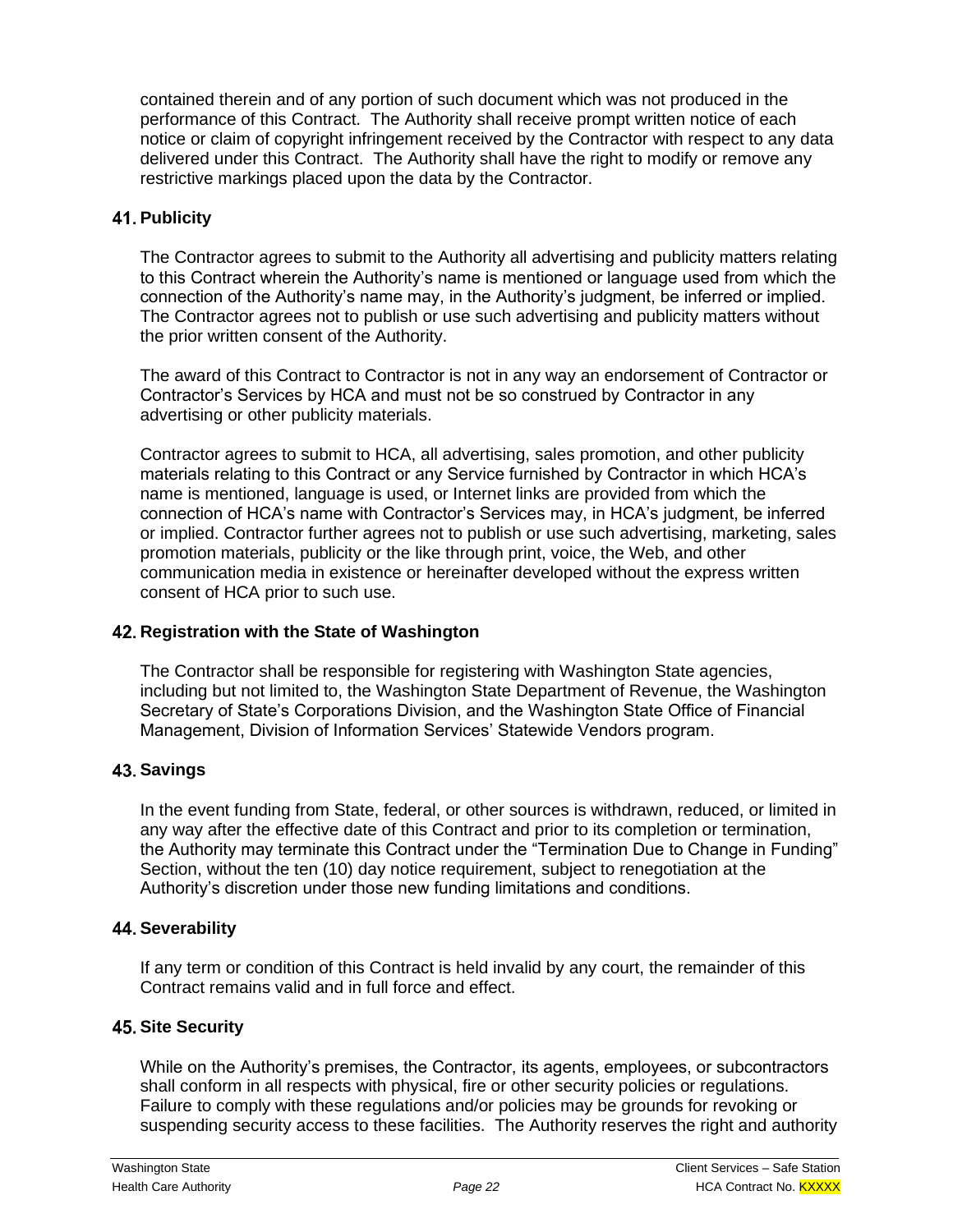contained therein and of any portion of such document which was not produced in the performance of this Contract. The Authority shall receive prompt written notice of each notice or claim of copyright infringement received by the Contractor with respect to any data delivered under this Contract. The Authority shall have the right to modify or remove any restrictive markings placed upon the data by the Contractor.

## 41. Publicity

The Contractor agrees to submit to the Authority all advertising and publicity matters relating to this Contract wherein the Authority's name is mentioned or language used from which the connection of the Authority's name may, in the Authority's judgment, be inferred or implied. The Contractor agrees not to publish or use such advertising and publicity matters without the prior written consent of the Authority.

The award of this Contract to Contractor is not in any way an endorsement of Contractor or Contractor's Services by HCA and must not be so construed by Contractor in any advertising or other publicity materials.

Contractor agrees to submit to HCA, all advertising, sales promotion, and other publicity materials relating to this Contract or any Service furnished by Contractor in which HCA's name is mentioned, language is used, or Internet links are provided from which the connection of HCA's name with Contractor's Services may, in HCA's judgment, be inferred or implied. Contractor further agrees not to publish or use such advertising, marketing, sales promotion materials, publicity or the like through print, voice, the Web, and other communication media in existence or hereinafter developed without the express written consent of HCA prior to such use.

## 42. Registration with the State of Washington

The Contractor shall be responsible for registering with Washington State agencies, including but not limited to, the Washington State Department of Revenue, the Washington Secretary of State's Corporations Division, and the Washington State Office of Financial Management, Division of Information Services' Statewide Vendors program.

## 43. Savings

In the event funding from State, federal, or other sources is withdrawn, reduced, or limited in any way after the effective date of this Contract and prior to its completion or termination, the Authority may terminate this Contract under the "Termination Due to Change in Funding" Section, without the ten (10) day notice requirement, subject to renegotiation at the Authority's discretion under those new funding limitations and conditions.

## 44. Severability

If any term or condition of this Contract is held invalid by any court, the remainder of this Contract remains valid and in full force and effect.

## 45. Site Security

While on the Authority's premises, the Contractor, its agents, employees, or subcontractors shall conform in all respects with physical, fire or other security policies or regulations. Failure to comply with these regulations and/or policies may be grounds for revoking or suspending security access to these facilities. The Authority reserves the right and authority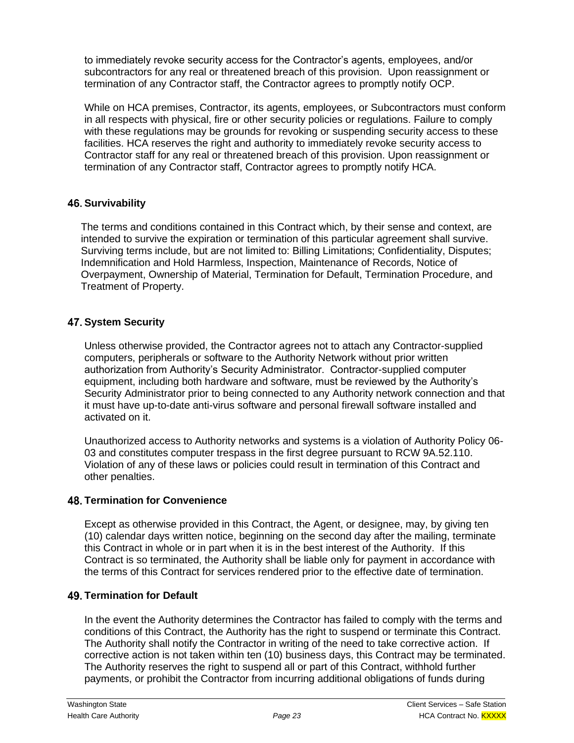to immediately revoke security access for the Contractor's agents, employees, and/or subcontractors for any real or threatened breach of this provision. Upon reassignment or termination of any Contractor staff, the Contractor agrees to promptly notify OCP.

While on HCA premises, Contractor, its agents, employees, or Subcontractors must conform in all respects with physical, fire or other security policies or regulations. Failure to comply with these regulations may be grounds for revoking or suspending security access to these facilities. HCA reserves the right and authority to immediately revoke security access to Contractor staff for any real or threatened breach of this provision. Upon reassignment or termination of any Contractor staff, Contractor agrees to promptly notify HCA.

## 46. Survivability

The terms and conditions contained in this Contract which, by their sense and context, are intended to survive the expiration or termination of this particular agreement shall survive. Surviving terms include, but are not limited to: Billing Limitations; Confidentiality, Disputes; Indemnification and Hold Harmless, Inspection, Maintenance of Records, Notice of Overpayment, Ownership of Material, Termination for Default, Termination Procedure, and Treatment of Property.

## 47. System Security

Unless otherwise provided, the Contractor agrees not to attach any Contractor-supplied computers, peripherals or software to the Authority Network without prior written authorization from Authority's Security Administrator. Contractor-supplied computer equipment, including both hardware and software, must be reviewed by the Authority's Security Administrator prior to being connected to any Authority network connection and that it must have up-to-date anti-virus software and personal firewall software installed and activated on it.

Unauthorized access to Authority networks and systems is a violation of Authority Policy 06-03 and constitutes computer trespass in the first degree pursuant to RCW 9A.52.110. Violation of any of these laws or policies could result in termination of this Contract and other penalties.

## 48. Termination for Convenience

Except as otherwise provided in this Contract, the Agent, or designee, may, by giving ten (10) calendar days written notice, beginning on the second day after the mailing, terminate this Contract in whole or in part when it is in the best interest of the Authority. If this Contract is so terminated, the Authority shall be liable only for payment in accordance with the terms of this Contract for services rendered prior to the effective date of termination.

## 49. Termination for Default

In the event the Authority determines the Contractor has failed to comply with the terms and conditions of this Contract, the Authority has the right to suspend or terminate this Contract. The Authority shall notify the Contractor in writing of the need to take corrective action. If corrective action is not taken within ten (10) business days, this Contract may be terminated. The Authority reserves the right to suspend all or part of this Contract, withhold further payments, or prohibit the Contractor from incurring additional obligations of funds during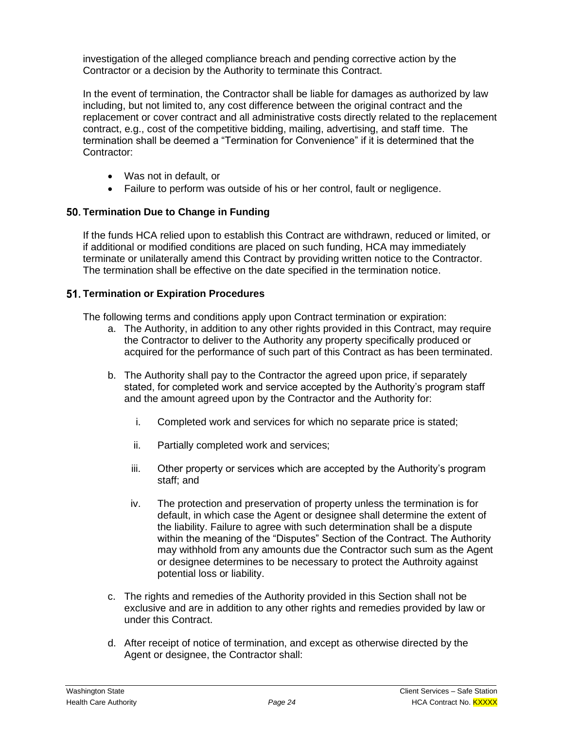investigation of the alleged compliance breach and pending corrective action by the Contractor or a decision by the Authority to terminate this Contract.

In the event of termination, the Contractor shall be liable for damages as authorized by law including, but not limited to, any cost difference between the original contract and the replacement or cover contract and all administrative costs directly related to the replacement contract, e.g., cost of the competitive bidding, mailing, advertising, and staff time. The termination shall be deemed a "Termination for Convenience" if it is determined that the Contractor:

- Was not in default, or
- Failure to perform was outside of his or her control, fault or negligence.

## 50. Termination Due to Change in Funding

If the funds HCA relied upon to establish this Contract are withdrawn, reduced or limited, or if additional or modified conditions are placed on such funding, HCA may immediately terminate or unilaterally amend this Contract by providing written notice to the Contractor. The termination shall be effective on the date specified in the termination notice.

## 51. Termination or Expiration Procedures

The following terms and conditions apply upon Contract termination or expiration:

a. The Authority, in addition to any other rights provided in this Contract, may require the Contractor to deliver to the Authority any property specifically produced or acquired for the performance of such part of this Contract as has been terminated.

b. The Authority shall pay to the Contractor the agreed upon price, if separately stated, for completed work and service accepted by the Authority's program staff and the amount agreed upon by the Contractor and the Authority for:

   i. Completed work and services for which no separate price is stated;

   ii. Partially completed work and services;

   iii. Other property or services which are accepted by the Authority's program staff; and

   iv. The protection and preservation of property unless the termination is for default, in which case the Agent or designee shall determine the extent of the liability. Failure to agree with such determination shall be a dispute within the meaning of the "Disputes" Section of the Contract. The Authority may withhold from any amounts due the Contractor such sum as the Agent or designee determines to be necessary to protect the Authroity against potential loss or liability.

c. The rights and remedies of the Authority provided in this Section shall not be exclusive and are in addition to any other rights and remedies provided by law or under this Contract.

d. After receipt of notice of termination, and except as otherwise directed by the Agent or designee, the Contractor shall: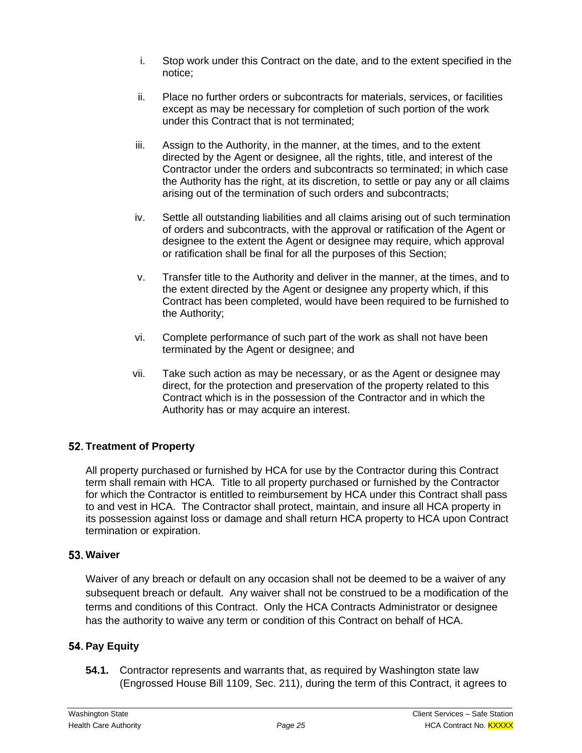i. Stop work under this Contract on the date, and to the extent specified in the notice;

ii. Place no further orders or subcontracts for materials, services, or facilities except as may be necessary for completion of such portion of the work under this Contract that is not terminated;

iii. Assign to the Authority, in the manner, at the times, and to the extent directed by the Agent or designee, all the rights, title, and interest of the Contractor under the orders and subcontracts so terminated; in which case the Authority has the right, at its discretion, to settle or pay any or all claims arising out of the termination of such orders and subcontracts;

iv. Settle all outstanding liabilities and all claims arising out of such termination of orders and subcontracts, with the approval or ratification of the Agent or designee to the extent the Agent or designee may require, which approval or ratification shall be final for all the purposes of this Section;

v. Transfer title to the Authority and deliver in the manner, at the times, and to the extent directed by the Agent or designee any property which, if this Contract has been completed, would have been required to be furnished to the Authority;

vi. Complete performance of such part of the work as shall not have been terminated by the Agent or designee; and

vii. Take such action as may be necessary, or as the Agent or designee may direct, for the protection and preservation of the property related to this Contract which is in the possession of the Contractor and in which the Authority has or may acquire an interest.

## 52. Treatment of Property

All property purchased or furnished by HCA for use by the Contractor during this Contract term shall remain with HCA. Title to all property purchased or furnished by the Contractor for which the Contractor is entitled to reimbursement by HCA under this Contract shall pass to and vest in HCA. The Contractor shall protect, maintain, and insure all HCA property in its possession against loss or damage and shall return HCA property to HCA upon Contract termination or expiration.

## 53. Waiver

Waiver of any breach or default on any occasion shall not be deemed to be a waiver of any subsequent breach or default. Any waiver shall not be construed to be a modification of the terms and conditions of this Contract. Only the HCA Contracts Administrator or designee has the authority to waive any term or condition of this Contract on behalf of HCA.

## 54. Pay Equity

**54.1.** Contractor represents and warrants that, as required by Washington state law (Engrossed House Bill 1109, Sec. 211), during the term of this Contract, it agrees to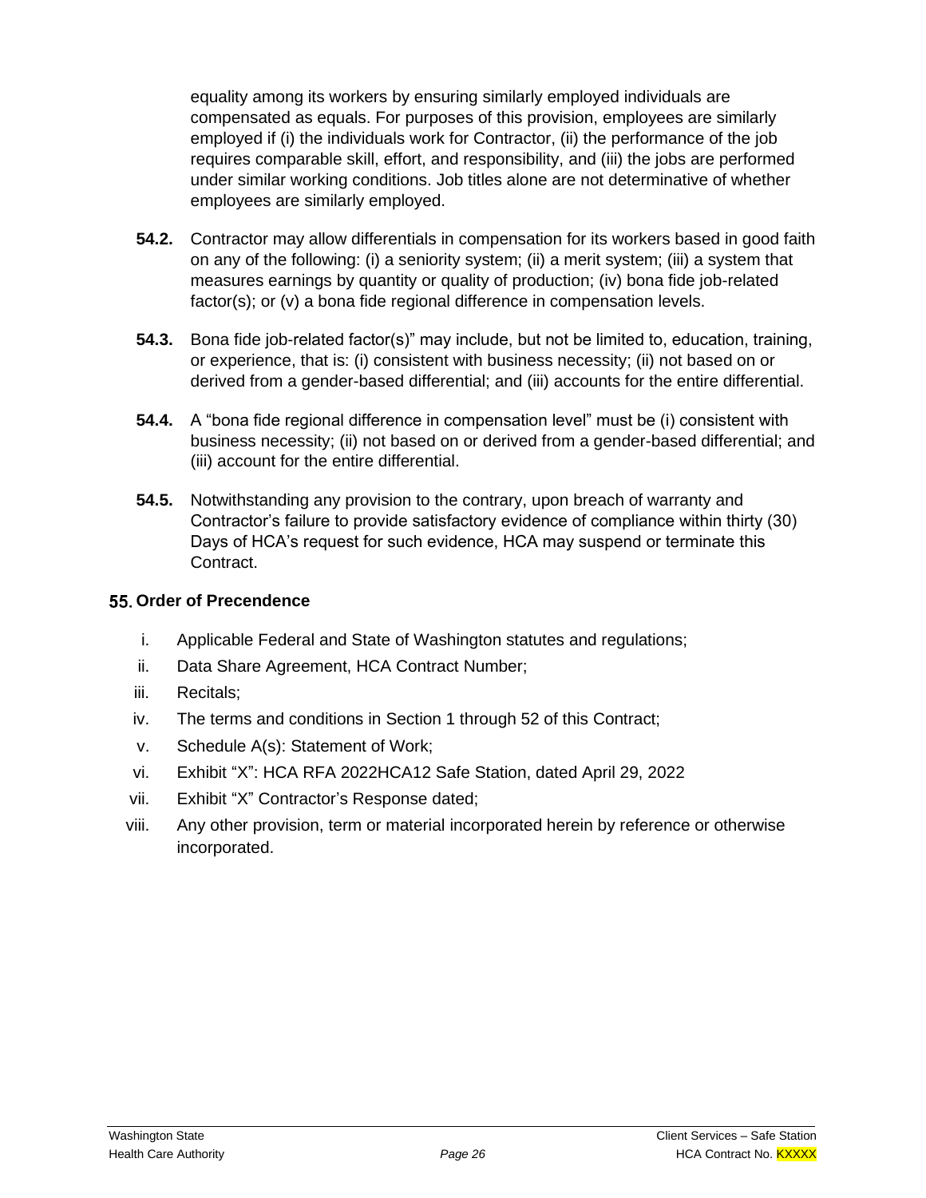equality among its workers by ensuring similarly employed individuals are compensated as equals. For purposes of this provision, employees are similarly employed if (i) the individuals work for Contractor, (ii) the performance of the job requires comparable skill, effort, and responsibility, and (iii) the jobs are performed under similar working conditions. Job titles alone are not determinative of whether employees are similarly employed.

**54.2.** Contractor may allow differentials in compensation for its workers based in good faith on any of the following: (i) a seniority system; (ii) a merit system; (iii) a system that measures earnings by quantity or quality of production; (iv) bona fide job-related factor(s); or (v) a bona fide regional difference in compensation levels.

**54.3.** Bona fide job-related factor(s)" may include, but not be limited to, education, training, or experience, that is: (i) consistent with business necessity; (ii) not based on or derived from a gender-based differential; and (iii) accounts for the entire differential.

**54.4.** A "bona fide regional difference in compensation level" must be (i) consistent with business necessity; (ii) not based on or derived from a gender-based differential; and (iii) account for the entire differential.

**54.5.** Notwithstanding any provision to the contrary, upon breach of warranty and Contractor's failure to provide satisfactory evidence of compliance within thirty (30) Days of HCA's request for such evidence, HCA may suspend or terminate this Contract.

## 55. Order of Precendence

i. Applicable Federal and State of Washington statutes and regulations;

ii. Data Share Agreement, HCA Contract Number;

iii. Recitals;

iv. The terms and conditions in Section 1 through 52 of this Contract;

v. Schedule A(s): Statement of Work;

vi. Exhibit "X": HCA RFA 2022HCA12 Safe Station, dated April 29, 2022

vii. Exhibit "X" Contractor's Response dated;

viii. Any other provision, term or material incorporated herein by reference or otherwise incorporated.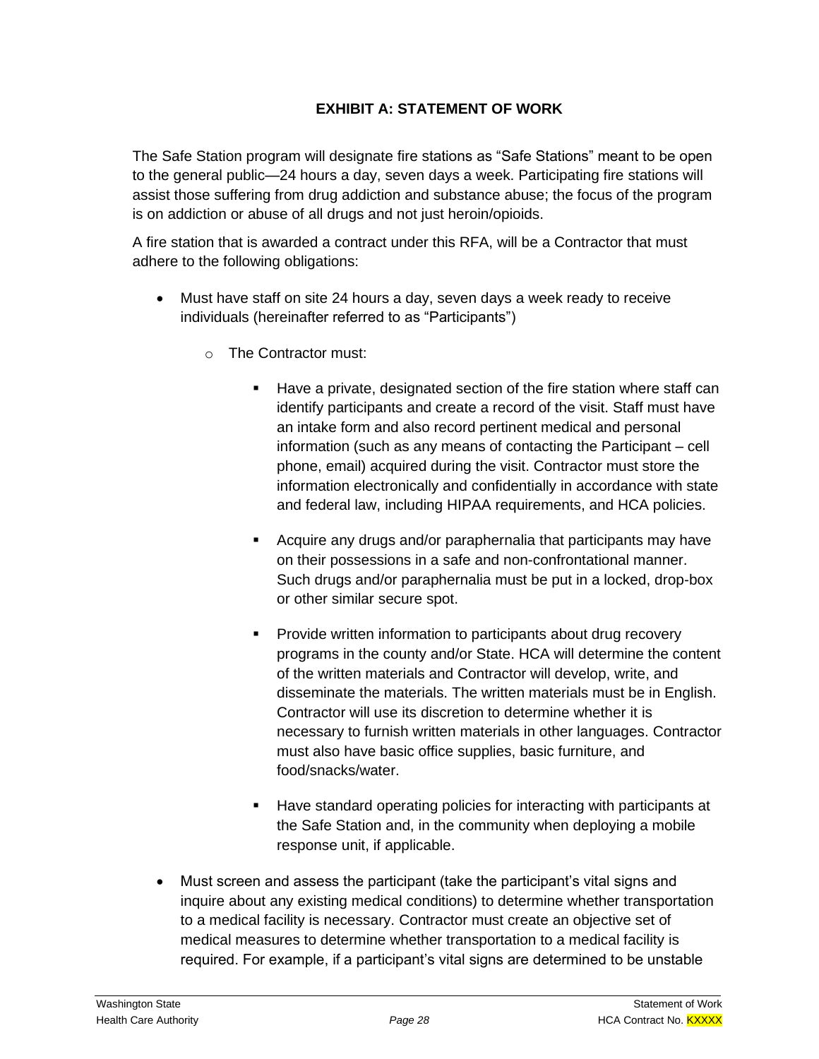**EXHIBIT A: STATEMENT OF WORK**

The Safe Station program will designate fire stations as "Safe Stations" meant to be open to the general public—24 hours a day, seven days a week. Participating fire stations will assist those suffering from drug addiction and substance abuse; the focus of the program is on addiction or abuse of all drugs and not just heroin/opioids.

A fire station that is awarded a contract under this RFA, will be a Contractor that must adhere to the following obligations:

- Must have staff on site 24 hours a day, seven days a week ready to receive individuals (hereinafter referred to as "Participants")
  - The Contractor must:
    - Have a private, designated section of the fire station where staff can identify participants and create a record of the visit. Staff must have an intake form and also record pertinent medical and personal information (such as any means of contacting the Participant – cell phone, email) acquired during the visit. Contractor must store the information electronically and confidentially in accordance with state and federal law, including HIPAA requirements, and HCA policies.
    - Acquire any drugs and/or paraphernalia that participants may have on their possessions in a safe and non-confrontational manner. Such drugs and/or paraphernalia must be put in a locked, drop-box or other similar secure spot.
    - Provide written information to participants about drug recovery programs in the county and/or State. HCA will determine the content of the written materials and Contractor will develop, write, and disseminate the materials. The written materials must be in English. Contractor will use its discretion to determine whether it is necessary to furnish written materials in other languages. Contractor must also have basic office supplies, basic furniture, and food/snacks/water.
    - Have standard operating policies for interacting with participants at the Safe Station and, in the community when deploying a mobile response unit, if applicable.
- Must screen and assess the participant (take the participant's vital signs and inquire about any existing medical conditions) to determine whether transportation to a medical facility is necessary. Contractor must create an objective set of medical measures to determine whether transportation to a medical facility is required. For example, if a participant's vital signs are determined to be unstable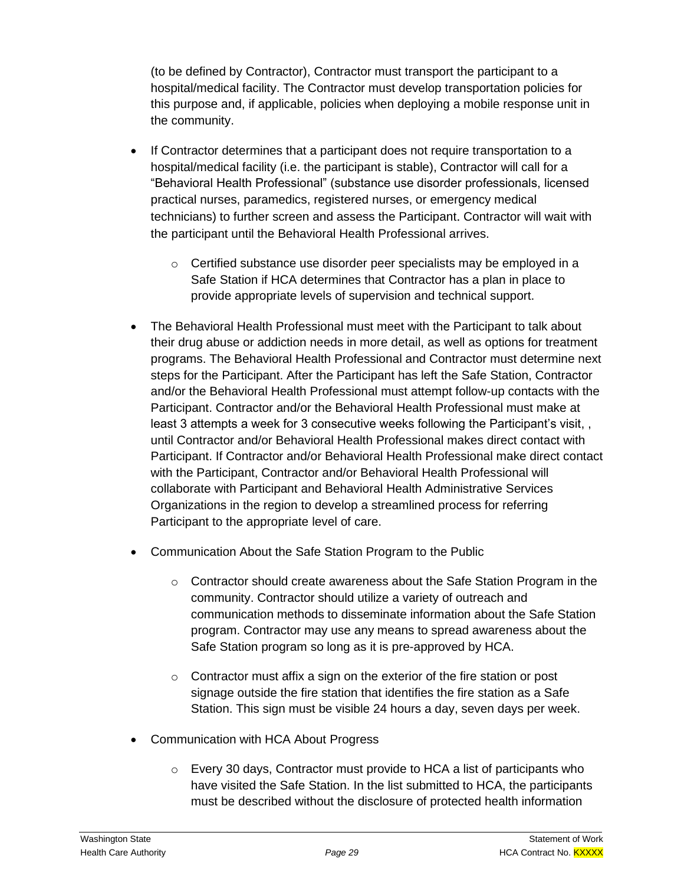(to be defined by Contractor), Contractor must transport the participant to a hospital/medical facility. The Contractor must develop transportation policies for this purpose and, if applicable, policies when deploying a mobile response unit in the community.

- If Contractor determines that a participant does not require transportation to a hospital/medical facility (i.e. the participant is stable), Contractor will call for a "Behavioral Health Professional" (substance use disorder professionals, licensed practical nurses, paramedics, registered nurses, or emergency medical technicians) to further screen and assess the Participant. Contractor will wait with the participant until the Behavioral Health Professional arrives.
  - Certified substance use disorder peer specialists may be employed in a Safe Station if HCA determines that Contractor has a plan in place to provide appropriate levels of supervision and technical support.
- The Behavioral Health Professional must meet with the Participant to talk about their drug abuse or addiction needs in more detail, as well as options for treatment programs. The Behavioral Health Professional and Contractor must determine next steps for the Participant. After the Participant has left the Safe Station, Contractor and/or the Behavioral Health Professional must attempt follow-up contacts with the Participant. Contractor and/or the Behavioral Health Professional must make at least 3 attempts a week for 3 consecutive weeks following the Participant's visit, , until Contractor and/or Behavioral Health Professional makes direct contact with Participant. If Contractor and/or Behavioral Health Professional make direct contact with the Participant, Contractor and/or Behavioral Health Professional will collaborate with Participant and Behavioral Health Administrative Services Organizations in the region to develop a streamlined process for referring Participant to the appropriate level of care.
- Communication About the Safe Station Program to the Public
  - Contractor should create awareness about the Safe Station Program in the community. Contractor should utilize a variety of outreach and communication methods to disseminate information about the Safe Station program. Contractor may use any means to spread awareness about the Safe Station program so long as it is pre-approved by HCA.
  - Contractor must affix a sign on the exterior of the fire station or post signage outside the fire station that identifies the fire station as a Safe Station. This sign must be visible 24 hours a day, seven days per week.
- Communication with HCA About Progress
  - Every 30 days, Contractor must provide to HCA a list of participants who have visited the Safe Station. In the list submitted to HCA, the participants must be described without the disclosure of protected health information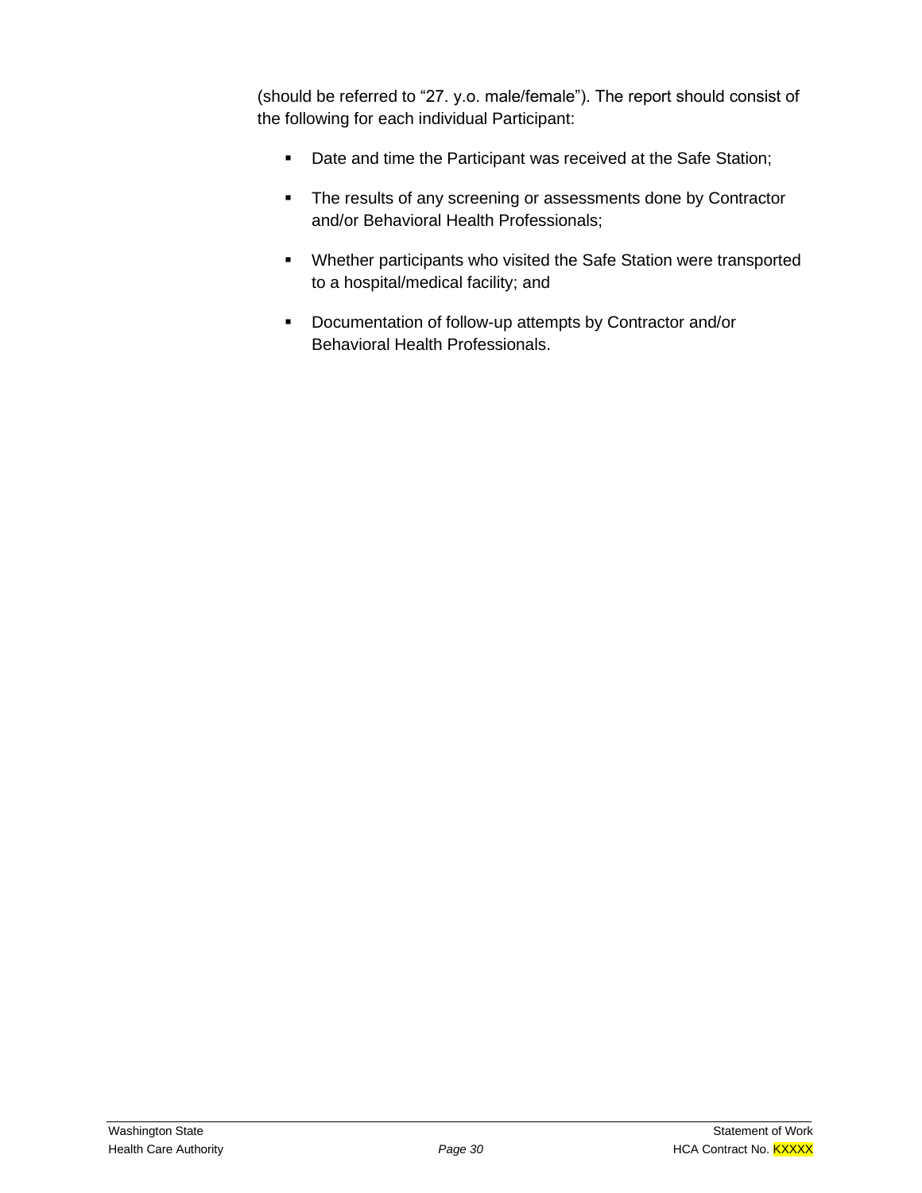(should be referred to "27. y.o. male/female"). The report should consist of the following for each individual Participant:

- Date and time the Participant was received at the Safe Station;
- The results of any screening or assessments done by Contractor and/or Behavioral Health Professionals;
- Whether participants who visited the Safe Station were transported to a hospital/medical facility; and
- Documentation of follow-up attempts by Contractor and/or Behavioral Health Professionals.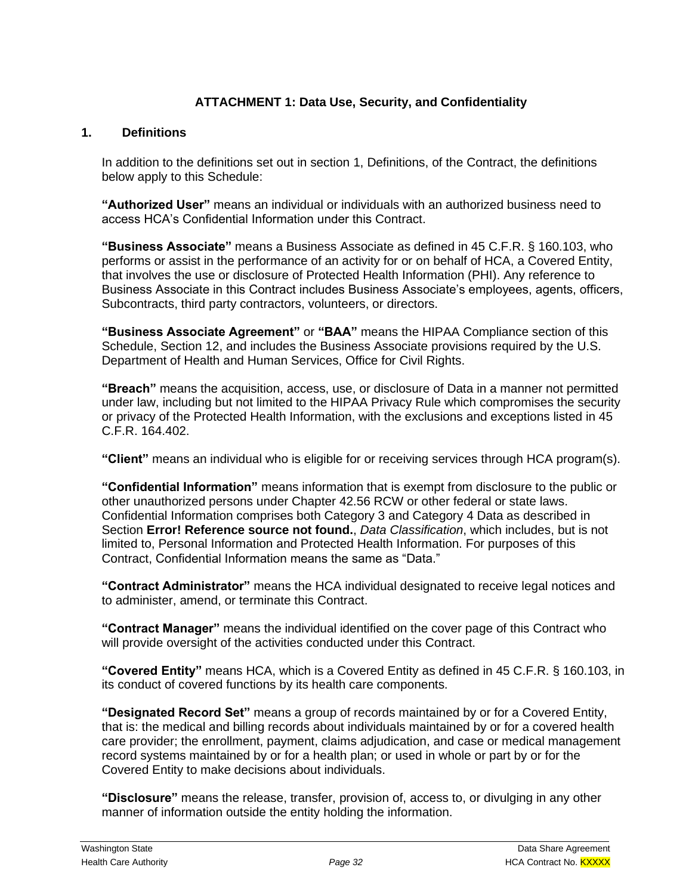## ATTACHMENT 1: Data Use, Security, and Confidentiality

### 1. Definitions

In addition to the definitions set out in section 1, Definitions, of the Contract, the definitions below apply to this Schedule:

**"Authorized User"** means an individual or individuals with an authorized business need to access HCA's Confidential Information under this Contract.

**"Business Associate"** means a Business Associate as defined in 45 C.F.R. § 160.103, who performs or assist in the performance of an activity for or on behalf of HCA, a Covered Entity, that involves the use or disclosure of Protected Health Information (PHI). Any reference to Business Associate in this Contract includes Business Associate's employees, agents, officers, Subcontracts, third party contractors, volunteers, or directors.

**"Business Associate Agreement"** or **"BAA"** means the HIPAA Compliance section of this Schedule, Section 12, and includes the Business Associate provisions required by the U.S. Department of Health and Human Services, Office for Civil Rights.

**"Breach"** means the acquisition, access, use, or disclosure of Data in a manner not permitted under law, including but not limited to the HIPAA Privacy Rule which compromises the security or privacy of the Protected Health Information, with the exclusions and exceptions listed in 45 C.F.R. 164.402.

**"Client"** means an individual who is eligible for or receiving services through HCA program(s).

**"Confidential Information"** means information that is exempt from disclosure to the public or other unauthorized persons under Chapter 42.56 RCW or other federal or state laws. Confidential Information comprises both Category 3 and Category 4 Data as described in Section **Error! Reference source not found.**, *Data Classification*, which includes, but is not limited to, Personal Information and Protected Health Information. For purposes of this Contract, Confidential Information means the same as "Data."

**"Contract Administrator"** means the HCA individual designated to receive legal notices and to administer, amend, or terminate this Contract.

**"Contract Manager"** means the individual identified on the cover page of this Contract who will provide oversight of the activities conducted under this Contract.

**"Covered Entity"** means HCA, which is a Covered Entity as defined in 45 C.F.R. § 160.103, in its conduct of covered functions by its health care components.

**"Designated Record Set"** means a group of records maintained by or for a Covered Entity, that is: the medical and billing records about individuals maintained by or for a covered health care provider; the enrollment, payment, claims adjudication, and case or medical management record systems maintained by or for a health plan; or used in whole or part by or for the Covered Entity to make decisions about individuals.

**"Disclosure"** means the release, transfer, provision of, access to, or divulging in any other manner of information outside the entity holding the information.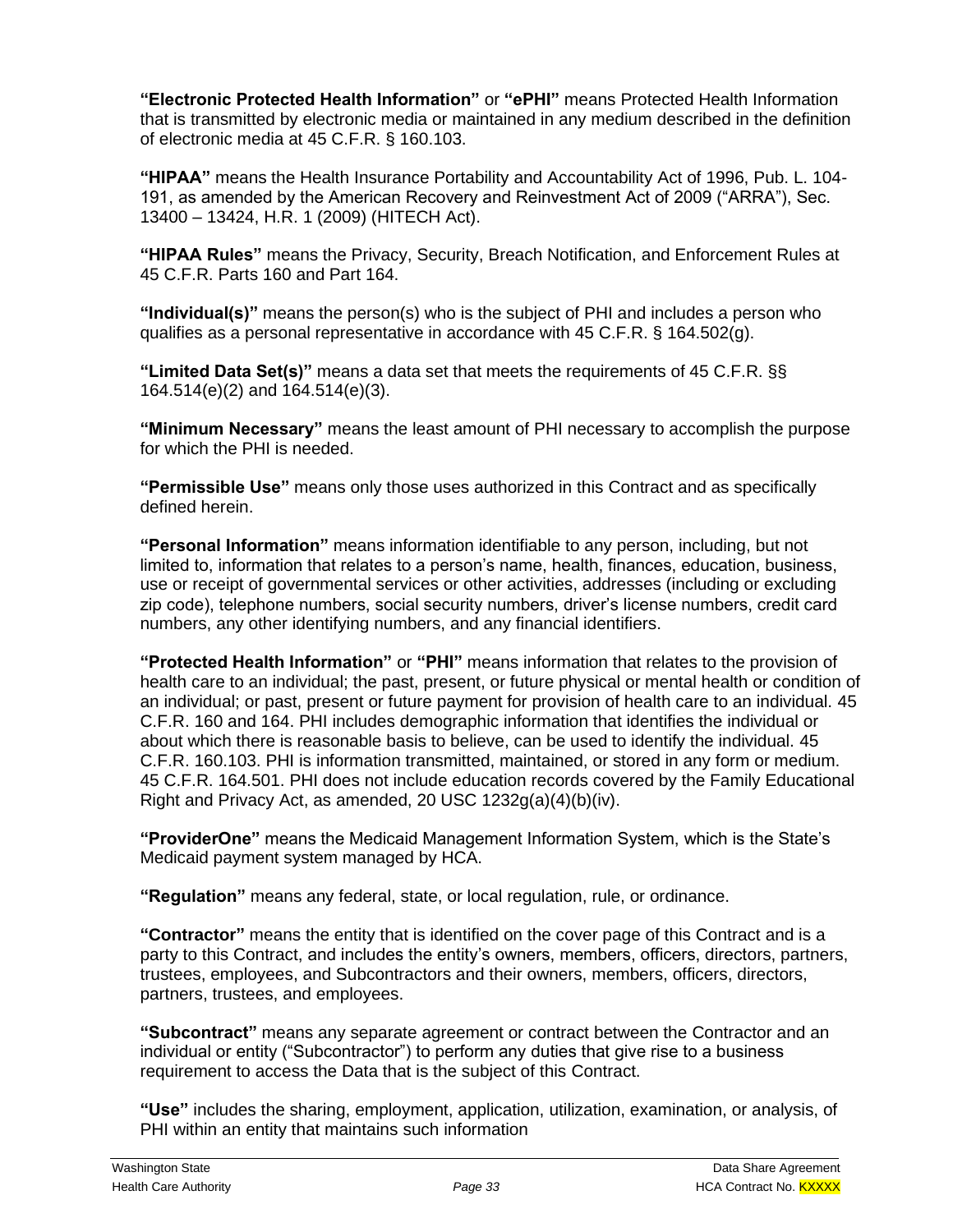**"Electronic Protected Health Information"** or **"ePHI"** means Protected Health Information that is transmitted by electronic media or maintained in any medium described in the definition of electronic media at 45 C.F.R. § 160.103.

**"HIPAA"** means the Health Insurance Portability and Accountability Act of 1996, Pub. L. 104-191, as amended by the American Recovery and Reinvestment Act of 2009 ("ARRA"), Sec. 13400 – 13424, H.R. 1 (2009) (HITECH Act).

**"HIPAA Rules"** means the Privacy, Security, Breach Notification, and Enforcement Rules at 45 C.F.R. Parts 160 and Part 164.

**"Individual(s)"** means the person(s) who is the subject of PHI and includes a person who qualifies as a personal representative in accordance with 45 C.F.R. § 164.502(g).

**"Limited Data Set(s)"** means a data set that meets the requirements of 45 C.F.R. §§ 164.514(e)(2) and 164.514(e)(3).

**"Minimum Necessary"** means the least amount of PHI necessary to accomplish the purpose for which the PHI is needed.

**"Permissible Use"** means only those uses authorized in this Contract and as specifically defined herein.

**"Personal Information"** means information identifiable to any person, including, but not limited to, information that relates to a person's name, health, finances, education, business, use or receipt of governmental services or other activities, addresses (including or excluding zip code), telephone numbers, social security numbers, driver's license numbers, credit card numbers, any other identifying numbers, and any financial identifiers.

**"Protected Health Information"** or **"PHI"** means information that relates to the provision of health care to an individual; the past, present, or future physical or mental health or condition of an individual; or past, present or future payment for provision of health care to an individual. 45 C.F.R. 160 and 164. PHI includes demographic information that identifies the individual or about which there is reasonable basis to believe, can be used to identify the individual. 45 C.F.R. 160.103. PHI is information transmitted, maintained, or stored in any form or medium. 45 C.F.R. 164.501. PHI does not include education records covered by the Family Educational Right and Privacy Act, as amended, 20 USC 1232g(a)(4)(b)(iv).

**"ProviderOne"** means the Medicaid Management Information System, which is the State's Medicaid payment system managed by HCA.

**"Regulation"** means any federal, state, or local regulation, rule, or ordinance.

**"Contractor"** means the entity that is identified on the cover page of this Contract and is a party to this Contract, and includes the entity's owners, members, officers, directors, partners, trustees, employees, and Subcontractors and their owners, members, officers, directors, partners, trustees, and employees.

**"Subcontract"** means any separate agreement or contract between the Contractor and an individual or entity ("Subcontractor") to perform any duties that give rise to a business requirement to access the Data that is the subject of this Contract.

**"Use"** includes the sharing, employment, application, utilization, examination, or analysis, of PHI within an entity that maintains such information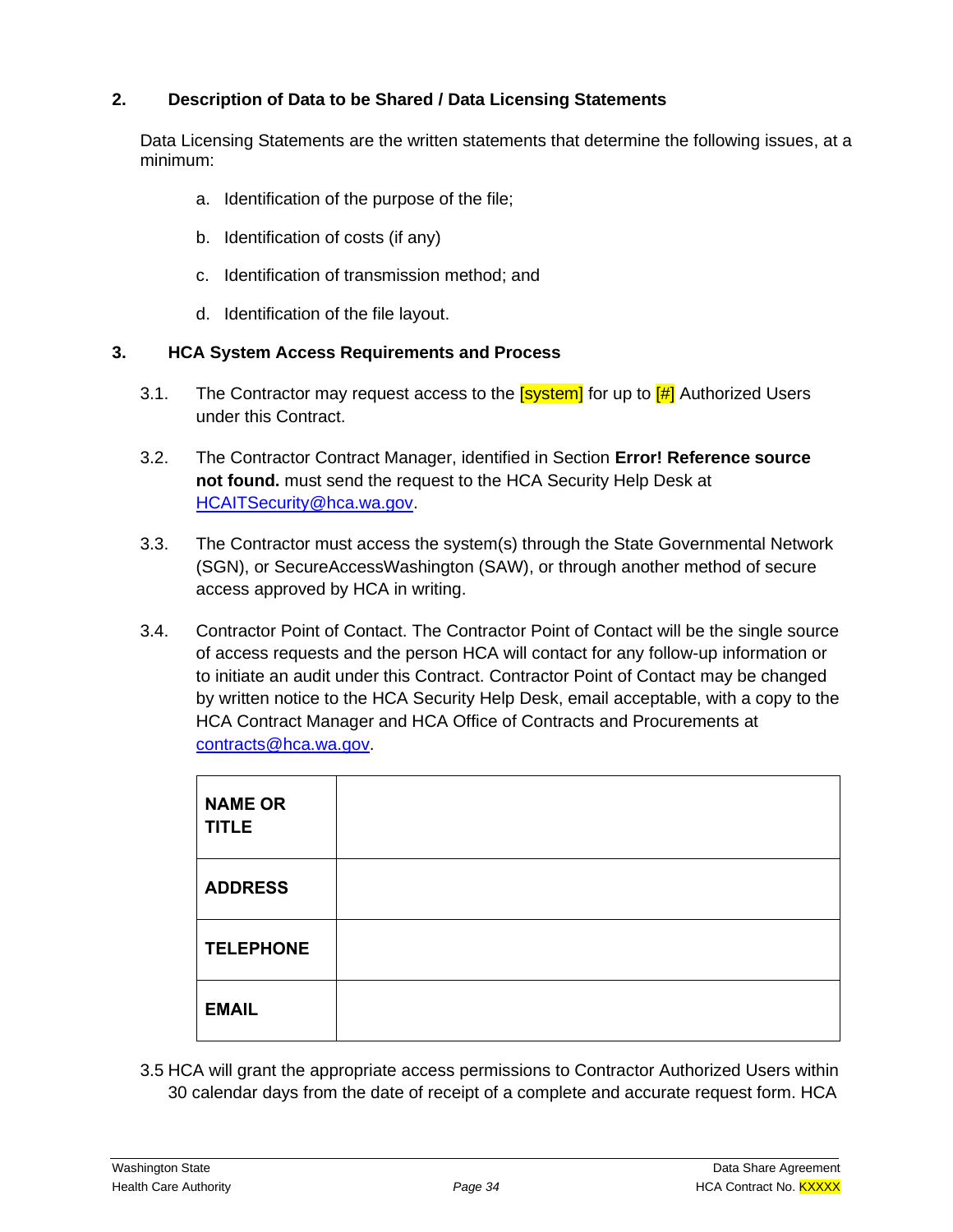## 2. Description of Data to be Shared / Data Licensing Statements

Data Licensing Statements are the written statements that determine the following issues, at a minimum:

a. Identification of the purpose of the file;

b. Identification of costs (if any)

c. Identification of transmission method; and

d. Identification of the file layout.

## 3. HCA System Access Requirements and Process

3.1. The Contractor may request access to the [system] for up to [#] Authorized Users under this Contract.

3.2. The Contractor Contract Manager, identified in Section **Error! Reference source not found.** must send the request to the HCA Security Help Desk at HCAITSecurity@hca.wa.gov.

3.3. The Contractor must access the system(s) through the State Governmental Network (SGN), or SecureAccessWashington (SAW), or through another method of secure access approved by HCA in writing.

3.4. Contractor Point of Contact. The Contractor Point of Contact will be the single source of access requests and the person HCA will contact for any follow-up information or to initiate an audit under this Contract. Contractor Point of Contact may be changed by written notice to the HCA Security Help Desk, email acceptable, with a copy to the HCA Contract Manager and HCA Office of Contracts and Procurements at contracts@hca.wa.gov.

| **NAME OR TITLE** | |
|---|---|
| **ADDRESS** | |
| **TELEPHONE** | |
| **EMAIL** | |

3.5 HCA will grant the appropriate access permissions to Contractor Authorized Users within 30 calendar days from the date of receipt of a complete and accurate request form. HCA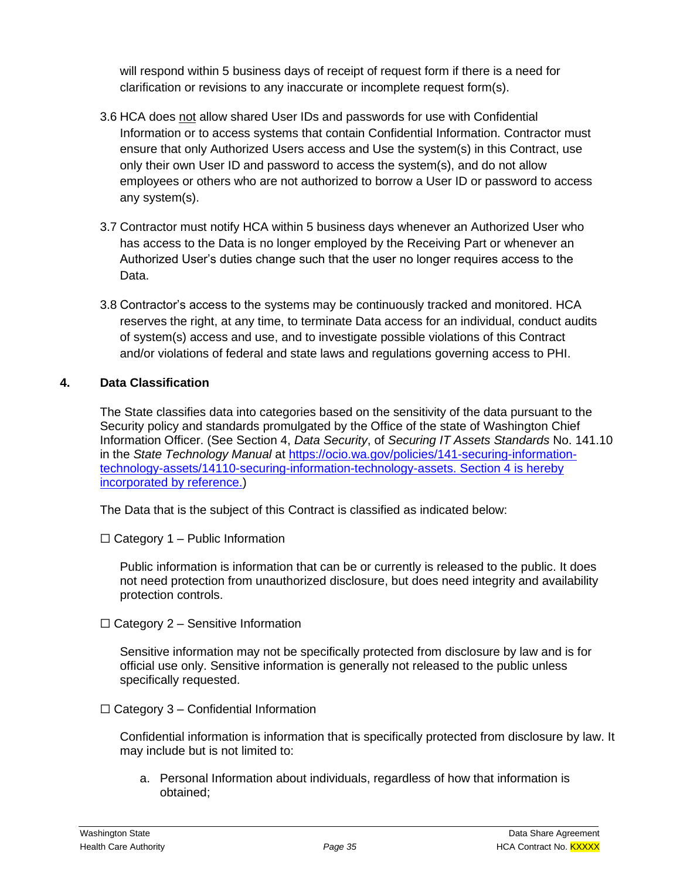will respond within 5 business days of receipt of request form if there is a need for clarification or revisions to any inaccurate or incomplete request form(s).

3.6 HCA does not allow shared User IDs and passwords for use with Confidential Information or to access systems that contain Confidential Information. Contractor must ensure that only Authorized Users access and Use the system(s) in this Contract, use only their own User ID and password to access the system(s), and do not allow employees or others who are not authorized to borrow a User ID or password to access any system(s).

3.7 Contractor must notify HCA within 5 business days whenever an Authorized User who has access to the Data is no longer employed by the Receiving Part or whenever an Authorized User's duties change such that the user no longer requires access to the Data.

3.8 Contractor's access to the systems may be continuously tracked and monitored. HCA reserves the right, at any time, to terminate Data access for an individual, conduct audits of system(s) access and use, and to investigate possible violations of this Contract and/or violations of federal and state laws and regulations governing access to PHI.

## 4. Data Classification

The State classifies data into categories based on the sensitivity of the data pursuant to the Security policy and standards promulgated by the Office of the state of Washington Chief Information Officer. (See Section 4, *Data Security*, of *Securing IT Assets Standards* No. 141.10 in the *State Technology Manual* at https://ocio.wa.gov/policies/141-securing-information-technology-assets/14110-securing-information-technology-assets. Section 4 is hereby incorporated by reference.)

The Data that is the subject of this Contract is classified as indicated below:

☐ Category 1 – Public Information

Public information is information that can be or currently is released to the public. It does not need protection from unauthorized disclosure, but does need integrity and availability protection controls.

☐ Category 2 – Sensitive Information

Sensitive information may not be specifically protected from disclosure by law and is for official use only. Sensitive information is generally not released to the public unless specifically requested.

☐ Category 3 – Confidential Information

Confidential information is information that is specifically protected from disclosure by law. It may include but is not limited to:

a. Personal Information about individuals, regardless of how that information is obtained;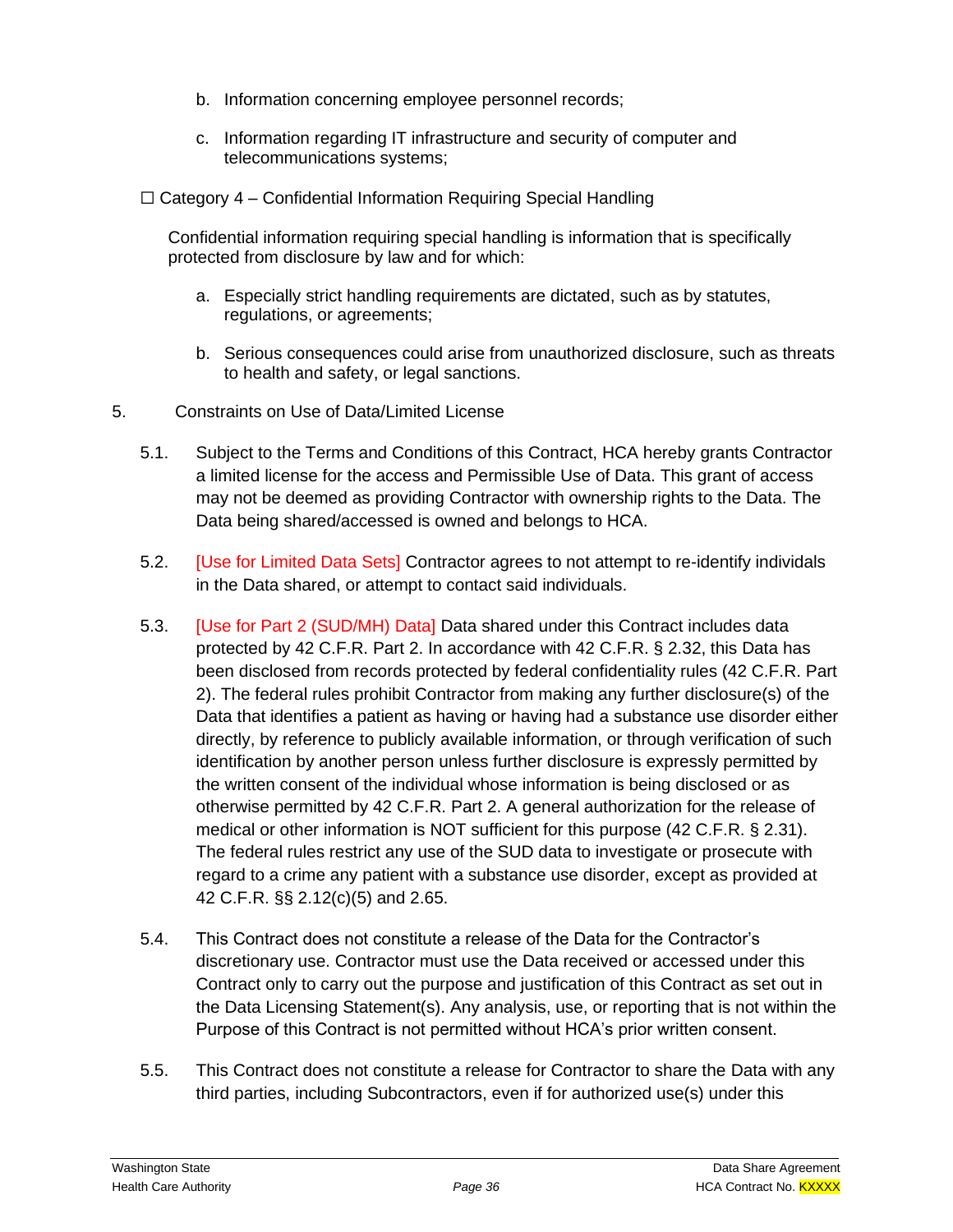b. Information concerning employee personnel records;

c. Information regarding IT infrastructure and security of computer and telecommunications systems;

☐ Category 4 – Confidential Information Requiring Special Handling

Confidential information requiring special handling is information that is specifically protected from disclosure by law and for which:

a. Especially strict handling requirements are dictated, such as by statutes, regulations, or agreements;

b. Serious consequences could arise from unauthorized disclosure, such as threats to health and safety, or legal sanctions.

5. Constraints on Use of Data/Limited License

5.1. Subject to the Terms and Conditions of this Contract, HCA hereby grants Contractor a limited license for the access and Permissible Use of Data. This grant of access may not be deemed as providing Contractor with ownership rights to the Data. The Data being shared/accessed is owned and belongs to HCA.

5.2. [Use for Limited Data Sets] Contractor agrees to not attempt to re-identify individuals in the Data shared, or attempt to contact said individuals.

5.3. [Use for Part 2 (SUD/MH) Data] Data shared under this Contract includes data protected by 42 C.F.R. Part 2. In accordance with 42 C.F.R. § 2.32, this Data has been disclosed from records protected by federal confidentiality rules (42 C.F.R. Part 2). The federal rules prohibit Contractor from making any further disclosure(s) of the Data that identifies a patient as having or having had a substance use disorder either directly, by reference to publicly available information, or through verification of such identification by another person unless further disclosure is expressly permitted by the written consent of the individual whose information is being disclosed or as otherwise permitted by 42 C.F.R. Part 2. A general authorization for the release of medical or other information is NOT sufficient for this purpose (42 C.F.R. § 2.31). The federal rules restrict any use of the SUD data to investigate or prosecute with regard to a crime any patient with a substance use disorder, except as provided at 42 C.F.R. §§ 2.12(c)(5) and 2.65.

5.4. This Contract does not constitute a release of the Data for the Contractor's discretionary use. Contractor must use the Data received or accessed under this Contract only to carry out the purpose and justification of this Contract as set out in the Data Licensing Statement(s). Any analysis, use, or reporting that is not within the Purpose of this Contract is not permitted without HCA's prior written consent.

5.5. This Contract does not constitute a release for Contractor to share the Data with any third parties, including Subcontractors, even if for authorized use(s) under this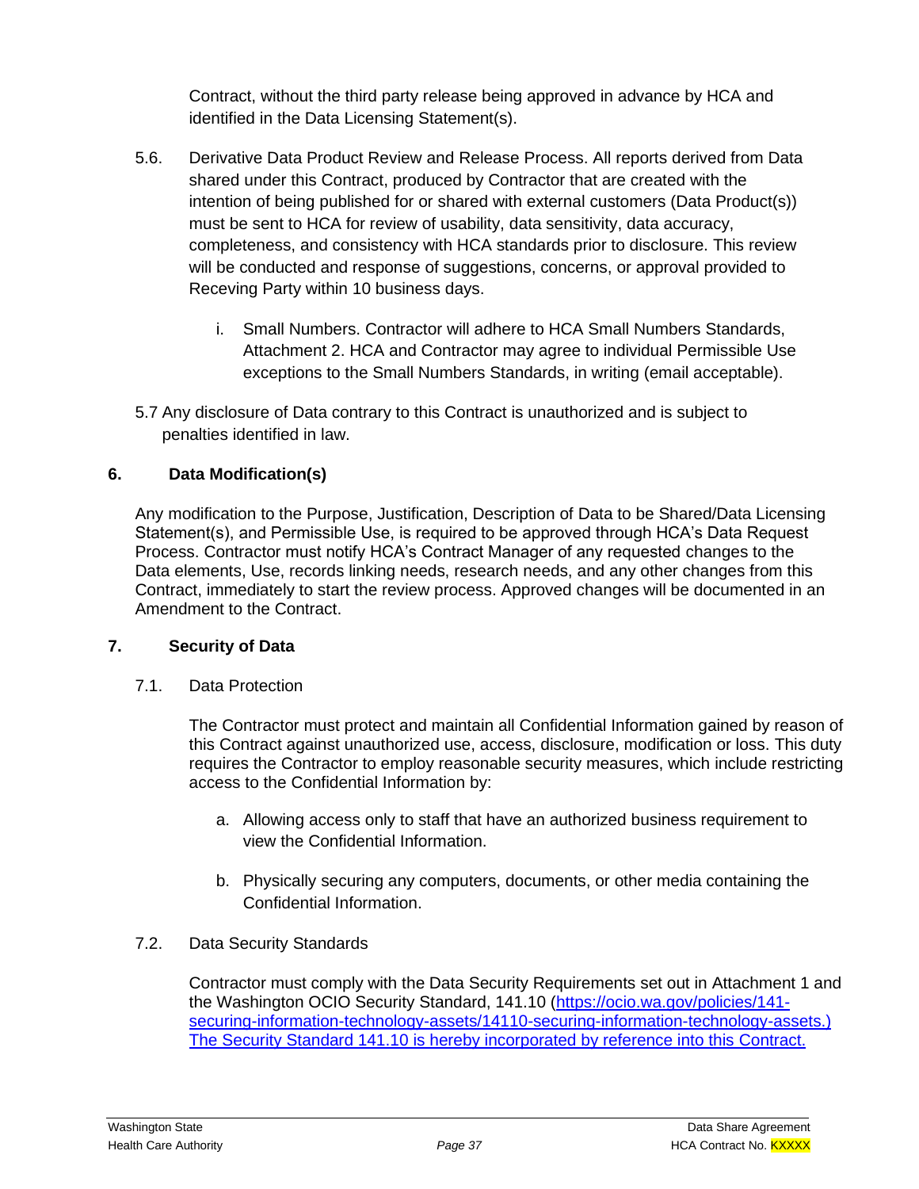Contract, without the third party release being approved in advance by HCA and identified in the Data Licensing Statement(s).

5.6. Derivative Data Product Review and Release Process. All reports derived from Data shared under this Contract, produced by Contractor that are created with the intention of being published for or shared with external customers (Data Product(s)) must be sent to HCA for review of usability, data sensitivity, data accuracy, completeness, and consistency with HCA standards prior to disclosure. This review will be conducted and response of suggestions, concerns, or approval provided to Receving Party within 10 business days.

   i. Small Numbers. Contractor will adhere to HCA Small Numbers Standards, Attachment 2. HCA and Contractor may agree to individual Permissible Use exceptions to the Small Numbers Standards, in writing (email acceptable).

5.7 Any disclosure of Data contrary to this Contract is unauthorized and is subject to penalties identified in law.

## 6. Data Modification(s)

Any modification to the Purpose, Justification, Description of Data to be Shared/Data Licensing Statement(s), and Permissible Use, is required to be approved through HCA's Data Request Process. Contractor must notify HCA's Contract Manager of any requested changes to the Data elements, Use, records linking needs, research needs, and any other changes from this Contract, immediately to start the review process. Approved changes will be documented in an Amendment to the Contract.

## 7. Security of Data

7.1. Data Protection

The Contractor must protect and maintain all Confidential Information gained by reason of this Contract against unauthorized use, access, disclosure, modification or loss. This duty requires the Contractor to employ reasonable security measures, which include restricting access to the Confidential Information by:

a. Allowing access only to staff that have an authorized business requirement to view the Confidential Information.

b. Physically securing any computers, documents, or other media containing the Confidential Information.

7.2. Data Security Standards

Contractor must comply with the Data Security Requirements set out in Attachment 1 and the Washington OCIO Security Standard, 141.10 ([https://ocio.wa.gov/policies/141-securing-information-technology-assets/14110-securing-information-technology-assets.](https://ocio.wa.gov/policies/141-securing-information-technology-assets/14110-securing-information-technology-assets)) The Security Standard 141.10 is hereby incorporated by reference into this Contract.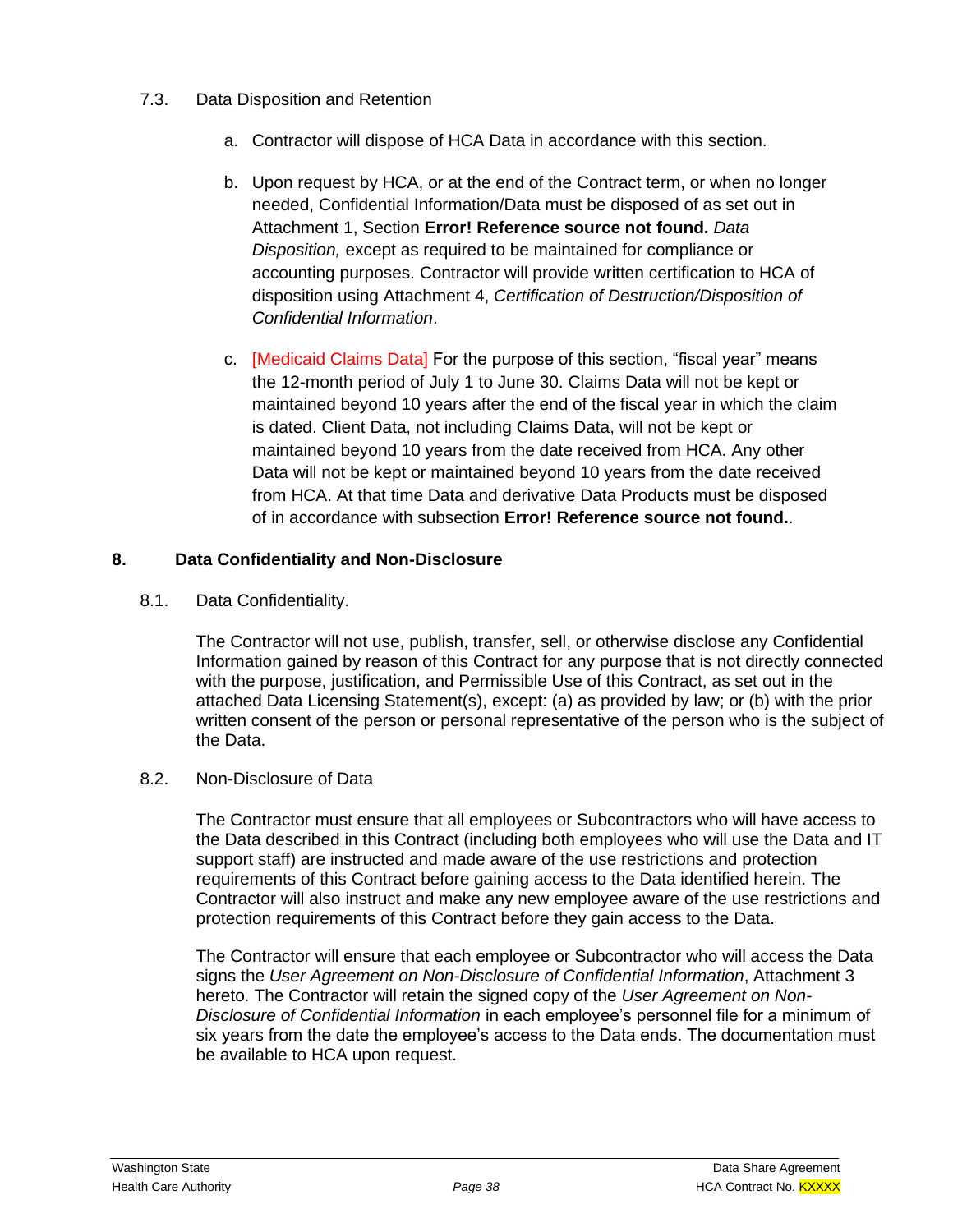7.3. Data Disposition and Retention

a. Contractor will dispose of HCA Data in accordance with this section.

b. Upon request by HCA, or at the end of the Contract term, or when no longer needed, Confidential Information/Data must be disposed of as set out in Attachment 1, Section **Error! Reference source not found.** *Data Disposition,* except as required to be maintained for compliance or accounting purposes. Contractor will provide written certification to HCA of disposition using Attachment 4, *Certification of Destruction/Disposition of Confidential Information*.

c. [Medicaid Claims Data] For the purpose of this section, "fiscal year" means the 12-month period of July 1 to June 30. Claims Data will not be kept or maintained beyond 10 years after the end of the fiscal year in which the claim is dated. Client Data, not including Claims Data, will not be kept or maintained beyond 10 years from the date received from HCA. Any other Data will not be kept or maintained beyond 10 years from the date received from HCA. At that time Data and derivative Data Products must be disposed of in accordance with subsection **Error! Reference source not found.**.

## 8. Data Confidentiality and Non-Disclosure

8.1. Data Confidentiality.

The Contractor will not use, publish, transfer, sell, or otherwise disclose any Confidential Information gained by reason of this Contract for any purpose that is not directly connected with the purpose, justification, and Permissible Use of this Contract, as set out in the attached Data Licensing Statement(s), except: (a) as provided by law; or (b) with the prior written consent of the person or personal representative of the person who is the subject of the Data.

8.2. Non-Disclosure of Data

The Contractor must ensure that all employees or Subcontractors who will have access to the Data described in this Contract (including both employees who will use the Data and IT support staff) are instructed and made aware of the use restrictions and protection requirements of this Contract before gaining access to the Data identified herein. The Contractor will also instruct and make any new employee aware of the use restrictions and protection requirements of this Contract before they gain access to the Data.

The Contractor will ensure that each employee or Subcontractor who will access the Data signs the *User Agreement on Non-Disclosure of Confidential Information*, Attachment 3 hereto. The Contractor will retain the signed copy of the *User Agreement on Non-Disclosure of Confidential Information* in each employee's personnel file for a minimum of six years from the date the employee's access to the Data ends. The documentation must be available to HCA upon request.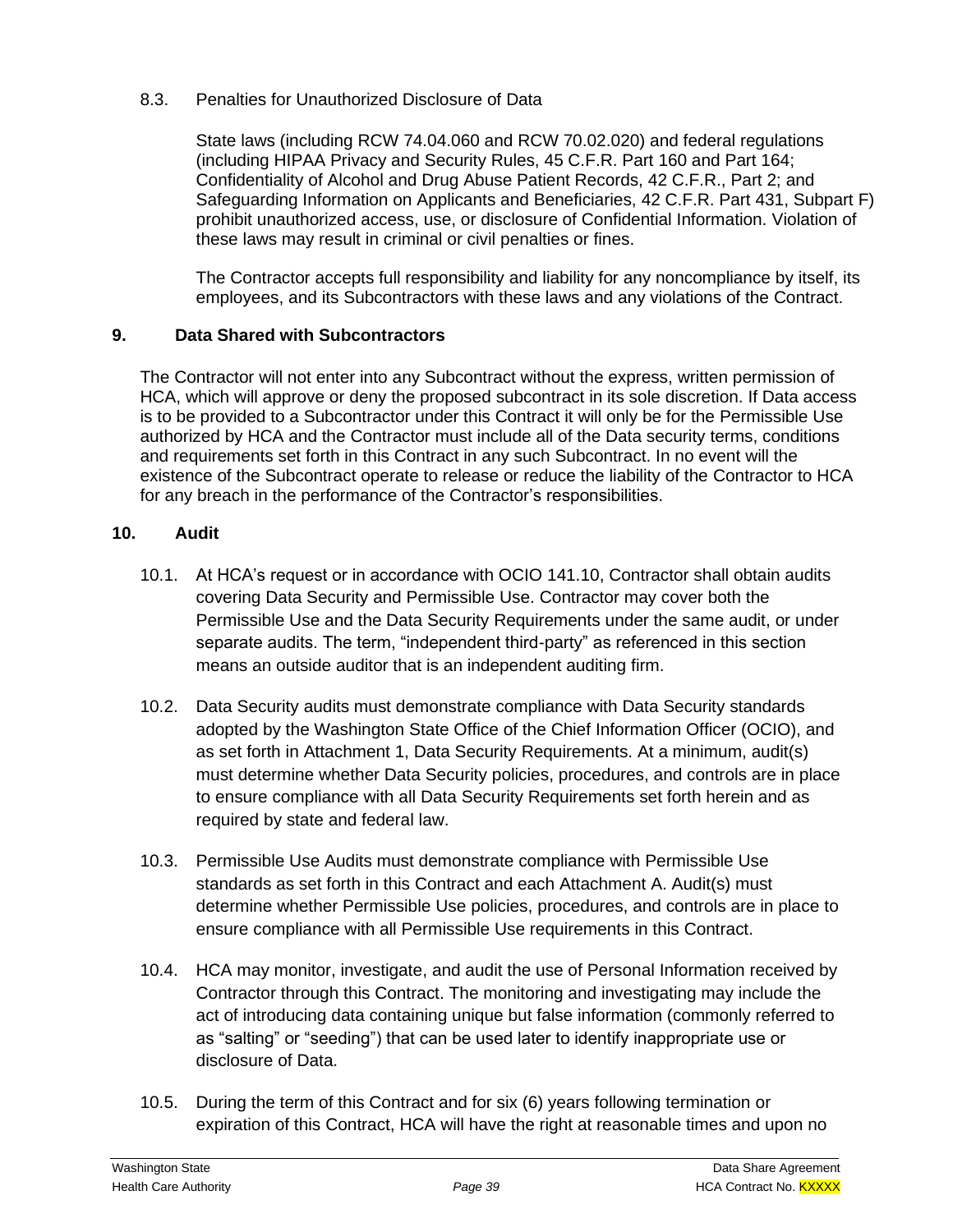8.3. Penalties for Unauthorized Disclosure of Data

State laws (including RCW 74.04.060 and RCW 70.02.020) and federal regulations (including HIPAA Privacy and Security Rules, 45 C.F.R. Part 160 and Part 164; Confidentiality of Alcohol and Drug Abuse Patient Records, 42 C.F.R., Part 2; and Safeguarding Information on Applicants and Beneficiaries, 42 C.F.R. Part 431, Subpart F) prohibit unauthorized access, use, or disclosure of Confidential Information. Violation of these laws may result in criminal or civil penalties or fines.

The Contractor accepts full responsibility and liability for any noncompliance by itself, its employees, and its Subcontractors with these laws and any violations of the Contract.

## 9. Data Shared with Subcontractors

The Contractor will not enter into any Subcontract without the express, written permission of HCA, which will approve or deny the proposed subcontract in its sole discretion. If Data access is to be provided to a Subcontractor under this Contract it will only be for the Permissible Use authorized by HCA and the Contractor must include all of the Data security terms, conditions and requirements set forth in this Contract in any such Subcontract. In no event will the existence of the Subcontract operate to release or reduce the liability of the Contractor to HCA for any breach in the performance of the Contractor's responsibilities.

## 10. Audit

10.1. At HCA's request or in accordance with OCIO 141.10, Contractor shall obtain audits covering Data Security and Permissible Use. Contractor may cover both the Permissible Use and the Data Security Requirements under the same audit, or under separate audits. The term, "independent third-party" as referenced in this section means an outside auditor that is an independent auditing firm.

10.2. Data Security audits must demonstrate compliance with Data Security standards adopted by the Washington State Office of the Chief Information Officer (OCIO), and as set forth in Attachment 1, Data Security Requirements. At a minimum, audit(s) must determine whether Data Security policies, procedures, and controls are in place to ensure compliance with all Data Security Requirements set forth herein and as required by state and federal law.

10.3. Permissible Use Audits must demonstrate compliance with Permissible Use standards as set forth in this Contract and each Attachment A. Audit(s) must determine whether Permissible Use policies, procedures, and controls are in place to ensure compliance with all Permissible Use requirements in this Contract.

10.4. HCA may monitor, investigate, and audit the use of Personal Information received by Contractor through this Contract. The monitoring and investigating may include the act of introducing data containing unique but false information (commonly referred to as "salting" or "seeding") that can be used later to identify inappropriate use or disclosure of Data.

10.5. During the term of this Contract and for six (6) years following termination or expiration of this Contract, HCA will have the right at reasonable times and upon no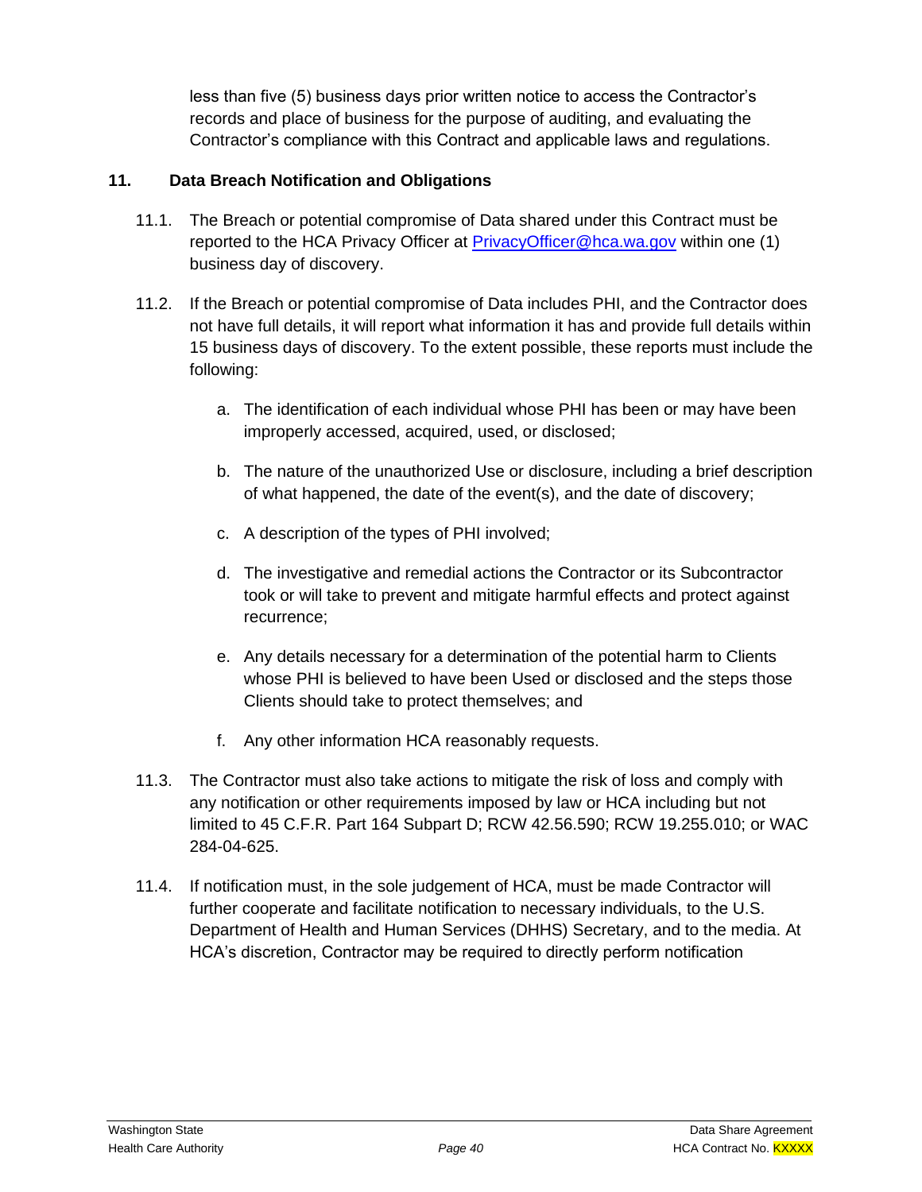less than five (5) business days prior written notice to access the Contractor's records and place of business for the purpose of auditing, and evaluating the Contractor's compliance with this Contract and applicable laws and regulations.

## 11. Data Breach Notification and Obligations

11.1. The Breach or potential compromise of Data shared under this Contract must be reported to the HCA Privacy Officer at PrivacyOfficer@hca.wa.gov within one (1) business day of discovery.

11.2. If the Breach or potential compromise of Data includes PHI, and the Contractor does not have full details, it will report what information it has and provide full details within 15 business days of discovery. To the extent possible, these reports must include the following:

a. The identification of each individual whose PHI has been or may have been improperly accessed, acquired, used, or disclosed;

b. The nature of the unauthorized Use or disclosure, including a brief description of what happened, the date of the event(s), and the date of discovery;

c. A description of the types of PHI involved;

d. The investigative and remedial actions the Contractor or its Subcontractor took or will take to prevent and mitigate harmful effects and protect against recurrence;

e. Any details necessary for a determination of the potential harm to Clients whose PHI is believed to have been Used or disclosed and the steps those Clients should take to protect themselves; and

f. Any other information HCA reasonably requests.

11.3. The Contractor must also take actions to mitigate the risk of loss and comply with any notification or other requirements imposed by law or HCA including but not limited to 45 C.F.R. Part 164 Subpart D; RCW 42.56.590; RCW 19.255.010; or WAC 284-04-625.

11.4. If notification must, in the sole judgement of HCA, must be made Contractor will further cooperate and facilitate notification to necessary individuals, to the U.S. Department of Health and Human Services (DHHS) Secretary, and to the media. At HCA's discretion, Contractor may be required to directly perform notification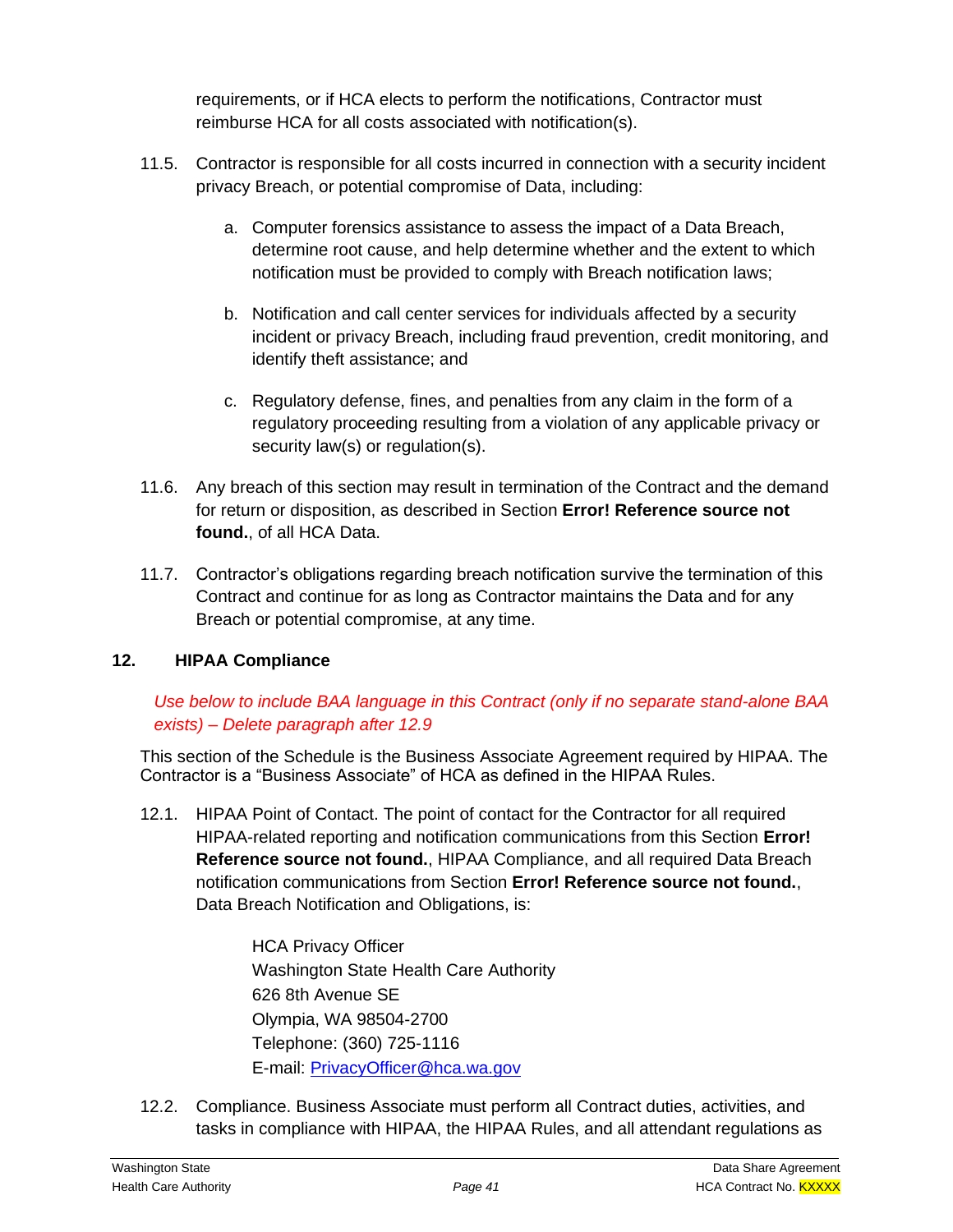requirements, or if HCA elects to perform the notifications, Contractor must reimburse HCA for all costs associated with notification(s).

11.5. Contractor is responsible for all costs incurred in connection with a security incident privacy Breach, or potential compromise of Data, including:

  a. Computer forensics assistance to assess the impact of a Data Breach, determine root cause, and help determine whether and the extent to which notification must be provided to comply with Breach notification laws;

  b. Notification and call center services for individuals affected by a security incident or privacy Breach, including fraud prevention, credit monitoring, and identify theft assistance; and

  c. Regulatory defense, fines, and penalties from any claim in the form of a regulatory proceeding resulting from a violation of any applicable privacy or security law(s) or regulation(s).

11.6. Any breach of this section may result in termination of the Contract and the demand for return or disposition, as described in Section **Error! Reference source not found.**, of all HCA Data.

11.7. Contractor's obligations regarding breach notification survive the termination of this Contract and continue for as long as Contractor maintains the Data and for any Breach or potential compromise, at any time.

## 12. HIPAA Compliance

*Use below to include BAA language in this Contract (only if no separate stand-alone BAA exists) – Delete paragraph after 12.9*

This section of the Schedule is the Business Associate Agreement required by HIPAA. The Contractor is a "Business Associate" of HCA as defined in the HIPAA Rules.

12.1. HIPAA Point of Contact. The point of contact for the Contractor for all required HIPAA-related reporting and notification communications from this Section **Error! Reference source not found.**, HIPAA Compliance, and all required Data Breach notification communications from Section **Error! Reference source not found.**, Data Breach Notification and Obligations, is:

> HCA Privacy Officer
> Washington State Health Care Authority
> 626 8th Avenue SE
> Olympia, WA 98504-2700
> Telephone: (360) 725-1116
> E-mail: PrivacyOfficer@hca.wa.gov

12.2. Compliance. Business Associate must perform all Contract duties, activities, and tasks in compliance with HIPAA, the HIPAA Rules, and all attendant regulations as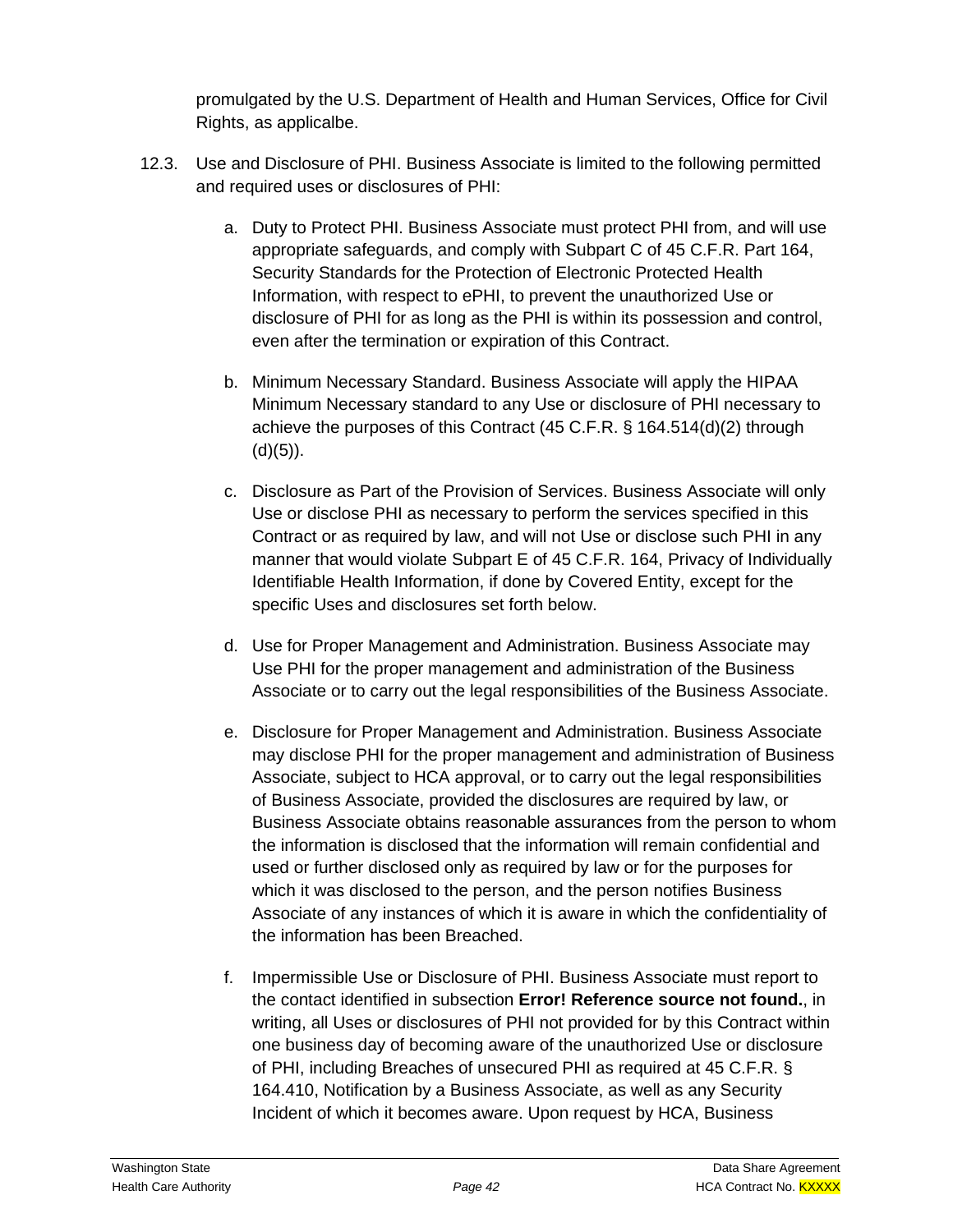promulgated by the U.S. Department of Health and Human Services, Office for Civil Rights, as applicalbe.

12.3. Use and Disclosure of PHI. Business Associate is limited to the following permitted and required uses or disclosures of PHI:

a. Duty to Protect PHI. Business Associate must protect PHI from, and will use appropriate safeguards, and comply with Subpart C of 45 C.F.R. Part 164, Security Standards for the Protection of Electronic Protected Health Information, with respect to ePHI, to prevent the unauthorized Use or disclosure of PHI for as long as the PHI is within its possession and control, even after the termination or expiration of this Contract.

b. Minimum Necessary Standard. Business Associate will apply the HIPAA Minimum Necessary standard to any Use or disclosure of PHI necessary to achieve the purposes of this Contract (45 C.F.R. § 164.514(d)(2) through (d)(5)).

c. Disclosure as Part of the Provision of Services. Business Associate will only Use or disclose PHI as necessary to perform the services specified in this Contract or as required by law, and will not Use or disclose such PHI in any manner that would violate Subpart E of 45 C.F.R. 164, Privacy of Individually Identifiable Health Information, if done by Covered Entity, except for the specific Uses and disclosures set forth below.

d. Use for Proper Management and Administration. Business Associate may Use PHI for the proper management and administration of the Business Associate or to carry out the legal responsibilities of the Business Associate.

e. Disclosure for Proper Management and Administration. Business Associate may disclose PHI for the proper management and administration of Business Associate, subject to HCA approval, or to carry out the legal responsibilities of Business Associate, provided the disclosures are required by law, or Business Associate obtains reasonable assurances from the person to whom the information is disclosed that the information will remain confidential and used or further disclosed only as required by law or for the purposes for which it was disclosed to the person, and the person notifies Business Associate of any instances of which it is aware in which the confidentiality of the information has been Breached.

f. Impermissible Use or Disclosure of PHI. Business Associate must report to the contact identified in subsection **Error! Reference source not found.**, in writing, all Uses or disclosures of PHI not provided for by this Contract within one business day of becoming aware of the unauthorized Use or disclosure of PHI, including Breaches of unsecured PHI as required at 45 C.F.R. § 164.410, Notification by a Business Associate, as well as any Security Incident of which it becomes aware. Upon request by HCA, Business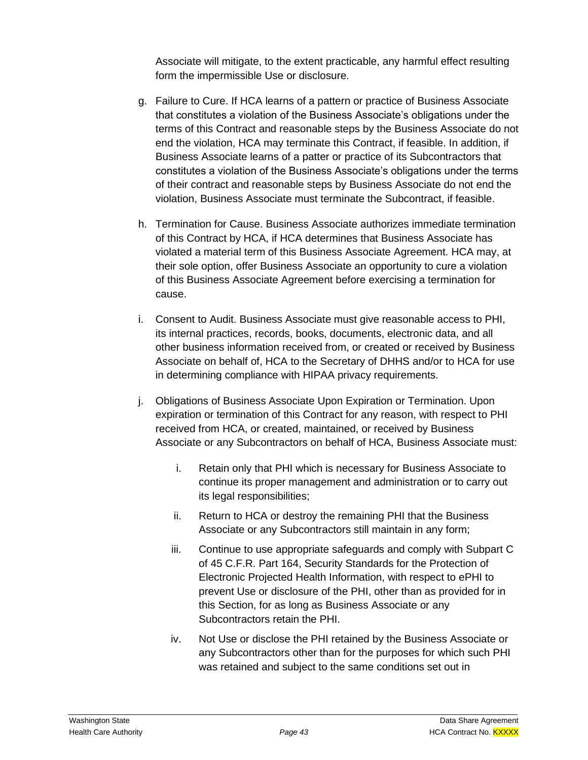Associate will mitigate, to the extent practicable, any harmful effect resulting form the impermissible Use or disclosure.

g. Failure to Cure. If HCA learns of a pattern or practice of Business Associate that constitutes a violation of the Business Associate's obligations under the terms of this Contract and reasonable steps by the Business Associate do not end the violation, HCA may terminate this Contract, if feasible. In addition, if Business Associate learns of a patter or practice of its Subcontractors that constitutes a violation of the Business Associate's obligations under the terms of their contract and reasonable steps by Business Associate do not end the violation, Business Associate must terminate the Subcontract, if feasible.

h. Termination for Cause. Business Associate authorizes immediate termination of this Contract by HCA, if HCA determines that Business Associate has violated a material term of this Business Associate Agreement. HCA may, at their sole option, offer Business Associate an opportunity to cure a violation of this Business Associate Agreement before exercising a termination for cause.

i. Consent to Audit. Business Associate must give reasonable access to PHI, its internal practices, records, books, documents, electronic data, and all other business information received from, or created or received by Business Associate on behalf of, HCA to the Secretary of DHHS and/or to HCA for use in determining compliance with HIPAA privacy requirements.

j. Obligations of Business Associate Upon Expiration or Termination. Upon expiration or termination of this Contract for any reason, with respect to PHI received from HCA, or created, maintained, or received by Business Associate or any Subcontractors on behalf of HCA, Business Associate must:

   i. Retain only that PHI which is necessary for Business Associate to continue its proper management and administration or to carry out its legal responsibilities;

   ii. Return to HCA or destroy the remaining PHI that the Business Associate or any Subcontractors still maintain in any form;

   iii. Continue to use appropriate safeguards and comply with Subpart C of 45 C.F.R. Part 164, Security Standards for the Protection of Electronic Projected Health Information, with respect to ePHI to prevent Use or disclosure of the PHI, other than as provided for in this Section, for as long as Business Associate or any Subcontractors retain the PHI.

   iv. Not Use or disclose the PHI retained by the Business Associate or any Subcontractors other than for the purposes for which such PHI was retained and subject to the same conditions set out in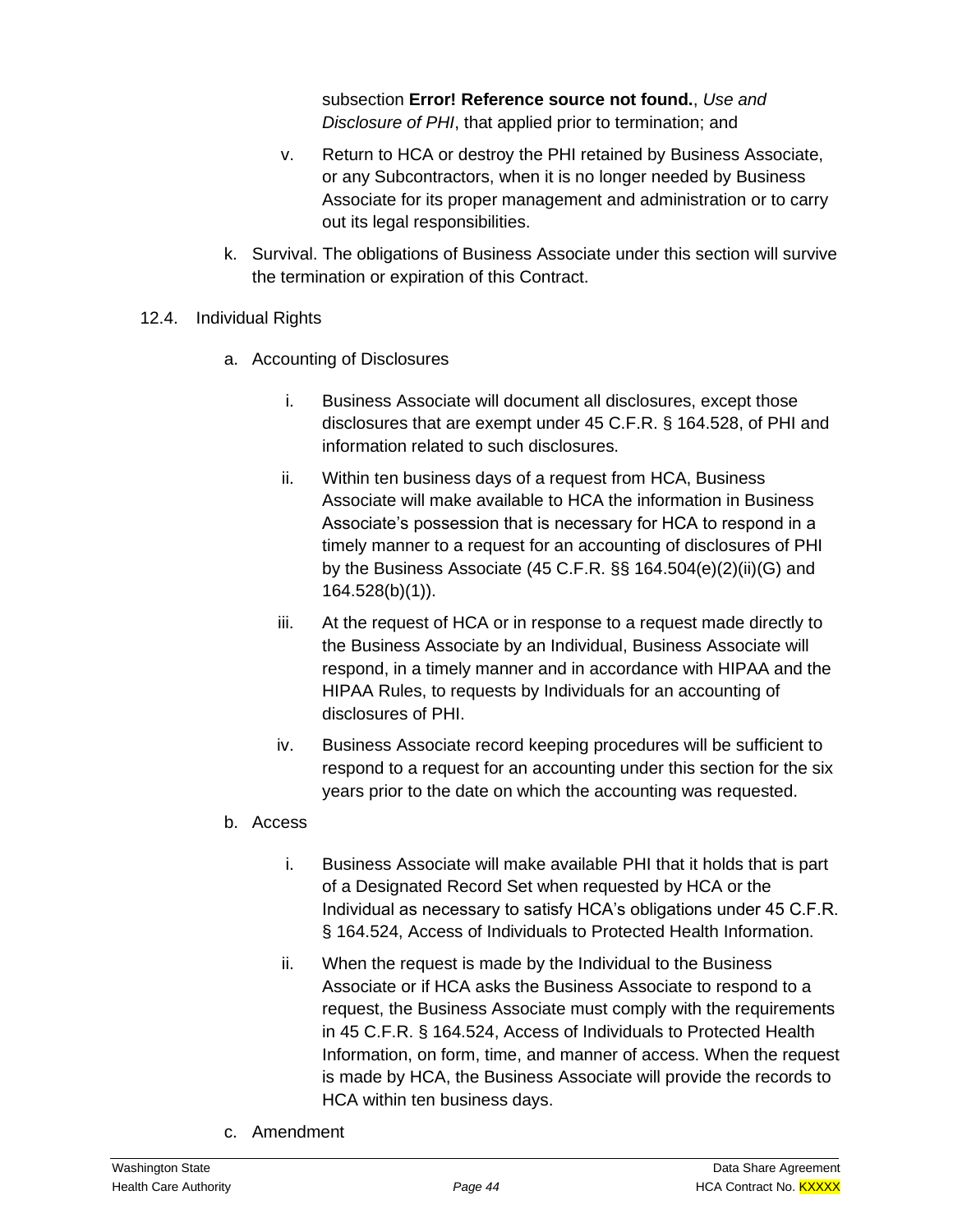subsection **Error! Reference source not found.**, *Use and Disclosure of PHI*, that applied prior to termination; and

v. Return to HCA or destroy the PHI retained by Business Associate, or any Subcontractors, when it is no longer needed by Business Associate for its proper management and administration or to carry out its legal responsibilities.

k. Survival. The obligations of Business Associate under this section will survive the termination or expiration of this Contract.

12.4. Individual Rights

a. Accounting of Disclosures

i. Business Associate will document all disclosures, except those disclosures that are exempt under 45 C.F.R. § 164.528, of PHI and information related to such disclosures.

ii. Within ten business days of a request from HCA, Business Associate will make available to HCA the information in Business Associate's possession that is necessary for HCA to respond in a timely manner to a request for an accounting of disclosures of PHI by the Business Associate (45 C.F.R. §§ 164.504(e)(2)(ii)(G) and 164.528(b)(1)).

iii. At the request of HCA or in response to a request made directly to the Business Associate by an Individual, Business Associate will respond, in a timely manner and in accordance with HIPAA and the HIPAA Rules, to requests by Individuals for an accounting of disclosures of PHI.

iv. Business Associate record keeping procedures will be sufficient to respond to a request for an accounting under this section for the six years prior to the date on which the accounting was requested.

b. Access

i. Business Associate will make available PHI that it holds that is part of a Designated Record Set when requested by HCA or the Individual as necessary to satisfy HCA's obligations under 45 C.F.R. § 164.524, Access of Individuals to Protected Health Information.

ii. When the request is made by the Individual to the Business Associate or if HCA asks the Business Associate to respond to a request, the Business Associate must comply with the requirements in 45 C.F.R. § 164.524, Access of Individuals to Protected Health Information, on form, time, and manner of access. When the request is made by HCA, the Business Associate will provide the records to HCA within ten business days.

c. Amendment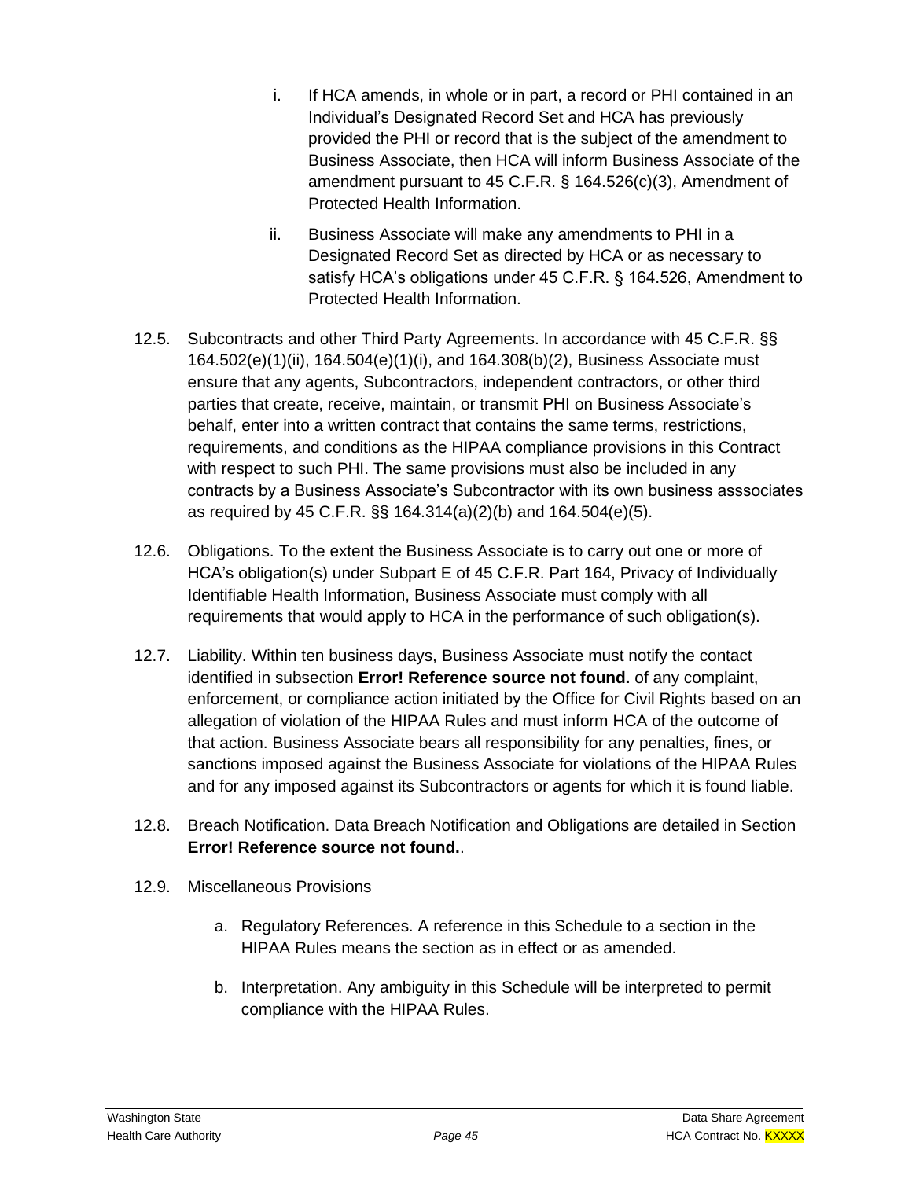i. If HCA amends, in whole or in part, a record or PHI contained in an Individual's Designated Record Set and HCA has previously provided the PHI or record that is the subject of the amendment to Business Associate, then HCA will inform Business Associate of the amendment pursuant to 45 C.F.R. § 164.526(c)(3), Amendment of Protected Health Information.

ii. Business Associate will make any amendments to PHI in a Designated Record Set as directed by HCA or as necessary to satisfy HCA's obligations under 45 C.F.R. § 164.526, Amendment to Protected Health Information.

12.5. Subcontracts and other Third Party Agreements. In accordance with 45 C.F.R. §§ 164.502(e)(1)(ii), 164.504(e)(1)(i), and 164.308(b)(2), Business Associate must ensure that any agents, Subcontractors, independent contractors, or other third parties that create, receive, maintain, or transmit PHI on Business Associate's behalf, enter into a written contract that contains the same terms, restrictions, requirements, and conditions as the HIPAA compliance provisions in this Contract with respect to such PHI. The same provisions must also be included in any contracts by a Business Associate's Subcontractor with its own business asssociates as required by 45 C.F.R. §§ 164.314(a)(2)(b) and 164.504(e)(5).

12.6. Obligations. To the extent the Business Associate is to carry out one or more of HCA's obligation(s) under Subpart E of 45 C.F.R. Part 164, Privacy of Individually Identifiable Health Information, Business Associate must comply with all requirements that would apply to HCA in the performance of such obligation(s).

12.7. Liability. Within ten business days, Business Associate must notify the contact identified in subsection **Error! Reference source not found.** of any complaint, enforcement, or compliance action initiated by the Office for Civil Rights based on an allegation of violation of the HIPAA Rules and must inform HCA of the outcome of that action. Business Associate bears all responsibility for any penalties, fines, or sanctions imposed against the Business Associate for violations of the HIPAA Rules and for any imposed against its Subcontractors or agents for which it is found liable.

12.8. Breach Notification. Data Breach Notification and Obligations are detailed in Section **Error! Reference source not found.**.

12.9. Miscellaneous Provisions

a. Regulatory References. A reference in this Schedule to a section in the HIPAA Rules means the section as in effect or as amended.

b. Interpretation. Any ambiguity in this Schedule will be interpreted to permit compliance with the HIPAA Rules.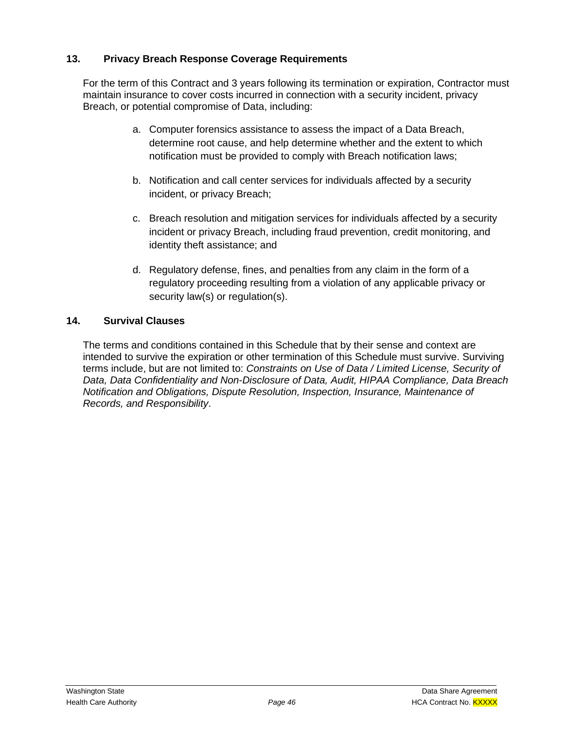## 13. Privacy Breach Response Coverage Requirements

For the term of this Contract and 3 years following its termination or expiration, Contractor must maintain insurance to cover costs incurred in connection with a security incident, privacy Breach, or potential compromise of Data, including:

a. Computer forensics assistance to assess the impact of a Data Breach, determine root cause, and help determine whether and the extent to which notification must be provided to comply with Breach notification laws;

b. Notification and call center services for individuals affected by a security incident, or privacy Breach;

c. Breach resolution and mitigation services for individuals affected by a security incident or privacy Breach, including fraud prevention, credit monitoring, and identity theft assistance; and

d. Regulatory defense, fines, and penalties from any claim in the form of a regulatory proceeding resulting from a violation of any applicable privacy or security law(s) or regulation(s).

## 14. Survival Clauses

The terms and conditions contained in this Schedule that by their sense and context are intended to survive the expiration or other termination of this Schedule must survive. Surviving terms include, but are not limited to: *Constraints on Use of Data / Limited License, Security of Data, Data Confidentiality and Non-Disclosure of Data, Audit, HIPAA Compliance, Data Breach Notification and Obligations, Dispute Resolution, Inspection, Insurance, Maintenance of Records, and Responsibility*.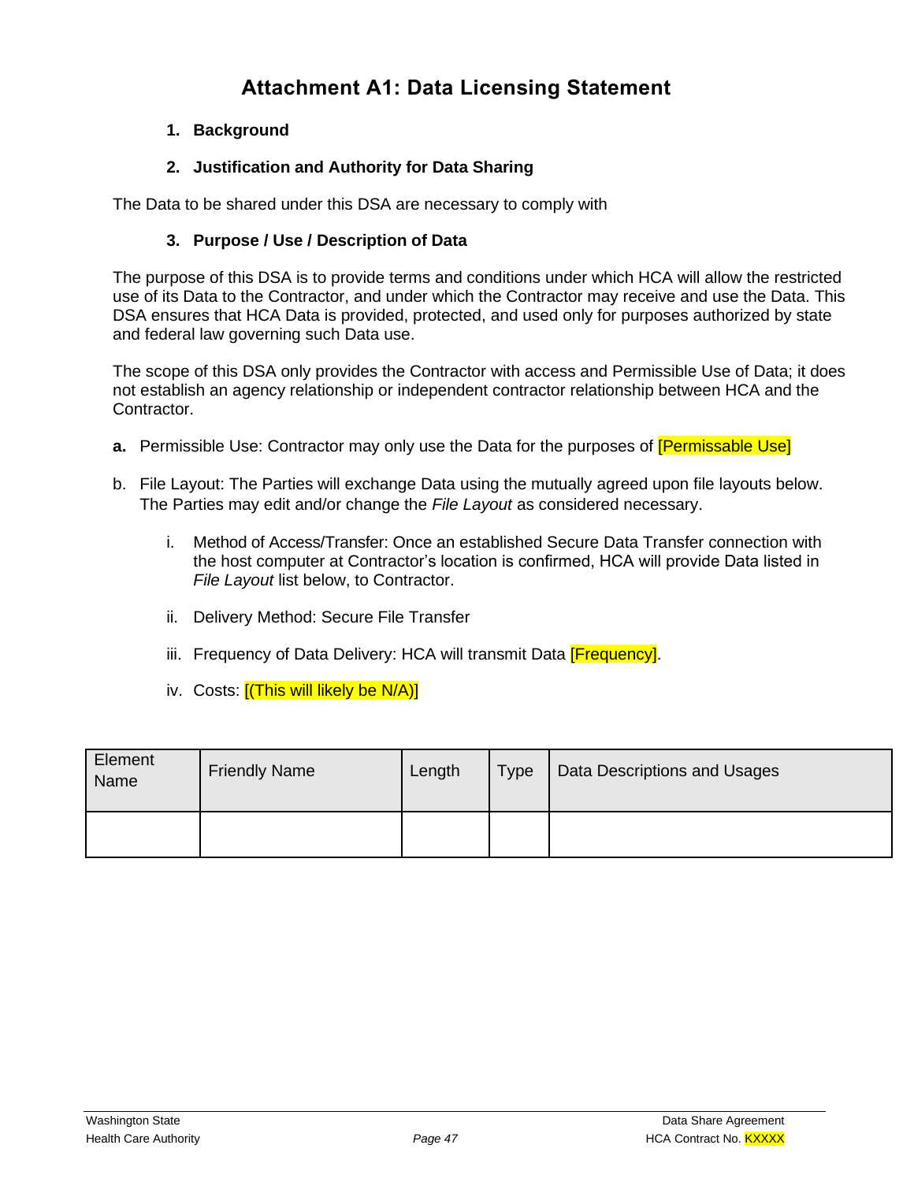# Attachment A1: Data Licensing Statement

1. **Background**

2. **Justification and Authority for Data Sharing**

The Data to be shared under this DSA are necessary to comply with

3. **Purpose / Use / Description of Data**

The purpose of this DSA is to provide terms and conditions under which HCA will allow the restricted use of its Data to the Contractor, and under which the Contractor may receive and use the Data. This DSA ensures that HCA Data is provided, protected, and used only for purposes authorized by state and federal law governing such Data use.

The scope of this DSA only provides the Contractor with access and Permissible Use of Data; it does not establish an agency relationship or independent contractor relationship between HCA and the Contractor.

**a.** Permissible Use: Contractor may only use the Data for the purposes of [Permissable Use]

b. File Layout: The Parties will exchange Data using the mutually agreed upon file layouts below. The Parties may edit and/or change the *File Layout* as considered necessary.

   i. Method of Access/Transfer: Once an established Secure Data Transfer connection with the host computer at Contractor's location is confirmed, HCA will provide Data listed in *File Layout* list below, to Contractor.

   ii. Delivery Method: Secure File Transfer

   iii. Frequency of Data Delivery: HCA will transmit Data [Frequency].

   iv. Costs: [(This will likely be N/A)]

| Element Name | Friendly Name | Length | Type | Data Descriptions and Usages |
|---|---|---|---|---|
| | | | | |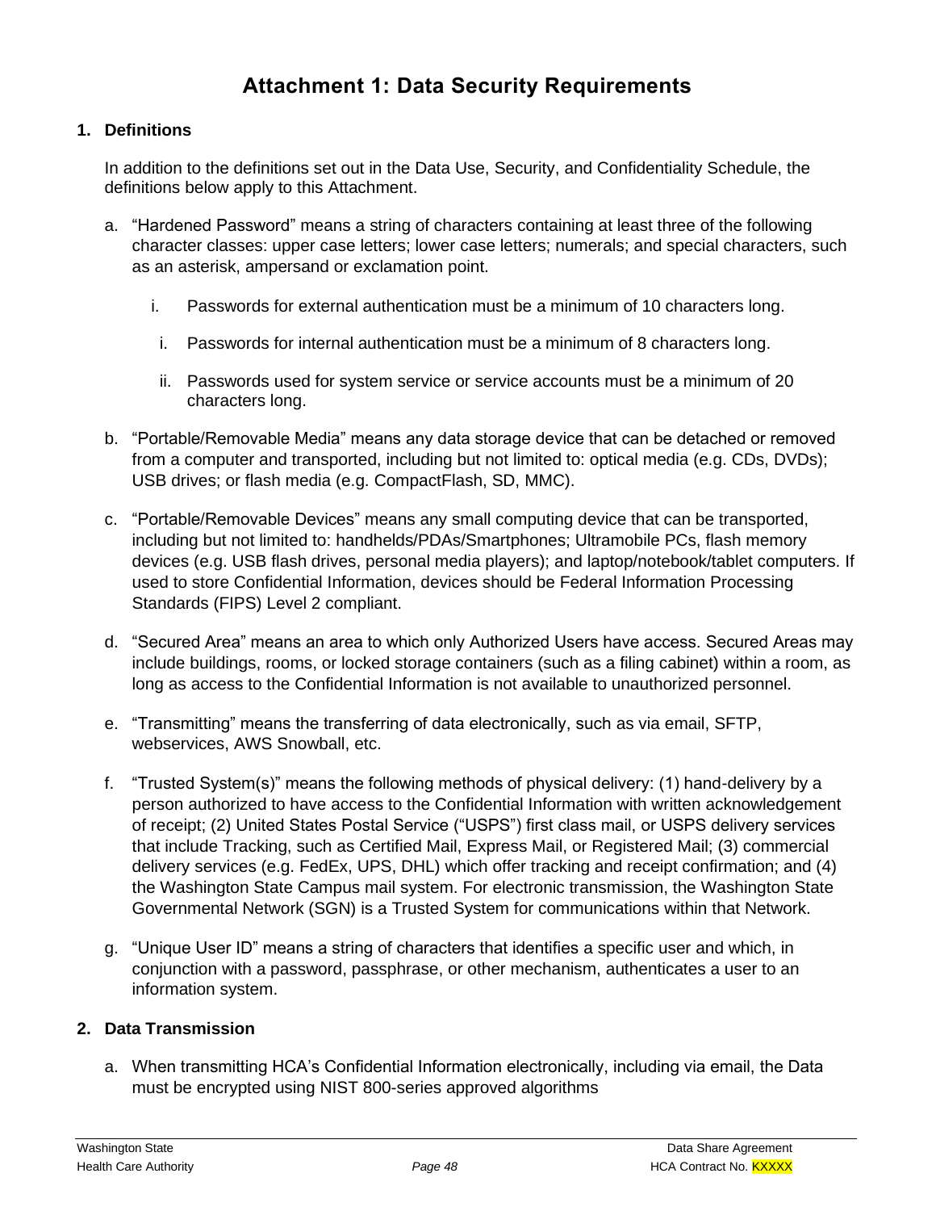# Attachment 1: Data Security Requirements

## 1. Definitions

In addition to the definitions set out in the Data Use, Security, and Confidentiality Schedule, the definitions below apply to this Attachment.

a. "Hardened Password" means a string of characters containing at least three of the following character classes: upper case letters; lower case letters; numerals; and special characters, such as an asterisk, ampersand or exclamation point.

   i. Passwords for external authentication must be a minimum of 10 characters long.

   i. Passwords for internal authentication must be a minimum of 8 characters long.

   ii. Passwords used for system service or service accounts must be a minimum of 20 characters long.

b. "Portable/Removable Media" means any data storage device that can be detached or removed from a computer and transported, including but not limited to: optical media (e.g. CDs, DVDs); USB drives; or flash media (e.g. CompactFlash, SD, MMC).

c. "Portable/Removable Devices" means any small computing device that can be transported, including but not limited to: handhelds/PDAs/Smartphones; Ultramobile PCs, flash memory devices (e.g. USB flash drives, personal media players); and laptop/notebook/tablet computers. If used to store Confidential Information, devices should be Federal Information Processing Standards (FIPS) Level 2 compliant.

d. "Secured Area" means an area to which only Authorized Users have access. Secured Areas may include buildings, rooms, or locked storage containers (such as a filing cabinet) within a room, as long as access to the Confidential Information is not available to unauthorized personnel.

e. "Transmitting" means the transferring of data electronically, such as via email, SFTP, webservices, AWS Snowball, etc.

f. "Trusted System(s)" means the following methods of physical delivery: (1) hand-delivery by a person authorized to have access to the Confidential Information with written acknowledgement of receipt; (2) United States Postal Service ("USPS") first class mail, or USPS delivery services that include Tracking, such as Certified Mail, Express Mail, or Registered Mail; (3) commercial delivery services (e.g. FedEx, UPS, DHL) which offer tracking and receipt confirmation; and (4) the Washington State Campus mail system. For electronic transmission, the Washington State Governmental Network (SGN) is a Trusted System for communications within that Network.

g. "Unique User ID" means a string of characters that identifies a specific user and which, in conjunction with a password, passphrase, or other mechanism, authenticates a user to an information system.

## 2. Data Transmission

a. When transmitting HCA's Confidential Information electronically, including via email, the Data must be encrypted using NIST 800-series approved algorithms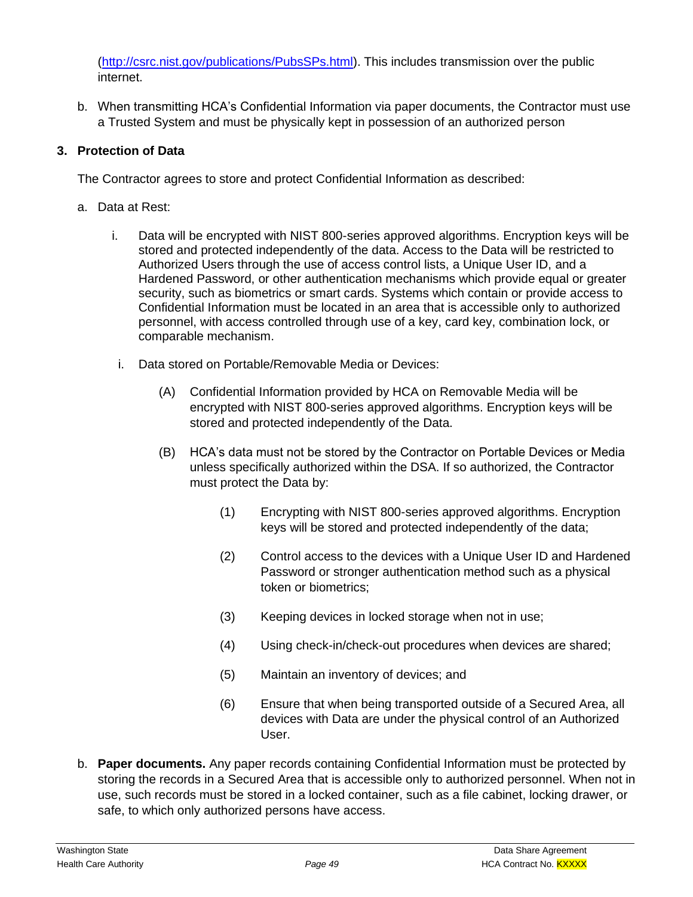(http://csrc.nist.gov/publications/PubsSPs.html). This includes transmission over the public internet.

b. When transmitting HCA's Confidential Information via paper documents, the Contractor must use a Trusted System and must be physically kept in possession of an authorized person

**3. Protection of Data**

The Contractor agrees to store and protect Confidential Information as described:

a. Data at Rest:

   i. Data will be encrypted with NIST 800-series approved algorithms. Encryption keys will be stored and protected independently of the data. Access to the Data will be restricted to Authorized Users through the use of access control lists, a Unique User ID, and a Hardened Password, or other authentication mechanisms which provide equal or greater security, such as biometrics or smart cards. Systems which contain or provide access to Confidential Information must be located in an area that is accessible only to authorized personnel, with access controlled through use of a key, card key, combination lock, or comparable mechanism.

   i. Data stored on Portable/Removable Media or Devices:

      (A) Confidential Information provided by HCA on Removable Media will be encrypted with NIST 800-series approved algorithms. Encryption keys will be stored and protected independently of the Data.

      (B) HCA's data must not be stored by the Contractor on Portable Devices or Media unless specifically authorized within the DSA. If so authorized, the Contractor must protect the Data by:

         (1) Encrypting with NIST 800-series approved algorithms. Encryption keys will be stored and protected independently of the data;

         (2) Control access to the devices with a Unique User ID and Hardened Password or stronger authentication method such a physical token or biometrics;

         (3) Keeping devices in locked storage when not in use;

         (4) Using check-in/check-out procedures when devices are shared;

         (5) Maintain an inventory of devices; and

         (6) Ensure that when being transported outside of a Secured Area, all devices with Data are under the physical control of an Authorized User.

b. **Paper documents.** Any paper records containing Confidential Information must be protected by storing the records in a Secured Area that is accessible only to authorized personnel. When not in use, such records must be stored in a locked container, such as a file cabinet, locking drawer, or safe, to which only authorized persons have access.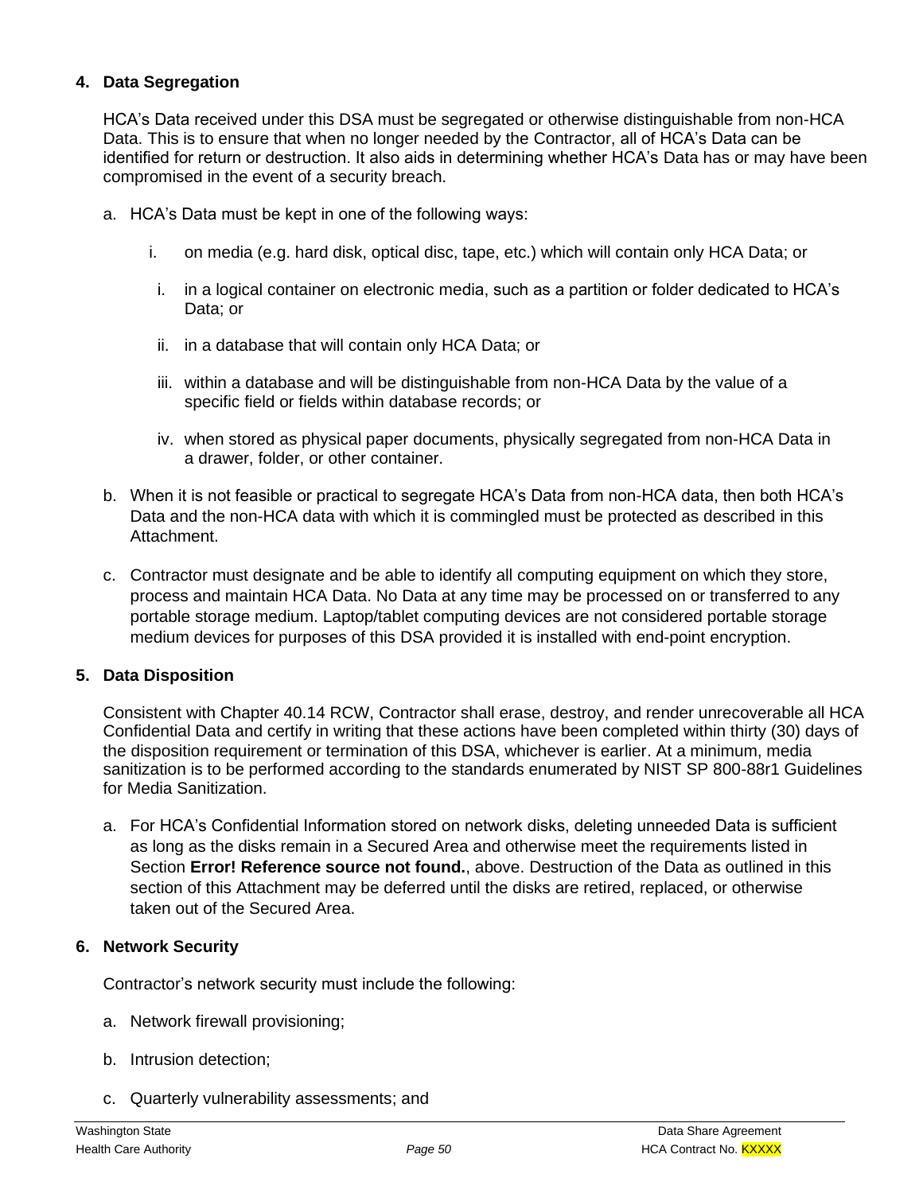## 4. Data Segregation

HCA's Data received under this DSA must be segregated or otherwise distinguishable from non-HCA Data. This is to ensure that when no longer needed by the Contractor, all of HCA's Data can be identified for return or destruction. It also aids in determining whether HCA's Data has or may have been compromised in the event of a security breach.

a. HCA's Data must be kept in one of the following ways:

   i. on media (e.g. hard disk, optical disc, tape, etc.) which will contain only HCA Data; or

   i. in a logical container on electronic media, such as a partition or folder dedicated to HCA's Data; or

   ii. in a database that will contain only HCA Data; or

   iii. within a database and will be distinguishable from non-HCA Data by the value of a specific field or fields within database records; or

   iv. when stored as physical paper documents, physically segregated from non-HCA Data in a drawer, folder, or other container.

b. When it is not feasible or practical to segregate HCA's Data from non-HCA data, then both HCA's Data and the non-HCA data with which it is commingled must be protected as described in this Attachment.

c. Contractor must designate and be able to identify all computing equipment on which they store, process and maintain HCA Data. No Data at any time may be processed on or transferred to any portable storage medium. Laptop/tablet computing devices are not considered portable storage medium devices for purposes of this DSA provided it is installed with end-point encryption.

## 5. Data Disposition

Consistent with Chapter 40.14 RCW, Contractor shall erase, destroy, and render unrecoverable all HCA Confidential Data and certify in writing that these actions have been completed within thirty (30) days of the disposition requirement or termination of this DSA, whichever is earlier. At a minimum, media sanitization is to be performed according to the standards enumerated by NIST SP 800-88r1 Guidelines for Media Sanitization.

a. For HCA's Confidential Information stored on network disks, deleting unneeded Data is sufficient as long as the disks remain in a Secured Area and otherwise meet the requirements listed in Section **Error! Reference source not found.**, above. Destruction of the Data as outlined in this section of this Attachment may be deferred until the disks are retired, replaced, or otherwise taken out of the Secured Area.

## 6. Network Security

Contractor's network security must include the following:

a. Network firewall provisioning;

b. Intrusion detection;

c. Quarterly vulnerability assessments; and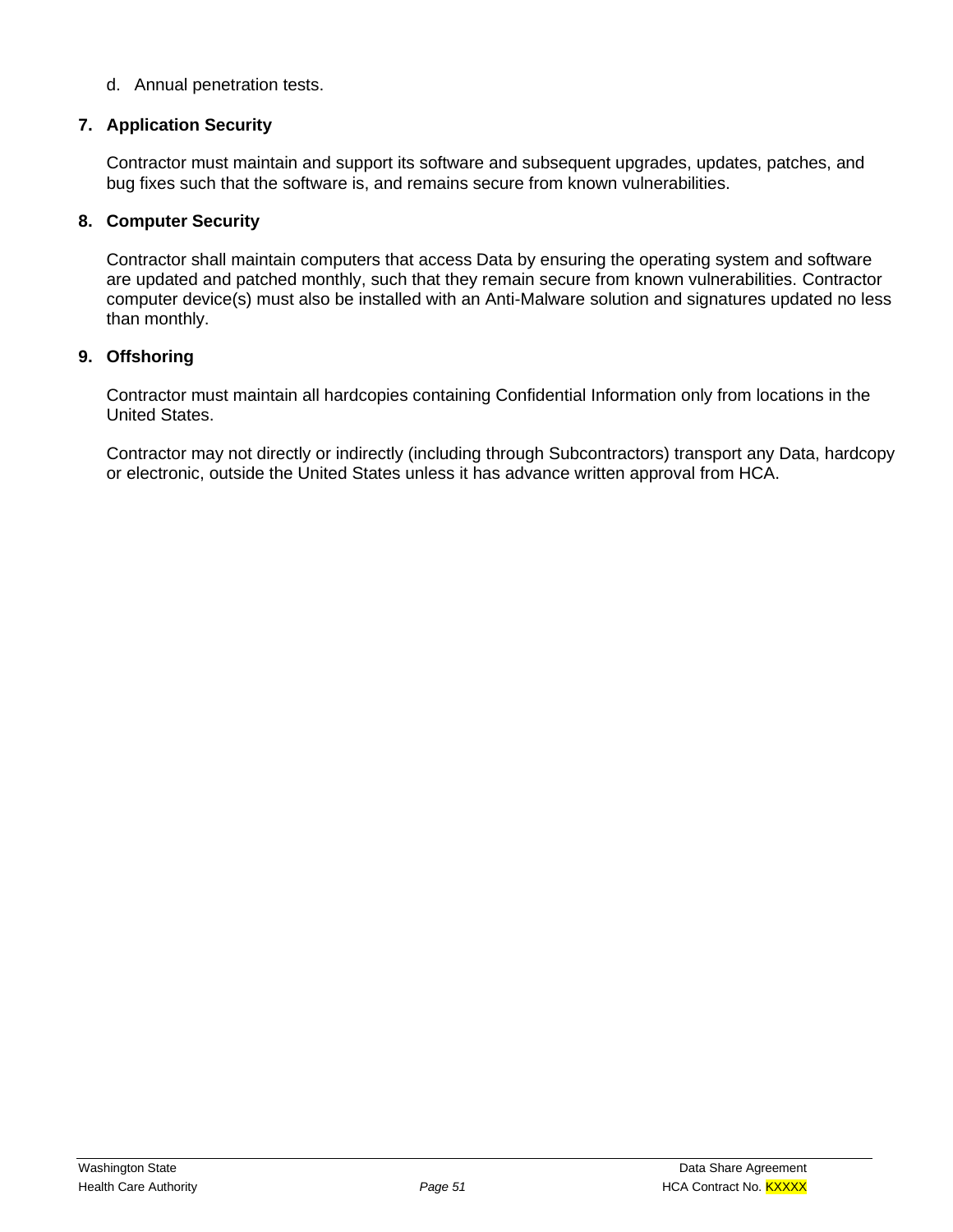d. Annual penetration tests.

**7. Application Security**

Contractor must maintain and support its software and subsequent upgrades, updates, patches, and bug fixes such that the software is, and remains secure from known vulnerabilities.

**8. Computer Security**

Contractor shall maintain computers that access Data by ensuring the operating system and software are updated and patched monthly, such that they remain secure from known vulnerabilities. Contractor computer device(s) must also be installed with an Anti-Malware solution and signatures updated no less than monthly.

**9. Offshoring**

Contractor must maintain all hardcopies containing Confidential Information only from locations in the United States.

Contractor may not directly or indirectly (including through Subcontractors) transport any Data, hardcopy or electronic, outside the United States unless it has advance written approval from HCA.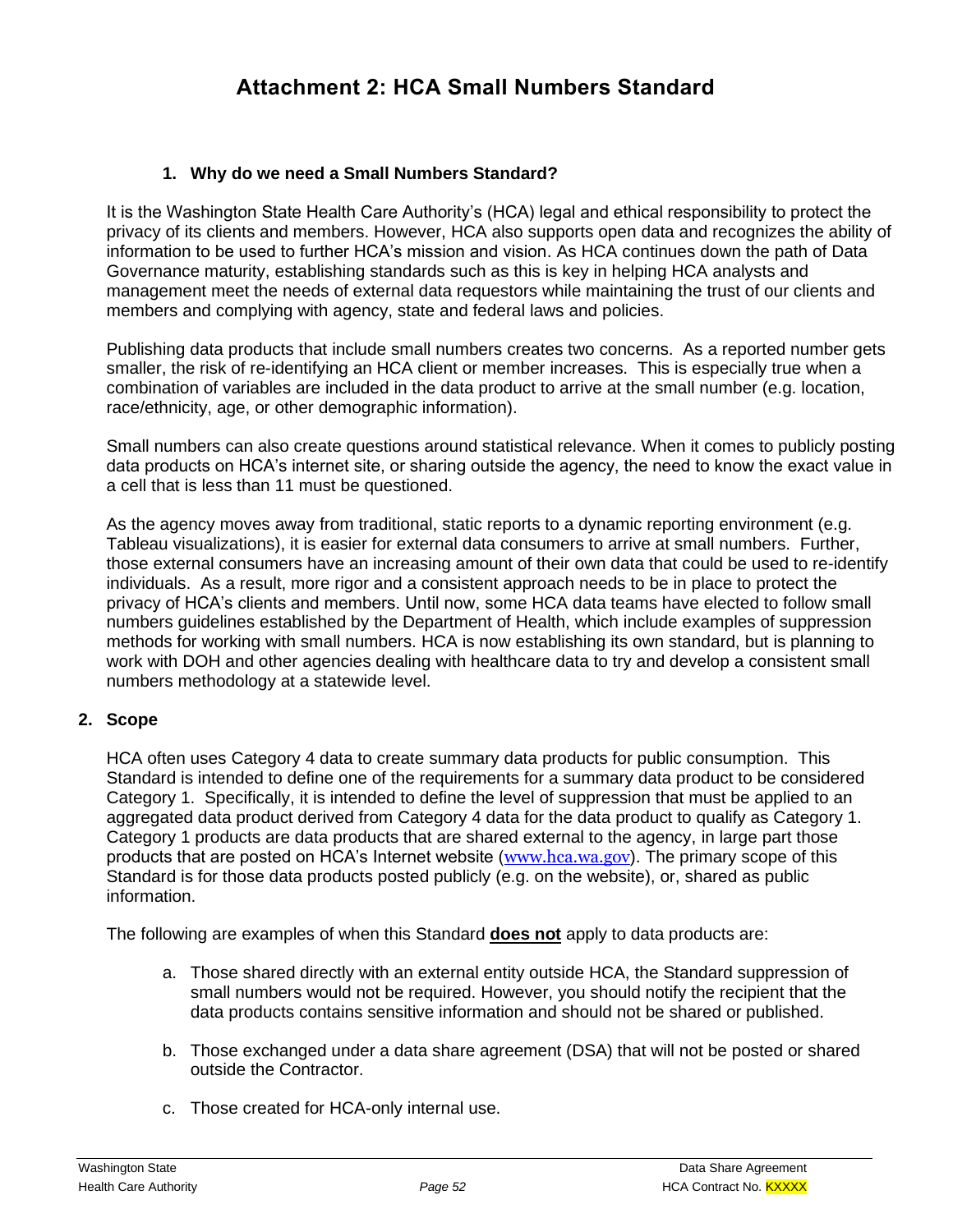# Attachment 2: HCA Small Numbers Standard

### 1. Why do we need a Small Numbers Standard?

It is the Washington State Health Care Authority's (HCA) legal and ethical responsibility to protect the privacy of its clients and members. However, HCA also supports open data and recognizes the ability of information to be used to further HCA's mission and vision. As HCA continues down the path of Data Governance maturity, establishing standards such as this is key in helping HCA analysts and management meet the needs of external data requestors while maintaining the trust of our clients and members and complying with agency, state and federal laws and policies.

Publishing data products that include small numbers creates two concerns. As a reported number gets smaller, the risk of re-identifying an HCA client or member increases. This is especially true when a combination of variables are included in the data product to arrive at the small number (e.g. location, race/ethnicity, age, or other demographic information).

Small numbers can also create questions around statistical relevance. When it comes to publicly posting data products on HCA's internet site, or sharing outside the agency, the need to know the exact value in a cell that is less than 11 must be questioned.

As the agency moves away from traditional, static reports to a dynamic reporting environment (e.g. Tableau visualizations), it is easier for external data consumers to arrive at small numbers. Further, those external consumers have an increasing amount of their own data that could be used to re-identify individuals. As a result, more rigor and a consistent approach needs to be in place to protect the privacy of HCA's clients and members. Until now, some HCA data teams have elected to follow small numbers guidelines established by the Department of Health, which include examples of suppression methods for working with small numbers. HCA is now establishing its own standard, but is planning to work with DOH and other agencies dealing with healthcare data to try and develop a consistent small numbers methodology at a statewide level.

### 2. Scope

HCA often uses Category 4 data to create summary data products for public consumption. This Standard is intended to define one of the requirements for a summary data product to be considered Category 1. Specifically, it is intended to define the level of suppression that must be applied to an aggregated data product derived from Category 4 data for the data product to qualify as Category 1. Category 1 products are data products that are shared external to the agency, in large part those products that are posted on HCA's Internet website (www.hca.wa.gov). The primary scope of this Standard is for those data products posted publicly (e.g. on the website), or, shared as public information.

The following are examples of when this Standard **does not** apply to data products are:

a. Those shared directly with an external entity outside HCA, the Standard suppression of small numbers would not be required. However, you should notify the recipient that the data products contains sensitive information and should not be shared or published.

b. Those exchanged under a data share agreement (DSA) that will not be posted or shared outside the Contractor.

c. Those created for HCA-only internal use.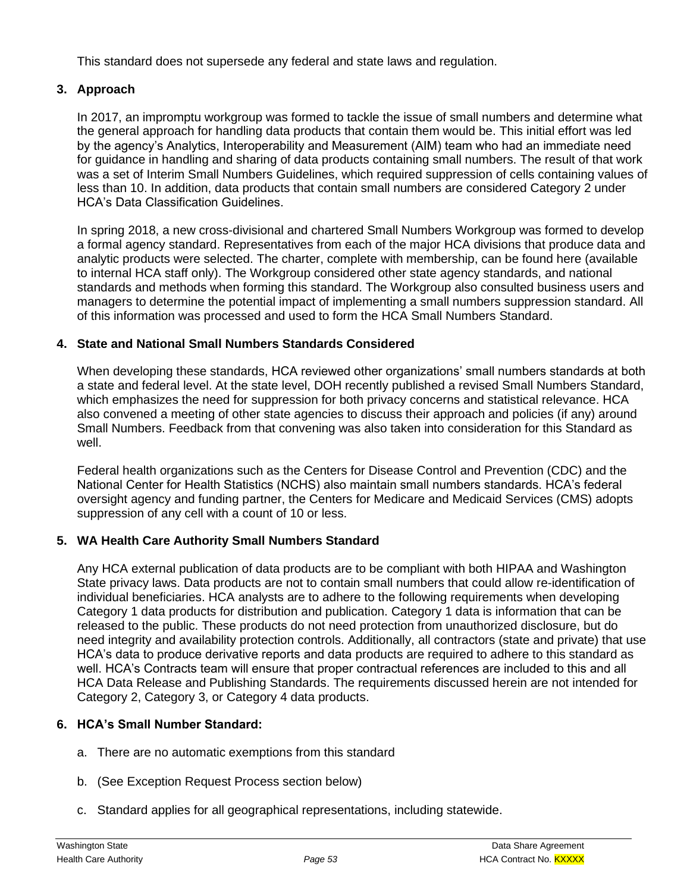This standard does not supersede any federal and state laws and regulation.

## 3. Approach

In 2017, an impromptu workgroup was formed to tackle the issue of small numbers and determine what the general approach for handling data products that contain them would be. This initial effort was led by the agency's Analytics, Interoperability and Measurement (AIM) team who had an immediate need for guidance in handling and sharing of data products containing small numbers. The result of that work was a set of Interim Small Numbers Guidelines, which required suppression of cells containing values of less than 10. In addition, data products that contain small numbers are considered Category 2 under HCA's Data Classification Guidelines.

In spring 2018, a new cross-divisional and chartered Small Numbers Workgroup was formed to develop a formal agency standard. Representatives from each of the major HCA divisions that produce data and analytic products were selected. The charter, complete with membership, can be found here (available to internal HCA staff only). The Workgroup considered other state agency standards, and national standards and methods when forming this standard. The Workgroup also consulted business users and managers to determine the potential impact of implementing a small numbers suppression standard. All of this information was processed and used to form the HCA Small Numbers Standard.

## 4. State and National Small Numbers Standards Considered

When developing these standards, HCA reviewed other organizations' small numbers standards at both a state and federal level. At the state level, DOH recently published a revised Small Numbers Standard, which emphasizes the need for suppression for both privacy concerns and statistical relevance. HCA also convened a meeting of other state agencies to discuss their approach and policies (if any) around Small Numbers. Feedback from that convening was also taken into consideration for this Standard as well.

Federal health organizations such as the Centers for Disease Control and Prevention (CDC) and the National Center for Health Statistics (NCHS) also maintain small numbers standards. HCA's federal oversight agency and funding partner, the Centers for Medicare and Medicaid Services (CMS) adopts suppression of any cell with a count of 10 or less.

## 5. WA Health Care Authority Small Numbers Standard

Any HCA external publication of data products are to be compliant with both HIPAA and Washington State privacy laws. Data products are not to contain small numbers that could allow re-identification of individual beneficiaries. HCA analysts are to adhere to the following requirements when developing Category 1 data products for distribution and publication. Category 1 data is information that can be released to the public. These products do not need protection from unauthorized disclosure, but do need integrity and availability protection controls. Additionally, all contractors (state and private) that use HCA's data to produce derivative reports and data products are required to adhere to this standard as well. HCA's Contracts team will ensure that proper contractual references are included to this and all HCA Data Release and Publishing Standards. The requirements discussed herein are not intended for Category 2, Category 3, or Category 4 data products.

## 6. HCA's Small Number Standard:

a. There are no automatic exemptions from this standard

b. (See Exception Request Process section below)

c. Standard applies for all geographical representations, including statewide.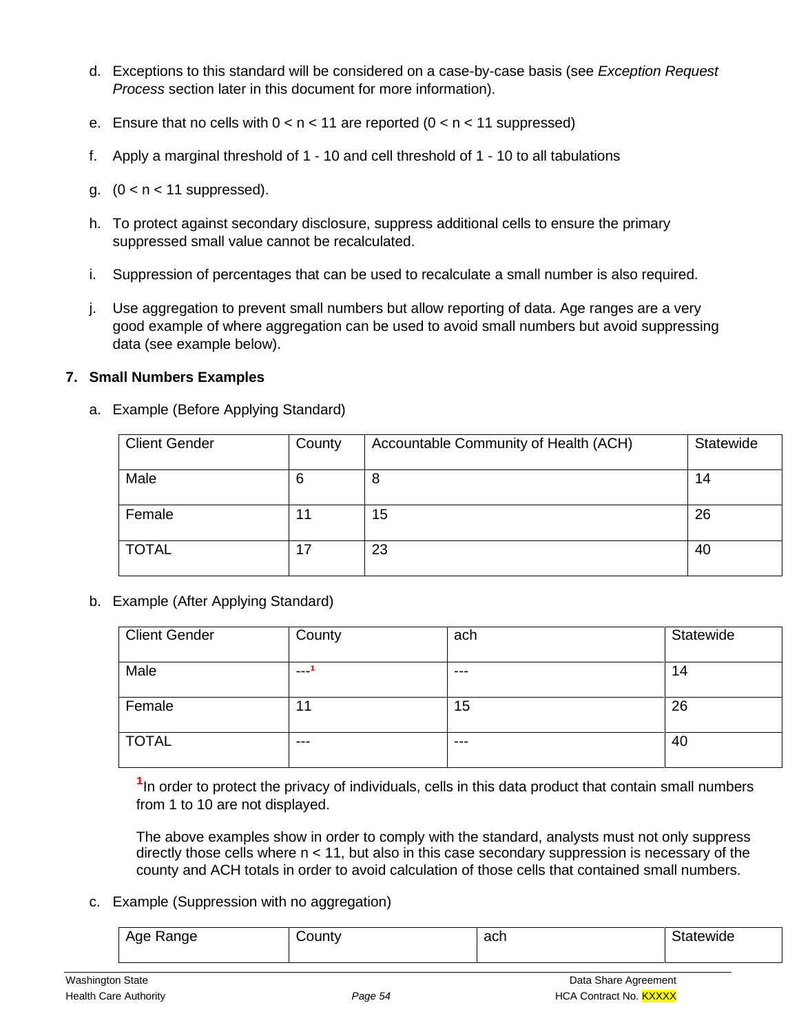d. Exceptions to this standard will be considered on a case-by-case basis (see *Exception Request Process* section later in this document for more information).

e. Ensure that no cells with 0 < n < 11 are reported (0 < n < 11 suppressed)

f. Apply a marginal threshold of 1 - 10 and cell threshold of 1 - 10 to all tabulations

g. (0 < n < 11 suppressed).

h. To protect against secondary disclosure, suppress additional cells to ensure the primary suppressed small value cannot be recalculated.

i. Suppression of percentages that can be used to recalculate a small number is also required.

j. Use aggregation to prevent small numbers but allow reporting of data. Age ranges are a very good example of where aggregation can be used to avoid small numbers but avoid suppressing data (see example below).

## 7. Small Numbers Examples

a. Example (Before Applying Standard)

| Client Gender | County | Accountable Community of Health (ACH) | Statewide |
|---|---|---|---|
| Male | 6 | 8 | 14 |
| Female | 11 | 15 | 26 |
| TOTAL | 17 | 23 | 40 |

b. Example (After Applying Standard)

| Client Gender | County | ach | Statewide |
|---|---|---|---|
| Male | ---[1] | --- | 14 |
| Female | 11 | 15 | 26 |
| TOTAL | --- | --- | 40 |

[1]In order to protect the privacy of individuals, cells in this data product that contain small numbers from 1 to 10 are not displayed.

The above examples show in order to comply with the standard, analysts must not only suppress directly those cells where n < 11, but also in this case secondary suppression is necessary of the county and ACH totals in order to avoid calculation of those cells that contained small numbers.

c. Example (Suppression with no aggregation)

| Age Range | County | ach | Statewide |
|---|---|---|---|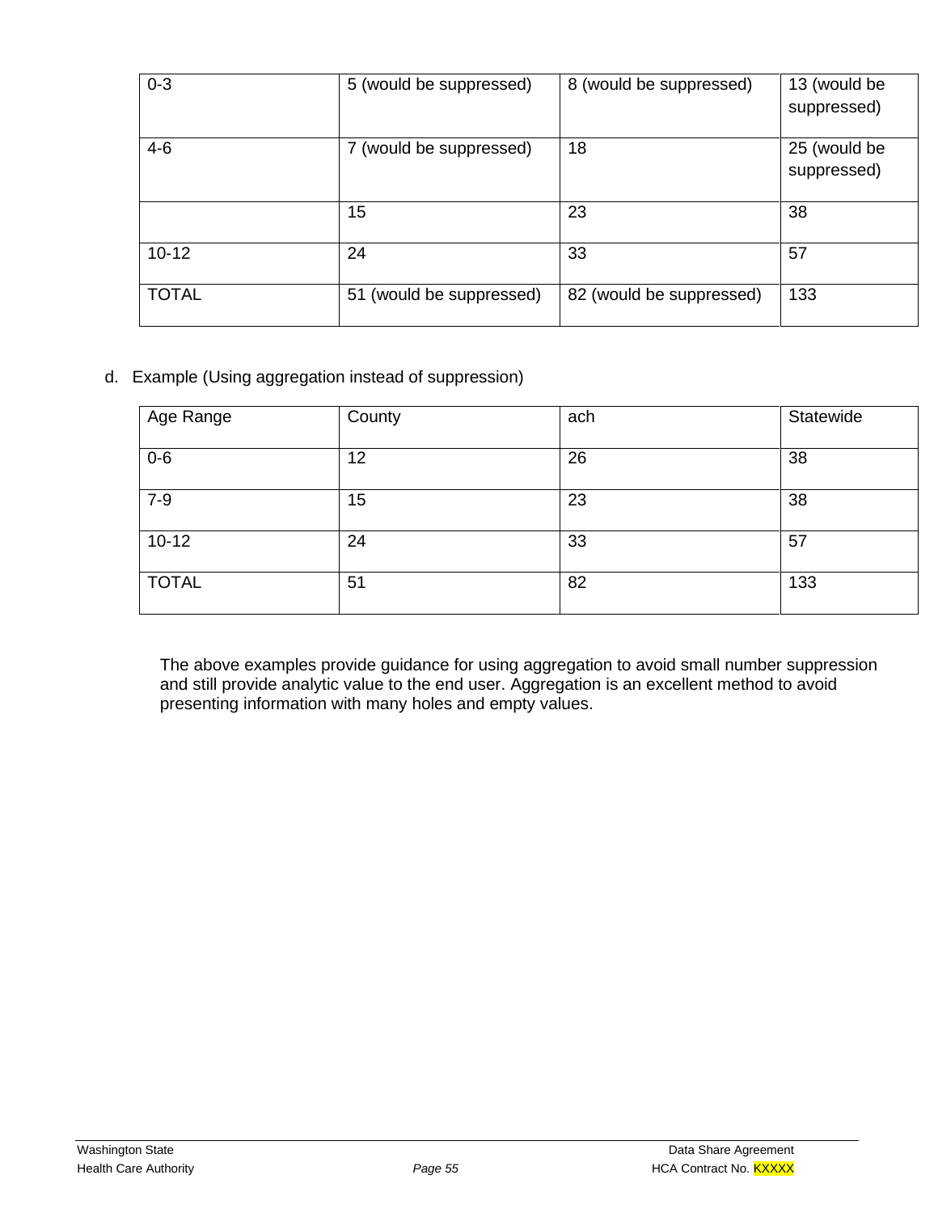| 0-3 | 5 (would be suppressed) | 8 (would be suppressed) | 13 (would be suppressed) |
|---|---|---|---|
| 4-6 | 7 (would be suppressed) | 18 | 25 (would be suppressed) |
| | 15 | 23 | 38 |
| 10-12 | 24 | 33 | 57 |
| TOTAL | 51 (would be suppressed) | 82 (would be suppressed) | 133 |

d. Example (Using aggregation instead of suppression)

| Age Range | County | ach | Statewide |
|---|---|---|---|
| 0-6 | 12 | 26 | 38 |
| 7-9 | 15 | 23 | 38 |
| 10-12 | 24 | 33 | 57 |
| TOTAL | 51 | 82 | 133 |

The above examples provide guidance for using aggregation to avoid small number suppression and still provide analytic value to the end user. Aggregation is an excellent method to avoid presenting information with many holes and empty values.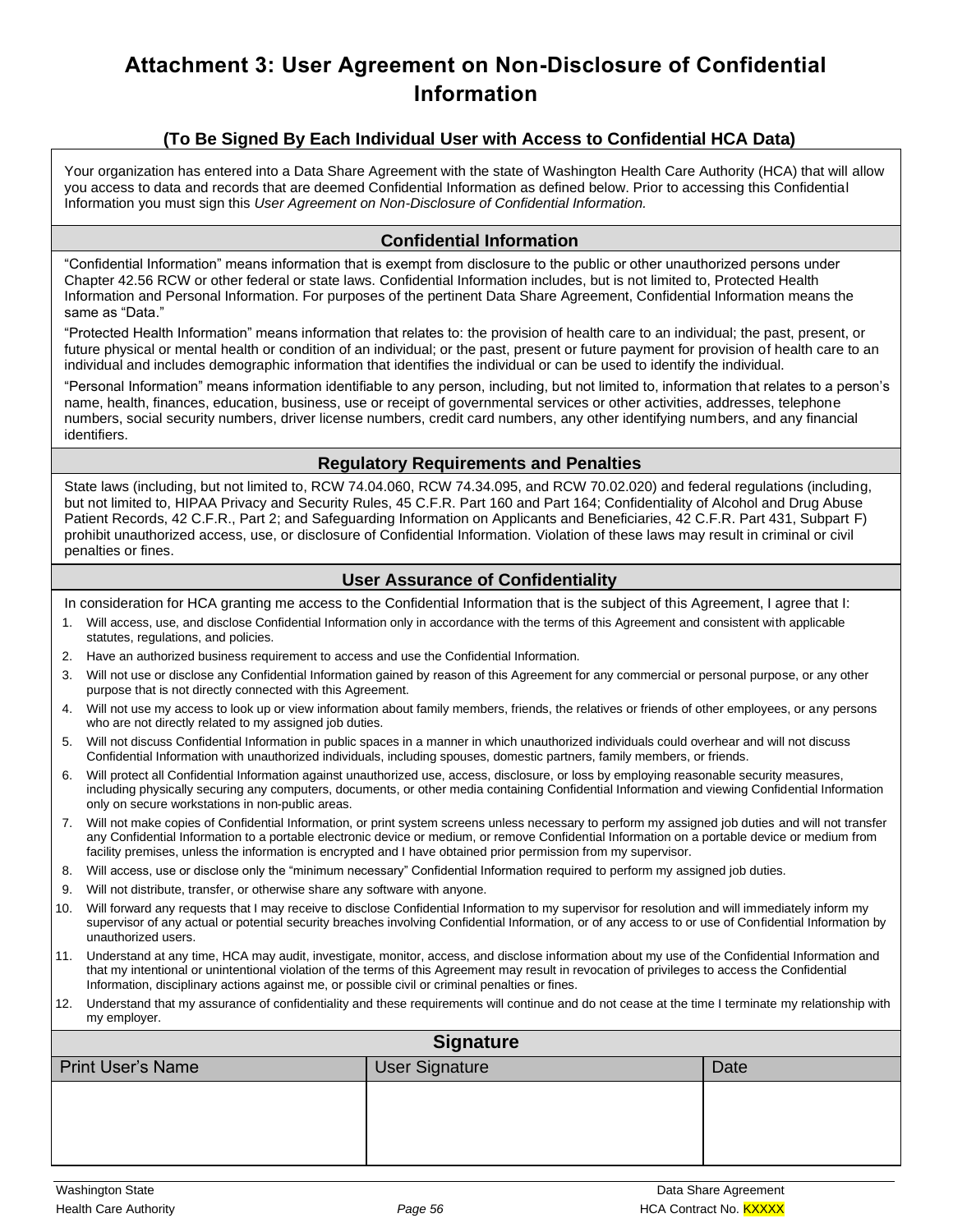# Attachment 3: User Agreement on Non-Disclosure of Confidential Information

### (To Be Signed By Each Individual User with Access to Confidential HCA Data)

Your organization has entered into a Data Share Agreement with the state of Washington Health Care Authority (HCA) that will allow you access to data and records that are deemed Confidential Information as defined below. Prior to accessing this Confidential Information you must sign this *User Agreement on Non-Disclosure of Confidential Information.*

### Confidential Information

"Confidential Information" means information that is exempt from disclosure to the public or other unauthorized persons under Chapter 42.56 RCW or other federal or state laws. Confidential Information includes, but is not limited to, Protected Health Information and Personal Information. For purposes of the pertinent Data Share Agreement, Confidential Information means the same as "Data."

"Protected Health Information" means information that relates to: the provision of health care to an individual; the past, present, or future physical or mental health or condition of an individual; or the past, present or future payment for provision of health care to an individual and includes demographic information that identifies the individual or can be used to identify the individual.

"Personal Information" means information identifiable to any person, including, but not limited to, information that relates to a person's name, health, finances, education, business, use or receipt of governmental services or other activities, addresses, telephone numbers, social security numbers, driver license numbers, credit card numbers, any other identifying numbers, and any financial identifiers.

### Regulatory Requirements and Penalties

State laws (including, but not limited to, RCW 74.04.060, RCW 74.34.095, and RCW 70.02.020) and federal regulations (including, but not limited to, HIPAA Privacy and Security Rules, 45 C.F.R. Part 160 and Part 164; Confidentiality of Alcohol and Drug Abuse Patient Records, 42 C.F.R., Part 2; and Safeguarding Information on Applicants and Beneficiaries, 42 C.F.R. Part 431, Subpart F) prohibit unauthorized access, use, or disclosure of Confidential Information. Violation of these laws may result in criminal or civil penalties or fines.

### User Assurance of Confidentiality

In consideration for HCA granting me access to the Confidential Information that is the subject of this Agreement, I agree that I:

1. Will access, use, and disclose Confidential Information only in accordance with the terms of this Agreement and consistent with applicable statutes, regulations, and policies.
2. Have an authorized business requirement to access and use the Confidential Information.
3. Will not use or disclose any Confidential Information gained by reason of this Agreement for any commercial or personal purpose, or any other purpose that is not directly connected with this Agreement.
4. Will not use my access to look up or view information about family members, friends, the relatives or friends of other employees, or any persons who are not directly related to my assigned job duties.
5. Will not discuss Confidential Information in public spaces in a manner in which unauthorized individuals could overhear and will not discuss Confidential Information with unauthorized individuals, including spouses, domestic partners, family members, or friends.
6. Will protect all Confidential Information against unauthorized use, access, disclosure, or loss by employing reasonable security measures, including physically securing any computers, documents, or other media containing Confidential Information and viewing Confidential Information only on secure workstations in non-public areas.
7. Will not make copies of Confidential Information, or print system screens unless necessary to perform my assigned job duties and will not transfer any Confidential Information to a portable electronic device or medium, or remove Confidential Information on a portable device or medium from facility premises, unless the information is encrypted and I have obtained prior permission from my supervisor.
8. Will access, use or disclose only the "minimum necessary" Confidential Information required to perform my assigned job duties.
9. Will not distribute, transfer, or otherwise share any software with anyone.
10. Will forward any requests that I may receive to disclose Confidential Information to my supervisor for resolution and will immediately inform my supervisor of any actual or potential security breaches involving Confidential Information, or of any access to or use of Confidential Information by unauthorized users.
11. Understand at any time, HCA may audit, investigate, monitor, access, and disclose information about my use of the Confidential Information and that my intentional or unintentional violation of the terms of this Agreement may result in revocation of privileges to access the Confidential Information, disciplinary actions against me, or possible civil or criminal penalties or fines.
12. Understand that my assurance of confidentiality and these requirements will continue and do not cease at the time I terminate my relationship with my employer.

### Signature

| Print User's Name | User Signature | Date |
|---|---|---|
| | | |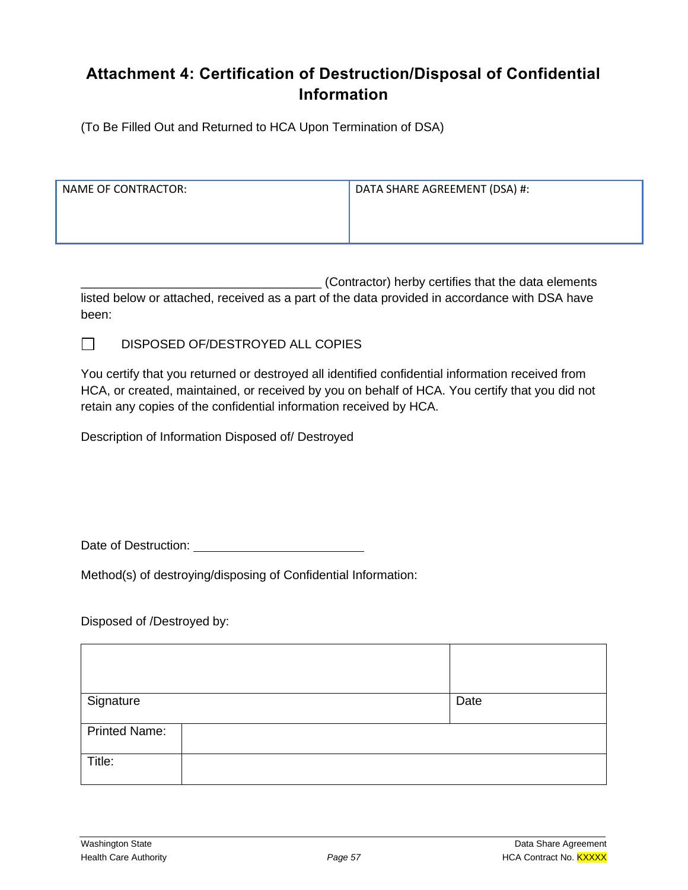# Attachment 4: Certification of Destruction/Disposal of Confidential Information

(To Be Filled Out and Returned to HCA Upon Termination of DSA)

| NAME OF CONTRACTOR: | DATA SHARE AGREEMENT (DSA) #: |
|---|---|
| | |

___________________________________ (Contractor) herby certifies that the data elements listed below or attached, received as a part of the data provided in accordance with DSA have been:

☐ DISPOSED OF/DESTROYED ALL COPIES

You certify that you returned or destroyed all identified confidential information received from HCA, or created, maintained, or received by you on behalf of HCA. You certify that you did not retain any copies of the confidential information received by HCA.

Description of Information Disposed of/ Destroyed

Date of Destruction: ________________________

Method(s) of destroying/disposing of Confidential Information:

Disposed of /Destroyed by:

| | |
|---|---|
| | |
| Signature | Date |
| Printed Name: | |
| Title: | |